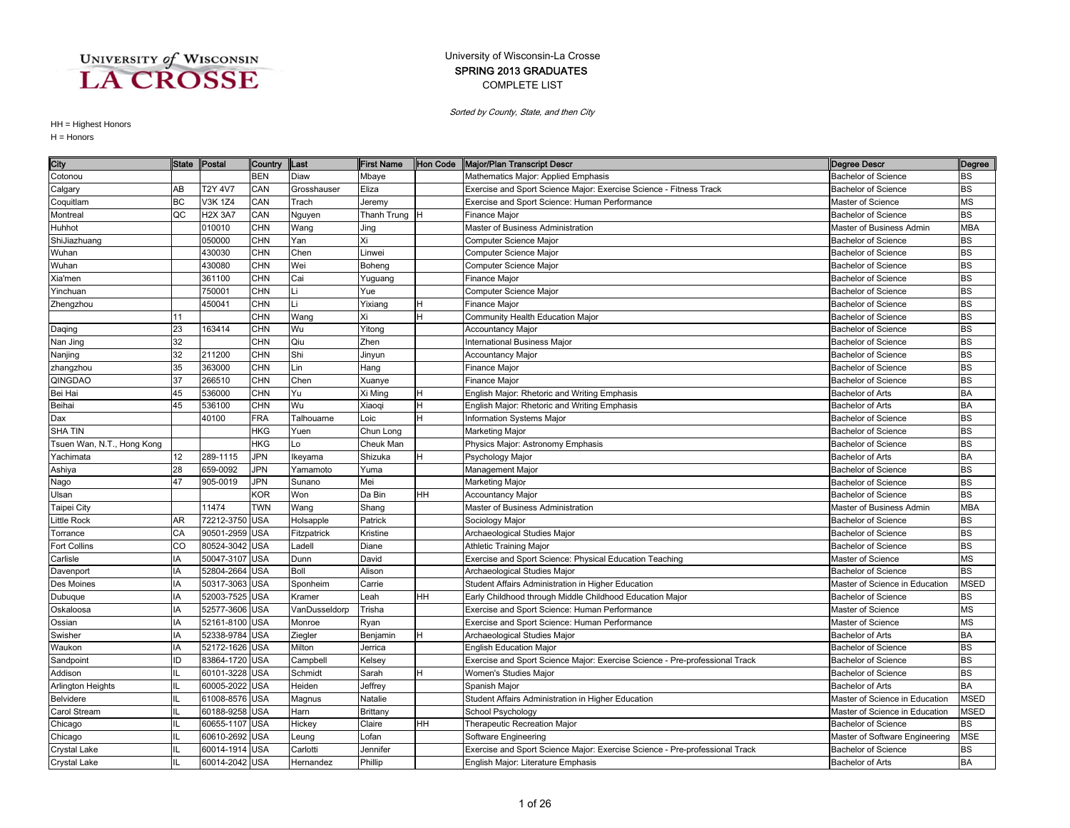University of Wisconsin-La Crosse

SPRING 2013 GRADUATES

COMPLETE LIST

*Sorted by County, State, and then City*

HH = Highest Honors

H = Honors

| City | State | Postal | Country | Last | First Name | Hon Code | Major/Plan Transcript Descr | Degree Descr | Degree |
|---|---|---|---|---|---|---|---|---|---|
| Cotonou | | | BEN | Diaw | Mbaye | | Mathematics Major: Applied Emphasis | Bachelor of Science | BS |
| Calgary | AB | T2Y 4V7 | CAN | Grosshauser | Eliza | | Exercise and Sport Science Major: Exercise Science - Fitness Track | Bachelor of Science | BS |
| Coquitlam | BC | V3K 1Z4 | CAN | Trach | Jeremy | | Exercise and Sport Science: Human Performance | Master of Science | MS |
| Montreal | QC | H2X 3A7 | CAN | Nguyen | Thanh Trung | H | Finance Major | Bachelor of Science | BS |
| Huhhot | | 010010 | CHN | Wang | Jing | | Master of Business Administration | Master of Business Admin | MBA |
| ShiJiazhuang | | 050000 | CHN | Yan | Xi | | Computer Science Major | Bachelor of Science | BS |
| Wuhan | | 430030 | CHN | Chen | Linwei | | Computer Science Major | Bachelor of Science | BS |
| Wuhan | | 430080 | CHN | Wei | Boheng | | Computer Science Major | Bachelor of Science | BS |
| Xia'men | | 361100 | CHN | Cai | Yuguang | | Finance Major | Bachelor of Science | BS |
| Yinchuan | | 750001 | CHN | Li | Yue | | Computer Science Major | Bachelor of Science | BS |
| Zhengzhou | | 450041 | CHN | Li | Yixiang | H | Finance Major | Bachelor of Science | BS |
| | 11 | | CHN | Wang | Xi | H | Community Health Education Major | Bachelor of Science | BS |
| Daqing | 23 | 163414 | CHN | Wu | Yitong | | Accountancy Major | Bachelor of Science | BS |
| Nan Jing | 32 | | CHN | Qiu | Zhen | | International Business Major | Bachelor of Science | BS |
| Nanjing | 32 | 211200 | CHN | Shi | Jinyun | | Accountancy Major | Bachelor of Science | BS |
| zhangzhou | 35 | 363000 | CHN | Lin | Hang | | Finance Major | Bachelor of Science | BS |
| QINGDAO | 37 | 266510 | CHN | Chen | Xuanye | | Finance Major | Bachelor of Science | BS |
| Bei Hai | 45 | 536000 | CHN | Yu | Xi Ming | H | English Major: Rhetoric and Writing Emphasis | Bachelor of Arts | BA |
| Beihai | 45 | 536100 | CHN | Wu | Xiaoqi | H | English Major: Rhetoric and Writing Emphasis | Bachelor of Arts | BA |
| Dax | | 40100 | FRA | Talhouarne | Loic | H | Information Systems Major | Bachelor of Science | BS |
| SHA TIN | | | HKG | Yuen | Chun Long | | Marketing Major | Bachelor of Science | BS |
| Tsuen Wan, N.T., Hong Kong | | | HKG | Lo | Cheuk Man | | Physics Major: Astronomy Emphasis | Bachelor of Science | BS |
| Yachimata | 12 | 289-1115 | JPN | Ikeyama | Shizuka | H | Psychology Major | Bachelor of Arts | BA |
| Ashiya | 28 | 659-0092 | JPN | Yamamoto | Yuma | | Management Major | Bachelor of Science | BS |
| Nago | 47 | 905-0019 | JPN | Sunano | Mei | | Marketing Major | Bachelor of Science | BS |
| Ulsan | | | KOR | Won | Da Bin | HH | Accountancy Major | Bachelor of Science | BS |
| Taipei City | | 11474 | TWN | Wang | Shang | | Master of Business Administration | Master of Business Admin | MBA |
| Little Rock | AR | 72212-3750 | USA | Holsapple | Patrick | | Sociology Major | Bachelor of Science | BS |
| Torrance | CA | 90501-2959 | USA | Fitzpatrick | Kristine | | Archaeological Studies Major | Bachelor of Science | BS |
| Fort Collins | CO | 80524-3042 | USA | Ladell | Diane | | Athletic Training Major | Bachelor of Science | BS |
| Carlisle | IA | 50047-3107 | USA | Dunn | David | | Exercise and Sport Science: Physical Education Teaching | Master of Science | MS |
| Davenport | IA | 52804-2664 | USA | Boll | Alison | | Archaeological Studies Major | Bachelor of Science | BS |
| Des Moines | IA | 50317-3063 | USA | Sponheim | Carrie | | Student Affairs Administration in Higher Education | Master of Science in Education | MSED |
| Dubuque | IA | 52003-7525 | USA | Kramer | Leah | HH | Early Childhood through Middle Childhood Education Major | Bachelor of Science | BS |
| Oskaloosa | IA | 52577-3606 | USA | VanDusseldorp | Trisha | | Exercise and Sport Science: Human Performance | Master of Science | MS |
| Ossian | IA | 52161-8100 | USA | Monroe | Ryan | | Exercise and Sport Science: Human Performance | Master of Science | MS |
| Swisher | IA | 52338-9784 | USA | Ziegler | Benjamin | H | Archaeological Studies Major | Bachelor of Arts | BA |
| Waukon | IA | 52172-1626 | USA | Milton | Jerrica | | English Education Major | Bachelor of Science | BS |
| Sandpoint | ID | 83864-1720 | USA | Campbell | Kelsey | | Exercise and Sport Science Major: Exercise Science - Pre-professional Track | Bachelor of Science | BS |
| Addison | IL | 60101-3228 | USA | Schmidt | Sarah | H | Women's Studies Major | Bachelor of Science | BS |
| Arlington Heights | IL | 60005-2022 | USA | Heiden | Jeffrey | | Spanish Major | Bachelor of Arts | BA |
| Belvidere | IL | 61008-8576 | USA | Magnus | Natalie | | Student Affairs Administration in Higher Education | Master of Science in Education | MSED |
| Carol Stream | IL | 60188-9258 | USA | Harn | Brittany | | School Psychology | Master of Science in Education | MSED |
| Chicago | IL | 60655-1107 | USA | Hickey | Claire | HH | Therapeutic Recreation Major | Bachelor of Science | BS |
| Chicago | IL | 60610-2692 | USA | Leung | Lofan | | Software Engineering | Master of Software Engineering | MSE |
| Crystal Lake | IL | 60014-1914 | USA | Carlotti | Jennifer | | Exercise and Sport Science Major: Exercise Science - Pre-professional Track | Bachelor of Science | BS |
| Crystal Lake | IL | 60014-2042 | USA | Hernandez | Phillip | | English Major: Literature Emphasis | Bachelor of Arts | BA |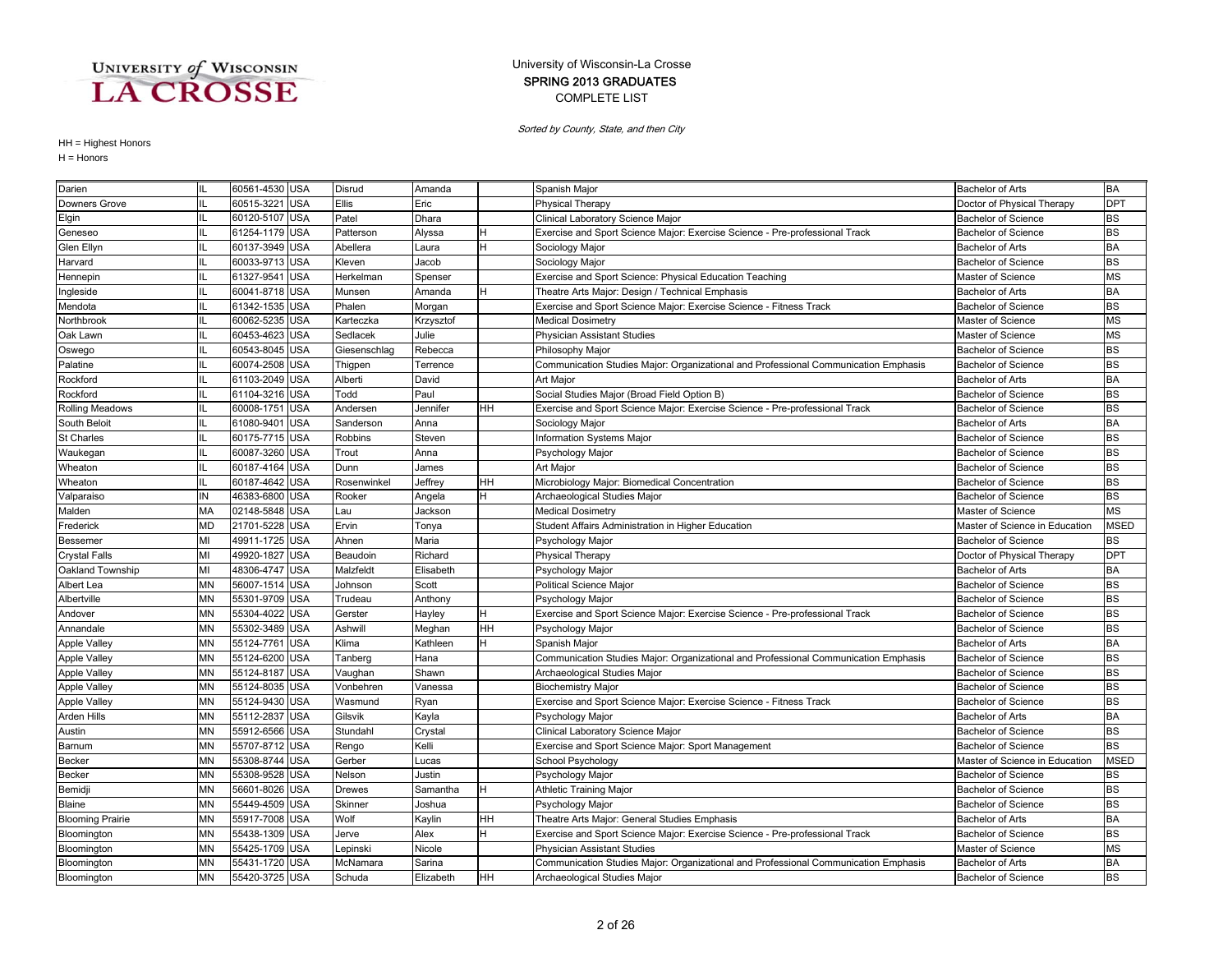University of Wisconsin-La Crosse
SPRING 2013 GRADUATES
COMPLETE LIST

*Sorted by County, State, and then City*

HH = Highest Honors
H = Honors

| | | | | | | | | | |
|---|---|---|---|---|---|---|---|---|---|
| Darien | IL | 60561-4530 | USA | Disrud | Amanda | | Spanish Major | Bachelor of Arts | BA |
| Downers Grove | IL | 60515-3221 | USA | Ellis | Eric | | Physical Therapy | Doctor of Physical Therapy | DPT |
| Elgin | IL | 60120-5107 | USA | Patel | Dhara | | Clinical Laboratory Science Major | Bachelor of Science | BS |
| Geneseo | IL | 61254-1179 | USA | Patterson | Alyssa | H | Exercise and Sport Science Major: Exercise Science - Pre-professional Track | Bachelor of Science | BS |
| Glen Ellyn | IL | 60137-3949 | USA | Abellera | Laura | H | Sociology Major | Bachelor of Arts | BA |
| Harvard | IL | 60033-9713 | USA | Kleven | Jacob | | Sociology Major | Bachelor of Science | BS |
| Hennepin | IL | 61327-9541 | USA | Herkelman | Spenser | | Exercise and Sport Science: Physical Education Teaching | Master of Science | MS |
| Ingleside | IL | 60041-8718 | USA | Munsen | Amanda | H | Theatre Arts Major: Design / Technical Emphasis | Bachelor of Arts | BA |
| Mendota | IL | 61342-1535 | USA | Phalen | Morgan | | Exercise and Sport Science Major: Exercise Science - Fitness Track | Bachelor of Science | BS |
| Northbrook | IL | 60062-5235 | USA | Karteczka | Krzysztof | | Medical Dosimetry | Master of Science | MS |
| Oak Lawn | IL | 60453-4623 | USA | Sedlacek | Julie | | Physician Assistant Studies | Master of Science | MS |
| Oswego | IL | 60543-8045 | USA | Giesenschlag | Rebecca | | Philosophy Major | Bachelor of Science | BS |
| Palatine | IL | 60074-2508 | USA | Thigpen | Terrence | | Communication Studies Major: Organizational and Professional Communication Emphasis | Bachelor of Science | BS |
| Rockford | IL | 61103-2049 | USA | Alberti | David | | Art Major | Bachelor of Arts | BA |
| Rockford | IL | 61104-3216 | USA | Todd | Paul | | Social Studies Major (Broad Field Option B) | Bachelor of Science | BS |
| Rolling Meadows | IL | 60008-1751 | USA | Andersen | Jennifer | HH | Exercise and Sport Science Major: Exercise Science - Pre-professional Track | Bachelor of Science | BS |
| South Beloit | IL | 61080-9401 | USA | Sanderson | Anna | | Sociology Major | Bachelor of Arts | BA |
| St Charles | IL | 60175-7715 | USA | Robbins | Steven | | Information Systems Major | Bachelor of Science | BS |
| Waukegan | IL | 60087-3260 | USA | Trout | Anna | | Psychology Major | Bachelor of Science | BS |
| Wheaton | IL | 60187-4164 | USA | Dunn | James | | Art Major | Bachelor of Science | BS |
| Wheaton | IL | 60187-4642 | USA | Rosenwinkel | Jeffrey | HH | Microbiology Major: Biomedical Concentration | Bachelor of Science | BS |
| Valparaiso | IN | 46383-6800 | USA | Rooker | Angela | H | Archaeological Studies Major | Bachelor of Science | BS |
| Malden | MA | 02148-5848 | USA | Lau | Jackson | | Medical Dosimetry | Master of Science | MS |
| Frederick | MD | 21701-5228 | USA | Ervin | Tonya | | Student Affairs Administration in Higher Education | Master of Science in Education | MSED |
| Bessemer | MI | 49911-1725 | USA | Ahnen | Maria | | Psychology Major | Bachelor of Science | BS |
| Crystal Falls | MI | 49920-1827 | USA | Beaudoin | Richard | | Physical Therapy | Doctor of Physical Therapy | DPT |
| Oakland Township | MI | 48306-4747 | USA | Malzfeldt | Elisabeth | | Psychology Major | Bachelor of Arts | BA |
| Albert Lea | MN | 56007-1514 | USA | Johnson | Scott | | Political Science Major | Bachelor of Science | BS |
| Albertville | MN | 55301-9709 | USA | Trudeau | Anthony | | Psychology Major | Bachelor of Science | BS |
| Andover | MN | 55304-4022 | USA | Gerster | Hayley | H | Exercise and Sport Science Major: Exercise Science - Pre-professional Track | Bachelor of Science | BS |
| Annandale | MN | 55302-3489 | USA | Ashwill | Meghan | HH | Psychology Major | Bachelor of Science | BS |
| Apple Valley | MN | 55124-7761 | USA | Klima | Kathleen | H | Spanish Major | Bachelor of Arts | BA |
| Apple Valley | MN | 55124-6200 | USA | Tanberg | Hana | | Communication Studies Major: Organizational and Professional Communication Emphasis | Bachelor of Science | BS |
| Apple Valley | MN | 55124-8187 | USA | Vaughan | Shawn | | Archaeological Studies Major | Bachelor of Science | BS |
| Apple Valley | MN | 55124-8035 | USA | Vonbehren | Vanessa | | Biochemistry Major | Bachelor of Science | BS |
| Apple Valley | MN | 55124-9430 | USA | Wasmund | Ryan | | Exercise and Sport Science Major: Exercise Science - Fitness Track | Bachelor of Science | BS |
| Arden Hills | MN | 55112-2837 | USA | Gilsvik | Kayla | | Psychology Major | Bachelor of Arts | BA |
| Austin | MN | 55912-6566 | USA | Stundahl | Crystal | | Clinical Laboratory Science Major | Bachelor of Science | BS |
| Barnum | MN | 55707-8712 | USA | Rengo | Kelli | | Exercise and Sport Science Major: Sport Management | Bachelor of Science | BS |
| Becker | MN | 55308-8744 | USA | Gerber | Lucas | | School Psychology | Master of Science in Education | MSED |
| Becker | MN | 55308-9528 | USA | Nelson | Justin | | Psychology Major | Bachelor of Science | BS |
| Bemidji | MN | 56601-8026 | USA | Drewes | Samantha | H | Athletic Training Major | Bachelor of Science | BS |
| Blaine | MN | 55449-4509 | USA | Skinner | Joshua | | Psychology Major | Bachelor of Science | BS |
| Blooming Prairie | MN | 55917-7008 | USA | Wolf | Kaylin | HH | Theatre Arts Major: General Studies Emphasis | Bachelor of Arts | BA |
| Bloomington | MN | 55438-1309 | USA | Jerve | Alex | H | Exercise and Sport Science Major: Exercise Science - Pre-professional Track | Bachelor of Science | BS |
| Bloomington | MN | 55425-1709 | USA | Lepinski | Nicole | | Physician Assistant Studies | Master of Science | MS |
| Bloomington | MN | 55431-1720 | USA | McNamara | Sarina | | Communication Studies Major: Organizational and Professional Communication Emphasis | Bachelor of Arts | BA |
| Bloomington | MN | 55420-3725 | USA | Schuda | Elizabeth | HH | Archaeological Studies Major | Bachelor of Science | BS |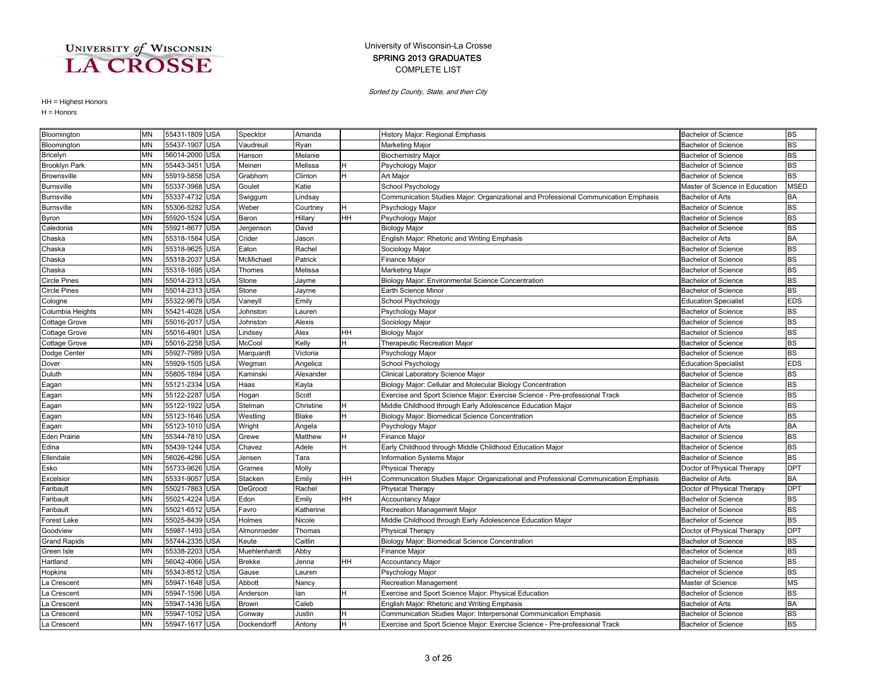University of Wisconsin-La Crosse
SPRING 2013 GRADUATES
COMPLETE LIST

*Sorted by County, State, and then City*

HH = Highest Honors
H = Honors

| City | State | Zip | Country | Last Name | First Name | Honors | Major | Degree | Abbr |
|---|---|---|---|---|---|---|---|---|---|
| Bloomington | MN | 55431-1809 | USA | Specktor | Amanda | | History Major: Regional Emphasis | Bachelor of Science | BS |
| Bloomington | MN | 55437-1907 | USA | Vaudreuil | Ryan | | Marketing Major | Bachelor of Science | BS |
| Bricelyn | MN | 56014-2000 | USA | Hanson | Melanie | | Biochemistry Major | Bachelor of Science | BS |
| Brooklyn Park | MN | 55443-3451 | USA | Meinen | Melissa | H | Psychology Major | Bachelor of Science | BS |
| Brownsville | MN | 55919-5858 | USA | Grabhorn | Clinton | H | Art Major | Bachelor of Science | BS |
| Burnsville | MN | 55337-3968 | USA | Goulet | Katie | | School Psychology | Master of Science in Education | MSED |
| Burnsville | MN | 55337-4732 | USA | Swiggum | Lindsay | | Communication Studies Major: Organizational and Professional Communication Emphasis | Bachelor of Arts | BA |
| Burnsville | MN | 55306-5282 | USA | Weber | Courtney | H | Psychology Major | Bachelor of Science | BS |
| Byron | MN | 55920-1524 | USA | Baron | Hillary | HH | Psychology Major | Bachelor of Science | BS |
| Caledonia | MN | 55921-8677 | USA | Jergenson | David | | Biology Major | Bachelor of Science | BS |
| Chaska | MN | 55318-1564 | USA | Crider | Jason | | English Major: Rhetoric and Writing Emphasis | Bachelor of Arts | BA |
| Chaska | MN | 55318-9625 | USA | Eaton | Rachel | | Sociology Major | Bachelor of Science | BS |
| Chaska | MN | 55318-2037 | USA | McMichael | Patrick | | Finance Major | Bachelor of Science | BS |
| Chaska | MN | 55318-1695 | USA | Thomes | Melissa | | Marketing Major | Bachelor of Science | BS |
| Circle Pines | MN | 55014-2313 | USA | Stone | Jayme | | Biology Major: Environmental Science Concentration | Bachelor of Science | BS |
| Circle Pines | MN | 55014-2313 | USA | Stone | Jayme | | Earth Science Minor | Bachelor of Science | BS |
| Cologne | MN | 55322-9679 | USA | Vaneyll | Emily | | School Psychology | Education Specialist | EDS |
| Columbia Heights | MN | 55421-4028 | USA | Johnston | Lauren | | Psychology Major | Bachelor of Science | BS |
| Cottage Grove | MN | 55016-2017 | USA | Johnston | Alexis | | Sociology Major | Bachelor of Science | BS |
| Cottage Grove | MN | 55016-4901 | USA | Lindsey | Alex | HH | Biology Major | Bachelor of Science | BS |
| Cottage Grove | MN | 55016-2258 | USA | McCool | Kelly | H | Therapeutic Recreation Major | Bachelor of Science | BS |
| Dodge Center | MN | 55927-7989 | USA | Marquardt | Victoria | | Psychology Major | Bachelor of Science | BS |
| Dover | MN | 55929-1505 | USA | Wegman | Angelica | | School Psychology | Education Specialist | EDS |
| Duluth | MN | 55805-1894 | USA | Kaminski | Alexander | | Clinical Laboratory Science Major | Bachelor of Science | BS |
| Eagan | MN | 55121-2334 | USA | Haas | Kayla | | Biology Major: Cellular and Molecular Biology Concentration | Bachelor of Science | BS |
| Eagan | MN | 55122-2287 | USA | Hogan | Scott | | Exercise and Sport Science Major: Exercise Science - Pre-professional Track | Bachelor of Science | BS |
| Eagan | MN | 55122-1922 | USA | Stelman | Christine | H | Middle Childhood through Early Adolescence Education Major | Bachelor of Science | BS |
| Eagan | MN | 55123-1646 | USA | Westling | Blake | H | Biology Major: Biomedical Science Concentration | Bachelor of Science | BS |
| Eagan | MN | 55123-1010 | USA | Wright | Angela | | Psychology Major | Bachelor of Arts | BA |
| Eden Prairie | MN | 55344-7810 | USA | Grewe | Matthew | H | Finance Major | Bachelor of Science | BS |
| Edina | MN | 55439-1244 | USA | Chavez | Adele | H | Early Childhood through Middle Childhood Education Major | Bachelor of Science | BS |
| Ellendale | MN | 56026-4286 | USA | Jensen | Tara | | Information Systems Major | Bachelor of Science | BS |
| Esko | MN | 55733-9626 | USA | Grames | Molly | | Physical Therapy | Doctor of Physical Therapy | DPT |
| Excelsior | MN | 55331-9057 | USA | Stacken | Emily | HH | Communication Studies Major: Organizational and Professional Communication Emphasis | Bachelor of Arts | BA |
| Faribault | MN | 55021-7863 | USA | DeGrood | Rachel | | Physical Therapy | Doctor of Physical Therapy | DPT |
| Faribault | MN | 55021-4224 | USA | Edon | Emily | HH | Accountancy Major | Bachelor of Science | BS |
| Faribault | MN | 55021-6512 | USA | Favro | Katherine | | Recreation Management Major | Bachelor of Science | BS |
| Forest Lake | MN | 55025-8439 | USA | Holmes | Nicole | | Middle Childhood through Early Adolescence Education Major | Bachelor of Science | BS |
| Goodview | MN | 55987-1493 | USA | Almonroeder | Thomas | | Physical Therapy | Doctor of Physical Therapy | DPT |
| Grand Rapids | MN | 55744-2335 | USA | Keute | Caitlin | | Biology Major: Biomedical Science Concentration | Bachelor of Science | BS |
| Green Isle | MN | 55338-2203 | USA | Muehlenhardt | Abby | | Finance Major | Bachelor of Science | BS |
| Hartland | MN | 56042-4066 | USA | Brekke | Jenna | HH | Accountancy Major | Bachelor of Science | BS |
| Hopkins | MN | 55343-8512 | USA | Gause | Lauren | | Psychology Major | Bachelor of Science | BS |
| La Crescent | MN | 55947-1648 | USA | Abbott | Nancy | | Recreation Management | Master of Science | MS |
| La Crescent | MN | 55947-1596 | USA | Anderson | Ian | H | Exercise and Sport Science Major: Physical Education | Bachelor of Science | BS |
| La Crescent | MN | 55947-1436 | USA | Brown | Caleb | | English Major: Rhetoric and Writing Emphasis | Bachelor of Arts | BA |
| La Crescent | MN | 55947-1052 | USA | Conway | Justin | H | Communication Studies Major: Interpersonal Communication Emphasis | Bachelor of Science | BS |
| La Crescent | MN | 55947-1617 | USA | Dockendorff | Antony | H | Exercise and Sport Science Major: Exercise Science - Pre-professional Track | Bachelor of Science | BS |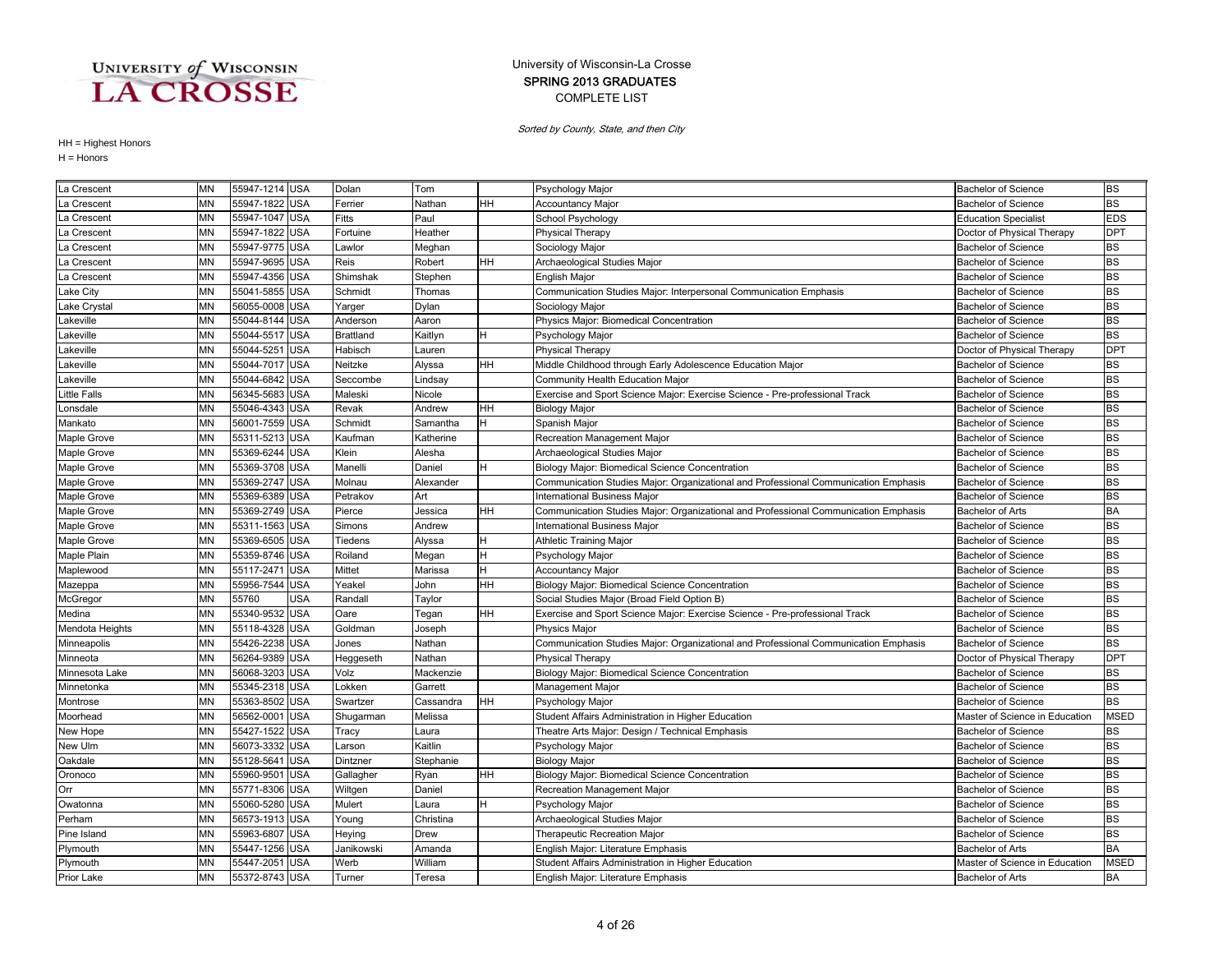University of Wisconsin-La Crosse
SPRING 2013 GRADUATES
COMPLETE LIST

*Sorted by County, State, and then City*

HH = Highest Honors
H = Honors

| City | State | Zip | Country | Last Name | First Name | Honors | Major | Degree | Abbr |
|---|---|---|---|---|---|---|---|---|---|
| La Crescent | MN | 55947-1214 | USA | Dolan | Tom | | Psychology Major | Bachelor of Science | BS |
| La Crescent | MN | 55947-1822 | USA | Ferrier | Nathan | HH | Accountancy Major | Bachelor of Science | BS |
| La Crescent | MN | 55947-1047 | USA | Fitts | Paul | | School Psychology | Education Specialist | EDS |
| La Crescent | MN | 55947-1822 | USA | Fortuine | Heather | | Physical Therapy | Doctor of Physical Therapy | DPT |
| La Crescent | MN | 55947-9775 | USA | Lawlor | Meghan | | Sociology Major | Bachelor of Science | BS |
| La Crescent | MN | 55947-9695 | USA | Reis | Robert | HH | Archaeological Studies Major | Bachelor of Science | BS |
| La Crescent | MN | 55947-4356 | USA | Shimshak | Stephen | | English Major | Bachelor of Science | BS |
| Lake City | MN | 55041-5855 | USA | Schmidt | Thomas | | Communication Studies Major: Interpersonal Communication Emphasis | Bachelor of Science | BS |
| Lake Crystal | MN | 56055-0008 | USA | Yarger | Dylan | | Sociology Major | Bachelor of Science | BS |
| Lakeville | MN | 55044-8144 | USA | Anderson | Aaron | | Physics Major: Biomedical Concentration | Bachelor of Science | BS |
| Lakeville | MN | 55044-5517 | USA | Brattland | Kaitlyn | H | Psychology Major | Bachelor of Science | BS |
| Lakeville | MN | 55044-5251 | USA | Habisch | Lauren | | Physical Therapy | Doctor of Physical Therapy | DPT |
| Lakeville | MN | 55044-7017 | USA | Neitzke | Alyssa | HH | Middle Childhood through Early Adolescence Education Major | Bachelor of Science | BS |
| Lakeville | MN | 55044-6842 | USA | Seccombe | Lindsay | | Community Health Education Major | Bachelor of Science | BS |
| Little Falls | MN | 56345-5683 | USA | Maleski | Nicole | | Exercise and Sport Science Major: Exercise Science - Pre-professional Track | Bachelor of Science | BS |
| Lonsdale | MN | 55046-4343 | USA | Revak | Andrew | HH | Biology Major | Bachelor of Science | BS |
| Mankato | MN | 56001-7559 | USA | Schmidt | Samantha | H | Spanish Major | Bachelor of Science | BS |
| Maple Grove | MN | 55311-5213 | USA | Kaufman | Katherine | | Recreation Management Major | Bachelor of Science | BS |
| Maple Grove | MN | 55369-6244 | USA | Klein | Alesha | | Archaeological Studies Major | Bachelor of Science | BS |
| Maple Grove | MN | 55369-3708 | USA | Manelli | Daniel | H | Biology Major: Biomedical Science Concentration | Bachelor of Science | BS |
| Maple Grove | MN | 55369-2747 | USA | Molnau | Alexander | | Communication Studies Major: Organizational and Professional Communication Emphasis | Bachelor of Science | BS |
| Maple Grove | MN | 55369-6389 | USA | Petrakov | Art | | International Business Major | Bachelor of Science | BS |
| Maple Grove | MN | 55369-2749 | USA | Pierce | Jessica | HH | Communication Studies Major: Organizational and Professional Communication Emphasis | Bachelor of Arts | BA |
| Maple Grove | MN | 55311-1563 | USA | Simons | Andrew | | International Business Major | Bachelor of Science | BS |
| Maple Grove | MN | 55369-6505 | USA | Tiedens | Alyssa | H | Athletic Training Major | Bachelor of Science | BS |
| Maple Plain | MN | 55359-8746 | USA | Roiland | Megan | H | Psychology Major | Bachelor of Science | BS |
| Maplewood | MN | 55117-2471 | USA | Mittet | Marissa | H | Accountancy Major | Bachelor of Science | BS |
| Mazeppa | MN | 55956-7544 | USA | Yeakel | John | HH | Biology Major: Biomedical Science Concentration | Bachelor of Science | BS |
| McGregor | MN | 55760 | USA | Randall | Taylor | | Social Studies Major (Broad Field Option B) | Bachelor of Science | BS |
| Medina | MN | 55340-9532 | USA | Oare | Tegan | HH | Exercise and Sport Science Major: Exercise Science - Pre-professional Track | Bachelor of Science | BS |
| Mendota Heights | MN | 55118-4328 | USA | Goldman | Joseph | | Physics Major | Bachelor of Science | BS |
| Minneapolis | MN | 55426-2238 | USA | Jones | Nathan | | Communication Studies Major: Organizational and Professional Communication Emphasis | Bachelor of Science | BS |
| Minneota | MN | 56264-9389 | USA | Heggeseth | Nathan | | Physical Therapy | Doctor of Physical Therapy | DPT |
| Minnesota Lake | MN | 56068-3203 | USA | Volz | Mackenzie | | Biology Major: Biomedical Science Concentration | Bachelor of Science | BS |
| Minnetonka | MN | 55345-2318 | USA | Lokken | Garrett | | Management Major | Bachelor of Science | BS |
| Montrose | MN | 55363-8502 | USA | Swartzer | Cassandra | HH | Psychology Major | Bachelor of Science | BS |
| Moorhead | MN | 56562-0001 | USA | Shugarman | Melissa | | Student Affairs Administration in Higher Education | Master of Science in Education | MSED |
| New Hope | MN | 55427-1522 | USA | Tracy | Laura | | Theatre Arts Major: Design / Technical Emphasis | Bachelor of Science | BS |
| New Ulm | MN | 56073-3332 | USA | Larson | Kaitlin | | Psychology Major | Bachelor of Science | BS |
| Oakdale | MN | 55128-5641 | USA | Dintzner | Stephanie | | Biology Major | Bachelor of Science | BS |
| Oronoco | MN | 55960-9501 | USA | Gallagher | Ryan | HH | Biology Major: Biomedical Science Concentration | Bachelor of Science | BS |
| Orr | MN | 55771-8306 | USA | Wiltgen | Daniel | | Recreation Management Major | Bachelor of Science | BS |
| Owatonna | MN | 55060-5280 | USA | Mulert | Laura | H | Psychology Major | Bachelor of Science | BS |
| Perham | MN | 56573-1913 | USA | Young | Christina | | Archaeological Studies Major | Bachelor of Science | BS |
| Pine Island | MN | 55963-6807 | USA | Heying | Drew | | Therapeutic Recreation Major | Bachelor of Science | BS |
| Plymouth | MN | 55447-1256 | USA | Janikowski | Amanda | | English Major: Literature Emphasis | Bachelor of Arts | BA |
| Plymouth | MN | 55447-2051 | USA | Werb | William | | Student Affairs Administration in Higher Education | Master of Science in Education | MSED |
| Prior Lake | MN | 55372-8743 | USA | Turner | Teresa | | English Major: Literature Emphasis | Bachelor of Arts | BA |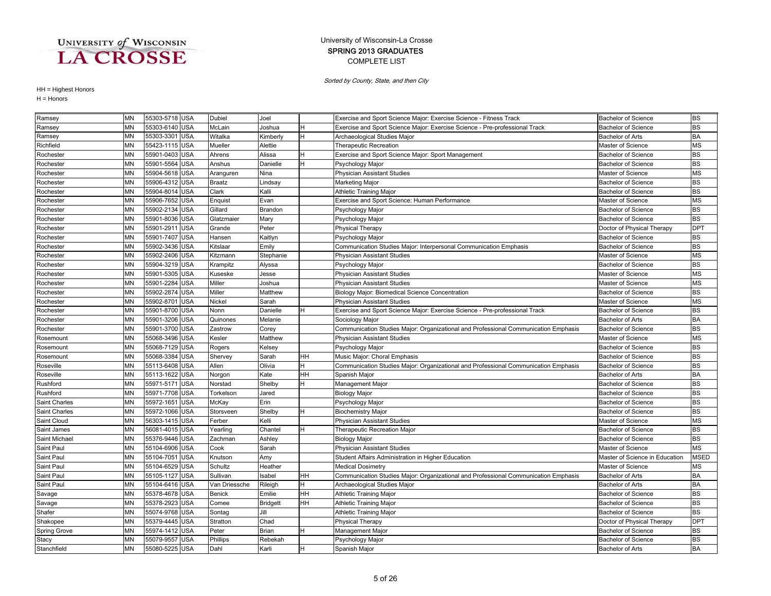UNIVERSITY of WISCONSIN LA CROSSE

University of Wisconsin-La Crosse
SPRING 2013 GRADUATES
COMPLETE LIST

*Sorted by County, State, and then City*

HH = Highest Honors
H = Honors

| City | State | Zip | Country | Last Name | First Name | Honors | Major | Degree | Abbr |
|---|---|---|---|---|---|---|---|---|---|
| Ramsey | MN | 55303-5718 | USA | Dubiel | Joel | | Exercise and Sport Science Major: Exercise Science - Fitness Track | Bachelor of Science | BS |
| Ramsey | MN | 55303-6140 | USA | McLain | Joshua | H | Exercise and Sport Science Major: Exercise Science - Pre-professional Track | Bachelor of Science | BS |
| Ramsey | MN | 55303-3301 | USA | Witalka | Kimberly | H | Archaeological Studies Major | Bachelor of Arts | BA |
| Richfield | MN | 55423-1115 | USA | Mueller | Alettie | | Therapeutic Recreation | Master of Science | MS |
| Rochester | MN | 55901-0403 | USA | Ahrens | Alissa | H | Exercise and Sport Science Major: Sport Management | Bachelor of Science | BS |
| Rochester | MN | 55901-5564 | USA | Anshus | Danielle | H | Psychology Major | Bachelor of Science | BS |
| Rochester | MN | 55904-5618 | USA | Aranguren | Nina | | Physician Assistant Studies | Master of Science | MS |
| Rochester | MN | 55906-4312 | USA | Braatz | Lindsay | | Marketing Major | Bachelor of Science | BS |
| Rochester | MN | 55904-8014 | USA | Clark | Kalli | | Athletic Training Major | Bachelor of Science | BS |
| Rochester | MN | 55906-7652 | USA | Enquist | Evan | | Exercise and Sport Science: Human Performance | Master of Science | MS |
| Rochester | MN | 55902-2134 | USA | Gillard | Brandon | | Psychology Major | Bachelor of Science | BS |
| Rochester | MN | 55901-8036 | USA | Glatzmaier | Mary | | Psychology Major | Bachelor of Science | BS |
| Rochester | MN | 55901-2911 | USA | Grande | Peter | | Physical Therapy | Doctor of Physical Therapy | DPT |
| Rochester | MN | 55901-7407 | USA | Hansen | Kaitlyn | | Psychology Major | Bachelor of Science | BS |
| Rochester | MN | 55902-3436 | USA | Kitslaar | Emily | | Communication Studies Major: Interpersonal Communication Emphasis | Bachelor of Science | BS |
| Rochester | MN | 55902-2406 | USA | Kitzmann | Stephanie | | Physician Assistant Studies | Master of Science | MS |
| Rochester | MN | 55904-3219 | USA | Krampitz | Alyssa | | Psychology Major | Bachelor of Science | BS |
| Rochester | MN | 55901-5305 | USA | Kuseske | Jesse | | Physician Assistant Studies | Master of Science | MS |
| Rochester | MN | 55901-2284 | USA | Miller | Joshua | | Physician Assistant Studies | Master of Science | MS |
| Rochester | MN | 55902-2874 | USA | Miller | Matthew | | Biology Major: Biomedical Science Concentration | Bachelor of Science | BS |
| Rochester | MN | 55902-8701 | USA | Nickel | Sarah | | Physician Assistant Studies | Master of Science | MS |
| Rochester | MN | 55901-8700 | USA | Nonn | Danielle | H | Exercise and Sport Science Major: Exercise Science - Pre-professional Track | Bachelor of Science | BS |
| Rochester | MN | 55901-3206 | USA | Quinones | Melanie | | Sociology Major | Bachelor of Arts | BA |
| Rochester | MN | 55901-3700 | USA | Zastrow | Corey | | Communication Studies Major: Organizational and Professional Communication Emphasis | Bachelor of Science | BS |
| Rosemount | MN | 55068-3496 | USA | Kesler | Matthew | | Physician Assistant Studies | Master of Science | MS |
| Rosemount | MN | 55068-7129 | USA | Rogers | Kelsey | | Psychology Major | Bachelor of Science | BS |
| Rosemount | MN | 55068-3384 | USA | Shervey | Sarah | HH | Music Major: Choral Emphasis | Bachelor of Science | BS |
| Roseville | MN | 55113-6408 | USA | Allen | Olivia | H | Communication Studies Major: Organizational and Professional Communication Emphasis | Bachelor of Science | BS |
| Roseville | MN | 55113-1622 | USA | Norgon | Kate | HH | Spanish Major | Bachelor of Arts | BA |
| Rushford | MN | 55971-5171 | USA | Norstad | Shelby | H | Management Major | Bachelor of Science | BS |
| Rushford | MN | 55971-7708 | USA | Torkelson | Jared | | Biology Major | Bachelor of Science | BS |
| Saint Charles | MN | 55972-1651 | USA | McKay | Erin | | Psychology Major | Bachelor of Science | BS |
| Saint Charles | MN | 55972-1066 | USA | Storsveen | Shelby | H | Biochemistry Major | Bachelor of Science | BS |
| Saint Cloud | MN | 56303-1415 | USA | Ferber | Kelli | | Physician Assistant Studies | Master of Science | MS |
| Saint James | MN | 56081-4015 | USA | Yearling | Chantel | H | Therapeutic Recreation Major | Bachelor of Science | BS |
| Saint Michael | MN | 55376-9446 | USA | Zachman | Ashley | | Biology Major | Bachelor of Science | BS |
| Saint Paul | MN | 55104-6906 | USA | Cook | Sarah | | Physician Assistant Studies | Master of Science | MS |
| Saint Paul | MN | 55104-7051 | USA | Knutson | Amy | | Student Affairs Administration in Higher Education | Master of Science in Education | MSED |
| Saint Paul | MN | 55104-6529 | USA | Schultz | Heather | | Medical Dosimetry | Master of Science | MS |
| Saint Paul | MN | 55105-1127 | USA | Sullivan | Isabel | HH | Communication Studies Major: Organizational and Professional Communication Emphasis | Bachelor of Arts | BA |
| Saint Paul | MN | 55104-6416 | USA | Van Driessche | Rileigh | H | Archaeological Studies Major | Bachelor of Arts | BA |
| Savage | MN | 55378-4678 | USA | Benick | Emilie | HH | Athletic Training Major | Bachelor of Science | BS |
| Savage | MN | 55378-2923 | USA | Comee | Bridgett | HH | Athletic Training Major | Bachelor of Science | BS |
| Shafer | MN | 55074-9768 | USA | Sontag | Jill | | Athletic Training Major | Bachelor of Science | BS |
| Shakopee | MN | 55379-4445 | USA | Stratton | Chad | | Physical Therapy | Doctor of Physical Therapy | DPT |
| Spring Grove | MN | 55974-1412 | USA | Peter | Brian | H | Management Major | Bachelor of Science | BS |
| Stacy | MN | 55079-9557 | USA | Phillips | Rebekah | | Psychology Major | Bachelor of Science | BS |
| Stanchfield | MN | 55080-5225 | USA | Dahl | Karli | H | Spanish Major | Bachelor of Arts | BA |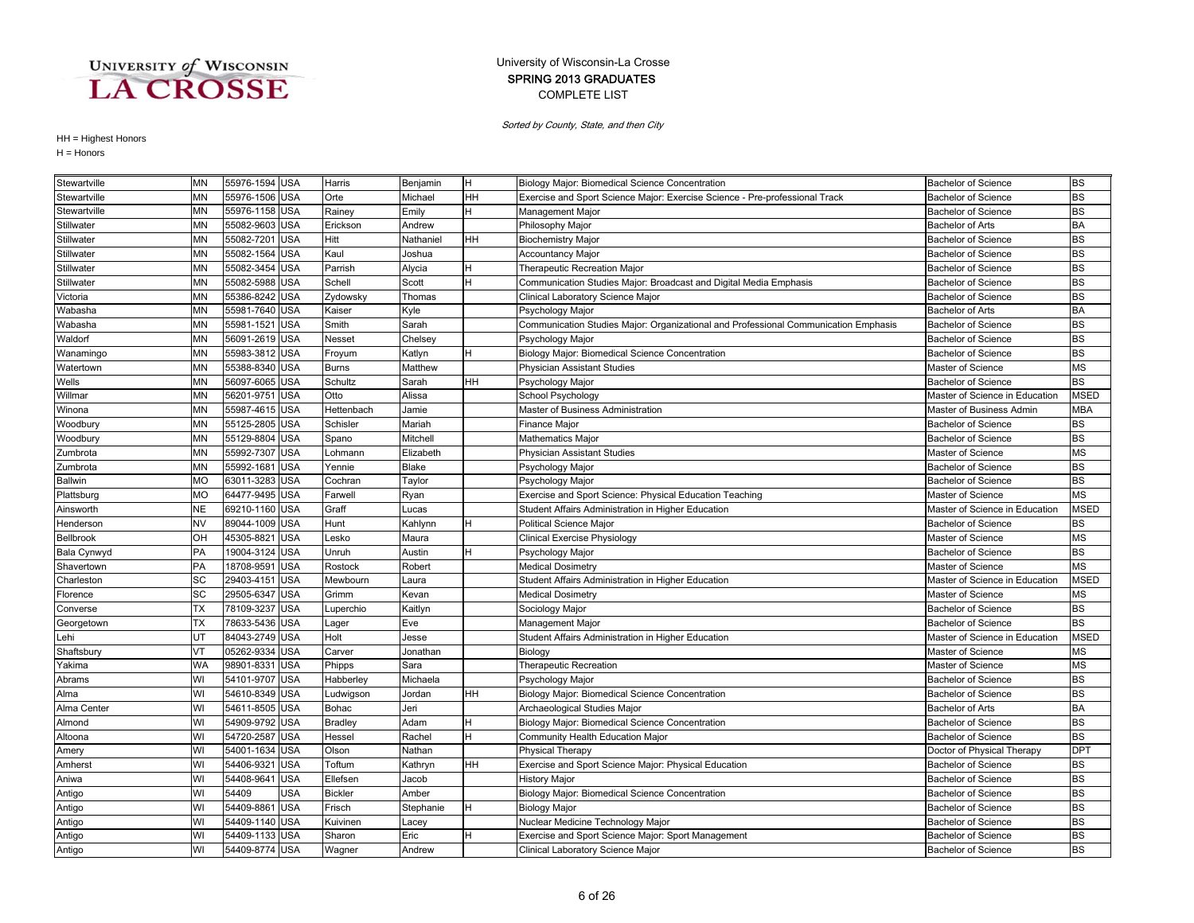UNIVERSITY *of* WISCONSIN
LA CROSSE

University of Wisconsin-La Crosse
SPRING 2013 GRADUATES
COMPLETE LIST

*Sorted by County, State, and then City*

HH = Highest Honors
H = Honors

| | | | | | | | | | |
|---|---|---|---|---|---|---|---|---|---|
| Stewartville | MN | 55976-1594 | USA | Harris | Benjamin | H | Biology Major: Biomedical Science Concentration | Bachelor of Science | BS |
| Stewartville | MN | 55976-1506 | USA | Orte | Michael | HH | Exercise and Sport Science Major: Exercise Science - Pre-professional Track | Bachelor of Science | BS |
| Stewartville | MN | 55976-1158 | USA | Rainey | Emily | H | Management Major | Bachelor of Science | BS |
| Stillwater | MN | 55082-9603 | USA | Erickson | Andrew | | Philosophy Major | Bachelor of Arts | BA |
| Stillwater | MN | 55082-7201 | USA | Hitt | Nathaniel | HH | Biochemistry Major | Bachelor of Science | BS |
| Stillwater | MN | 55082-1564 | USA | Kaul | Joshua | | Accountancy Major | Bachelor of Science | BS |
| Stillwater | MN | 55082-3454 | USA | Parrish | Alycia | H | Therapeutic Recreation Major | Bachelor of Science | BS |
| Stillwater | MN | 55082-5988 | USA | Schell | Scott | H | Communication Studies Major: Broadcast and Digital Media Emphasis | Bachelor of Science | BS |
| Victoria | MN | 55386-8242 | USA | Zydowsky | Thomas | | Clinical Laboratory Science Major | Bachelor of Science | BS |
| Wabasha | MN | 55981-7640 | USA | Kaiser | Kyle | | Psychology Major | Bachelor of Arts | BA |
| Wabasha | MN | 55981-1521 | USA | Smith | Sarah | | Communication Studies Major: Organizational and Professional Communication Emphasis | Bachelor of Science | BS |
| Waldorf | MN | 56091-2619 | USA | Nesset | Chelsey | | Psychology Major | Bachelor of Science | BS |
| Wanamingo | MN | 55983-3812 | USA | Froyum | Katlyn | H | Biology Major: Biomedical Science Concentration | Bachelor of Science | BS |
| Watertown | MN | 55388-8340 | USA | Burns | Matthew | | Physician Assistant Studies | Master of Science | MS |
| Wells | MN | 56097-6065 | USA | Schultz | Sarah | HH | Psychology Major | Bachelor of Science | BS |
| Willmar | MN | 56201-9751 | USA | Otto | Alissa | | School Psychology | Master of Science in Education | MSED |
| Winona | MN | 55987-4615 | USA | Hettenbach | Jamie | | Master of Business Administration | Master of Business Admin | MBA |
| Woodbury | MN | 55125-2805 | USA | Schisler | Mariah | | Finance Major | Bachelor of Science | BS |
| Woodbury | MN | 55129-8804 | USA | Spano | Mitchell | | Mathematics Major | Bachelor of Science | BS |
| Zumbrota | MN | 55992-7307 | USA | Lohmann | Elizabeth | | Physician Assistant Studies | Master of Science | MS |
| Zumbrota | MN | 55992-1681 | USA | Yennie | Blake | | Psychology Major | Bachelor of Science | BS |
| Ballwin | MO | 63011-3283 | USA | Cochran | Taylor | | Psychology Major | Bachelor of Science | BS |
| Plattsburg | MO | 64477-9495 | USA | Farwell | Ryan | | Exercise and Sport Science: Physical Education Teaching | Master of Science | MS |
| Ainsworth | NE | 69210-1160 | USA | Graff | Lucas | | Student Affairs Administration in Higher Education | Master of Science in Education | MSED |
| Henderson | NV | 89044-1009 | USA | Hunt | Kahlynn | H | Political Science Major | Bachelor of Science | BS |
| Bellbrook | OH | 45305-8821 | USA | Lesko | Maura | | Clinical Exercise Physiology | Master of Science | MS |
| Bala Cynwyd | PA | 19004-3124 | USA | Unruh | Austin | H | Psychology Major | Bachelor of Science | BS |
| Shavertown | PA | 18708-9591 | USA | Rostock | Robert | | Medical Dosimetry | Master of Science | MS |
| Charleston | SC | 29403-4151 | USA | Mewbourn | Laura | | Student Affairs Administration in Higher Education | Master of Science in Education | MSED |
| Florence | SC | 29505-6347 | USA | Grimm | Kevan | | Medical Dosimetry | Master of Science | MS |
| Converse | TX | 78109-3237 | USA | Luperchio | Kaitlyn | | Sociology Major | Bachelor of Science | BS |
| Georgetown | TX | 78633-5436 | USA | Lager | Eve | | Management Major | Bachelor of Science | BS |
| Lehi | UT | 84043-2749 | USA | Holt | Jesse | | Student Affairs Administration in Higher Education | Master of Science in Education | MSED |
| Shaftsbury | VT | 05262-9334 | USA | Carver | Jonathan | | Biology | Master of Science | MS |
| Yakima | WA | 98901-8331 | USA | Phipps | Sara | | Therapeutic Recreation | Master of Science | MS |
| Abrams | WI | 54101-9707 | USA | Habberley | Michaela | | Psychology Major | Bachelor of Science | BS |
| Alma | WI | 54610-8349 | USA | Ludwigson | Jordan | HH | Biology Major: Biomedical Science Concentration | Bachelor of Science | BS |
| Alma Center | WI | 54611-8505 | USA | Bohac | Jeri | | Archaeological Studies Major | Bachelor of Arts | BA |
| Almond | WI | 54909-9792 | USA | Bradley | Adam | H | Biology Major: Biomedical Science Concentration | Bachelor of Science | BS |
| Altoona | WI | 54720-2587 | USA | Hessel | Rachel | H | Community Health Education Major | Bachelor of Science | BS |
| Amery | WI | 54001-1634 | USA | Olson | Nathan | | Physical Therapy | Doctor of Physical Therapy | DPT |
| Amherst | WI | 54406-9321 | USA | Toftum | Kathryn | HH | Exercise and Sport Science Major: Physical Education | Bachelor of Science | BS |
| Aniwa | WI | 54408-9641 | USA | Ellefsen | Jacob | | History Major | Bachelor of Science | BS |
| Antigo | WI | 54409 | USA | Bickler | Amber | | Biology Major: Biomedical Science Concentration | Bachelor of Science | BS |
| Antigo | WI | 54409-8861 | USA | Frisch | Stephanie | H | Biology Major | Bachelor of Science | BS |
| Antigo | WI | 54409-1140 | USA | Kuivinen | Lacey | | Nuclear Medicine Technology Major | Bachelor of Science | BS |
| Antigo | WI | 54409-1133 | USA | Sharon | Eric | H | Exercise and Sport Science Major: Sport Management | Bachelor of Science | BS |
| Antigo | WI | 54409-8774 | USA | Wagner | Andrew | | Clinical Laboratory Science Major | Bachelor of Science | BS |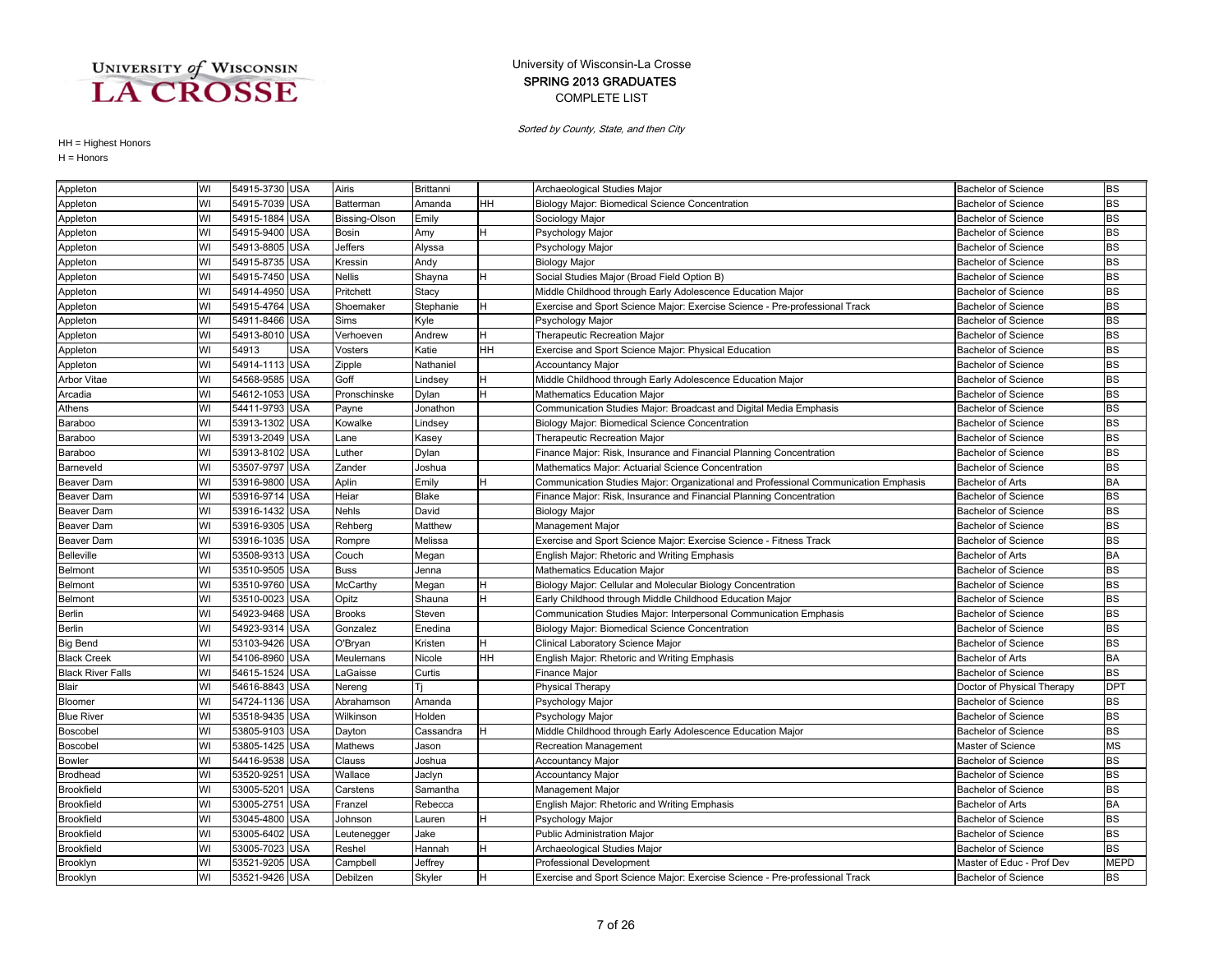University of Wisconsin-La Crosse
SPRING 2013 GRADUATES
COMPLETE LIST

*Sorted by County, State, and then City*

HH = Highest Honors
H = Honors

| | | | | | | | | | |
|---|---|---|---|---|---|---|---|---|---|
| Appleton | WI | 54915-3730 | USA | Airis | Brittanni | | Archaeological Studies Major | Bachelor of Science | BS |
| Appleton | WI | 54915-7039 | USA | Batterman | Amanda | HH | Biology Major: Biomedical Science Concentration | Bachelor of Science | BS |
| Appleton | WI | 54915-1884 | USA | Bissing-Olson | Emily | | Sociology Major | Bachelor of Science | BS |
| Appleton | WI | 54915-9400 | USA | Bosin | Amy | H | Psychology Major | Bachelor of Science | BS |
| Appleton | WI | 54913-8805 | USA | Jeffers | Alyssa | | Psychology Major | Bachelor of Science | BS |
| Appleton | WI | 54915-8735 | USA | Kressin | Andy | | Biology Major | Bachelor of Science | BS |
| Appleton | WI | 54915-7450 | USA | Nellis | Shayna | H | Social Studies Major (Broad Field Option B) | Bachelor of Science | BS |
| Appleton | WI | 54914-4950 | USA | Pritchett | Stacy | | Middle Childhood through Early Adolescence Education Major | Bachelor of Science | BS |
| Appleton | WI | 54915-4764 | USA | Shoemaker | Stephanie | H | Exercise and Sport Science Major: Exercise Science - Pre-professional Track | Bachelor of Science | BS |
| Appleton | WI | 54911-8466 | USA | Sims | Kyle | | Psychology Major | Bachelor of Science | BS |
| Appleton | WI | 54913-8010 | USA | Verhoeven | Andrew | H | Therapeutic Recreation Major | Bachelor of Science | BS |
| Appleton | WI | 54913 | USA | Vosters | Katie | HH | Exercise and Sport Science Major: Physical Education | Bachelor of Science | BS |
| Appleton | WI | 54914-1113 | USA | Zipple | Nathaniel | | Accountancy Major | Bachelor of Science | BS |
| Arbor Vitae | WI | 54568-9585 | USA | Goff | Lindsey | H | Middle Childhood through Early Adolescence Education Major | Bachelor of Science | BS |
| Arcadia | WI | 54612-1053 | USA | Pronschinske | Dylan | H | Mathematics Education Major | Bachelor of Science | BS |
| Athens | WI | 54411-9793 | USA | Payne | Jonathon | | Communication Studies Major: Broadcast and Digital Media Emphasis | Bachelor of Science | BS |
| Baraboo | WI | 53913-1302 | USA | Kowalke | Lindsey | | Biology Major: Biomedical Science Concentration | Bachelor of Science | BS |
| Baraboo | WI | 53913-2049 | USA | Lane | Kasey | | Therapeutic Recreation Major | Bachelor of Science | BS |
| Baraboo | WI | 53913-8102 | USA | Luther | Dylan | | Finance Major: Risk, Insurance and Financial Planning Concentration | Bachelor of Science | BS |
| Barneveld | WI | 53507-9797 | USA | Zander | Joshua | | Mathematics Major: Actuarial Science Concentration | Bachelor of Science | BS |
| Beaver Dam | WI | 53916-9800 | USA | Aplin | Emily | H | Communication Studies Major: Organizational and Professional Communication Emphasis | Bachelor of Arts | BA |
| Beaver Dam | WI | 53916-9714 | USA | Heiar | Blake | | Finance Major: Risk, Insurance and Financial Planning Concentration | Bachelor of Science | BS |
| Beaver Dam | WI | 53916-1432 | USA | Nehls | David | | Biology Major | Bachelor of Science | BS |
| Beaver Dam | WI | 53916-9305 | USA | Rehberg | Matthew | | Management Major | Bachelor of Science | BS |
| Beaver Dam | WI | 53916-1035 | USA | Rompre | Melissa | | Exercise and Sport Science Major: Exercise Science - Fitness Track | Bachelor of Science | BS |
| Belleville | WI | 53508-9313 | USA | Couch | Megan | | English Major: Rhetoric and Writing Emphasis | Bachelor of Arts | BA |
| Belmont | WI | 53510-9505 | USA | Buss | Jenna | | Mathematics Education Major | Bachelor of Science | BS |
| Belmont | WI | 53510-9760 | USA | McCarthy | Megan | H | Biology Major: Cellular and Molecular Biology Concentration | Bachelor of Science | BS |
| Belmont | WI | 53510-0023 | USA | Opitz | Shauna | H | Early Childhood through Middle Childhood Education Major | Bachelor of Science | BS |
| Berlin | WI | 54923-9468 | USA | Brooks | Steven | | Communication Studies Major: Interpersonal Communication Emphasis | Bachelor of Science | BS |
| Berlin | WI | 54923-9314 | USA | Gonzalez | Enedina | | Biology Major: Biomedical Science Concentration | Bachelor of Science | BS |
| Big Bend | WI | 53103-9426 | USA | O'Bryan | Kristen | H | Clinical Laboratory Science Major | Bachelor of Science | BS |
| Black Creek | WI | 54106-8960 | USA | Meulemans | Nicole | HH | English Major: Rhetoric and Writing Emphasis | Bachelor of Arts | BA |
| Black River Falls | WI | 54615-1524 | USA | LaGaisse | Curtis | | Finance Major | Bachelor of Science | BS |
| Blair | WI | 54616-8843 | USA | Nereng | Tj | | Physical Therapy | Doctor of Physical Therapy | DPT |
| Bloomer | WI | 54724-1136 | USA | Abrahamson | Amanda | | Psychology Major | Bachelor of Science | BS |
| Blue River | WI | 53518-9435 | USA | Wilkinson | Holden | | Psychology Major | Bachelor of Science | BS |
| Boscobel | WI | 53805-9103 | USA | Dayton | Cassandra | H | Middle Childhood through Early Adolescence Education Major | Bachelor of Science | BS |
| Boscobel | WI | 53805-1425 | USA | Mathews | Jason | | Recreation Management | Master of Science | MS |
| Bowler | WI | 54416-9538 | USA | Clauss | Joshua | | Accountancy Major | Bachelor of Science | BS |
| Brodhead | WI | 53520-9251 | USA | Wallace | Jaclyn | | Accountancy Major | Bachelor of Science | BS |
| Brookfield | WI | 53005-5201 | USA | Carstens | Samantha | | Management Major | Bachelor of Science | BS |
| Brookfield | WI | 53005-2751 | USA | Franzel | Rebecca | | English Major: Rhetoric and Writing Emphasis | Bachelor of Arts | BA |
| Brookfield | WI | 53045-4800 | USA | Johnson | Lauren | H | Psychology Major | Bachelor of Science | BS |
| Brookfield | WI | 53005-6402 | USA | Leutenegger | Jake | | Public Administration Major | Bachelor of Science | BS |
| Brookfield | WI | 53005-7023 | USA | Reshel | Hannah | H | Archaeological Studies Major | Bachelor of Science | BS |
| Brooklyn | WI | 53521-9205 | USA | Campbell | Jeffrey | | Professional Development | Master of Educ - Prof Dev | MEPD |
| Brooklyn | WI | 53521-9426 | USA | Debilzen | Skyler | H | Exercise and Sport Science Major: Exercise Science - Pre-professional Track | Bachelor of Science | BS |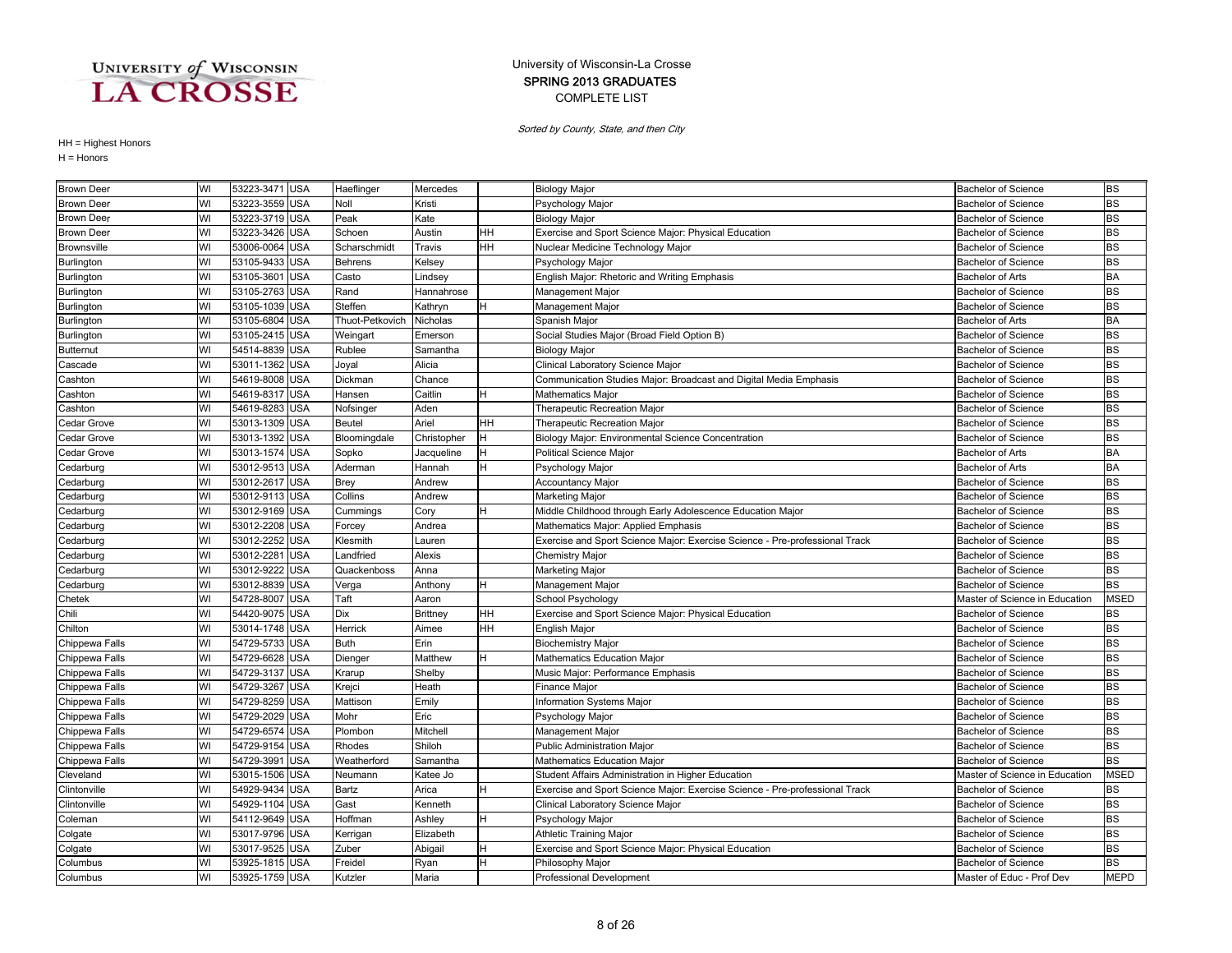University of Wisconsin-La Crosse

SPRING 2013 GRADUATES

COMPLETE LIST

*Sorted by County, State, and then City*

HH = Highest Honors

H = Honors

| City | State | Zip | Country | Last Name | First Name | Honors | Major | Degree | Abbr |
|---|---|---|---|---|---|---|---|---|---|
| Brown Deer | WI | 53223-3471 | USA | Haeflinger | Mercedes | | Biology Major | Bachelor of Science | BS |
| Brown Deer | WI | 53223-3559 | USA | Noll | Kristi | | Psychology Major | Bachelor of Science | BS |
| Brown Deer | WI | 53223-3719 | USA | Peak | Kate | | Biology Major | Bachelor of Science | BS |
| Brown Deer | WI | 53223-3426 | USA | Schoen | Austin | HH | Exercise and Sport Science Major: Physical Education | Bachelor of Science | BS |
| Brownsville | WI | 53006-0064 | USA | Scharschmidt | Travis | HH | Nuclear Medicine Technology Major | Bachelor of Science | BS |
| Burlington | WI | 53105-9433 | USA | Behrens | Kelsey | | Psychology Major | Bachelor of Science | BS |
| Burlington | WI | 53105-3601 | USA | Casto | Lindsey | | English Major: Rhetoric and Writing Emphasis | Bachelor of Arts | BA |
| Burlington | WI | 53105-2763 | USA | Rand | Hannahrose | | Management Major | Bachelor of Science | BS |
| Burlington | WI | 53105-1039 | USA | Steffen | Kathryn | H | Management Major | Bachelor of Science | BS |
| Burlington | WI | 53105-6804 | USA | Thuot-Petkovich | Nicholas | | Spanish Major | Bachelor of Arts | BA |
| Burlington | WI | 53105-2415 | USA | Weingart | Emerson | | Social Studies Major (Broad Field Option B) | Bachelor of Science | BS |
| Butternut | WI | 54514-8839 | USA | Rublee | Samantha | | Biology Major | Bachelor of Science | BS |
| Cascade | WI | 53011-1362 | USA | Joyal | Alicia | | Clinical Laboratory Science Major | Bachelor of Science | BS |
| Cashton | WI | 54619-8008 | USA | Dickman | Chance | | Communication Studies Major: Broadcast and Digital Media Emphasis | Bachelor of Science | BS |
| Cashton | WI | 54619-8317 | USA | Hansen | Caitlin | H | Mathematics Major | Bachelor of Science | BS |
| Cashton | WI | 54619-8283 | USA | Nofsinger | Aden | | Therapeutic Recreation Major | Bachelor of Science | BS |
| Cedar Grove | WI | 53013-1309 | USA | Beutel | Ariel | HH | Therapeutic Recreation Major | Bachelor of Science | BS |
| Cedar Grove | WI | 53013-1392 | USA | Bloomingdale | Christopher | H | Biology Major: Environmental Science Concentration | Bachelor of Science | BS |
| Cedar Grove | WI | 53013-1574 | USA | Sopko | Jacqueline | H | Political Science Major | Bachelor of Arts | BA |
| Cedarburg | WI | 53012-9513 | USA | Aderman | Hannah | H | Psychology Major | Bachelor of Arts | BA |
| Cedarburg | WI | 53012-2617 | USA | Brey | Andrew | | Accountancy Major | Bachelor of Science | BS |
| Cedarburg | WI | 53012-9113 | USA | Collins | Andrew | | Marketing Major | Bachelor of Science | BS |
| Cedarburg | WI | 53012-9169 | USA | Cummings | Cory | H | Middle Childhood through Early Adolescence Education Major | Bachelor of Science | BS |
| Cedarburg | WI | 53012-2208 | USA | Forcey | Andrea | | Mathematics Major: Applied Emphasis | Bachelor of Science | BS |
| Cedarburg | WI | 53012-2252 | USA | Klesmith | Lauren | | Exercise and Sport Science Major: Exercise Science - Pre-professional Track | Bachelor of Science | BS |
| Cedarburg | WI | 53012-2281 | USA | Landfried | Alexis | | Chemistry Major | Bachelor of Science | BS |
| Cedarburg | WI | 53012-9222 | USA | Quackenboss | Anna | | Marketing Major | Bachelor of Science | BS |
| Cedarburg | WI | 53012-8839 | USA | Verga | Anthony | H | Management Major | Bachelor of Science | BS |
| Chetek | WI | 54728-8007 | USA | Taft | Aaron | | School Psychology | Master of Science in Education | MSED |
| Chili | WI | 54420-9075 | USA | Dix | Brittney | HH | Exercise and Sport Science Major: Physical Education | Bachelor of Science | BS |
| Chilton | WI | 53014-1748 | USA | Herrick | Aimee | HH | English Major | Bachelor of Science | BS |
| Chippewa Falls | WI | 54729-5733 | USA | Buth | Erin | | Biochemistry Major | Bachelor of Science | BS |
| Chippewa Falls | WI | 54729-6628 | USA | Dienger | Matthew | H | Mathematics Education Major | Bachelor of Science | BS |
| Chippewa Falls | WI | 54729-3137 | USA | Krarup | Shelby | | Music Major: Performance Emphasis | Bachelor of Science | BS |
| Chippewa Falls | WI | 54729-3267 | USA | Krejci | Heath | | Finance Major | Bachelor of Science | BS |
| Chippewa Falls | WI | 54729-8259 | USA | Mattison | Emily | | Information Systems Major | Bachelor of Science | BS |
| Chippewa Falls | WI | 54729-2029 | USA | Mohr | Eric | | Psychology Major | Bachelor of Science | BS |
| Chippewa Falls | WI | 54729-6574 | USA | Plombon | Mitchell | | Management Major | Bachelor of Science | BS |
| Chippewa Falls | WI | 54729-9154 | USA | Rhodes | Shiloh | | Public Administration Major | Bachelor of Science | BS |
| Chippewa Falls | WI | 54729-3991 | USA | Weatherford | Samantha | | Mathematics Education Major | Bachelor of Science | BS |
| Cleveland | WI | 53015-1506 | USA | Neumann | Katee Jo | | Student Affairs Administration in Higher Education | Master of Science in Education | MSED |
| Clintonville | WI | 54929-9434 | USA | Bartz | Arica | H | Exercise and Sport Science Major: Exercise Science - Pre-professional Track | Bachelor of Science | BS |
| Clintonville | WI | 54929-1104 | USA | Gast | Kenneth | | Clinical Laboratory Science Major | Bachelor of Science | BS |
| Coleman | WI | 54112-9649 | USA | Hoffman | Ashley | H | Psychology Major | Bachelor of Science | BS |
| Colgate | WI | 53017-9796 | USA | Kerrigan | Elizabeth | | Athletic Training Major | Bachelor of Science | BS |
| Colgate | WI | 53017-9525 | USA | Zuber | Abigail | H | Exercise and Sport Science Major: Physical Education | Bachelor of Science | BS |
| Columbus | WI | 53925-1815 | USA | Freidel | Ryan | H | Philosophy Major | Bachelor of Science | BS |
| Columbus | WI | 53925-1759 | USA | Kutzler | Maria | | Professional Development | Master of Educ - Prof Dev | MEPD |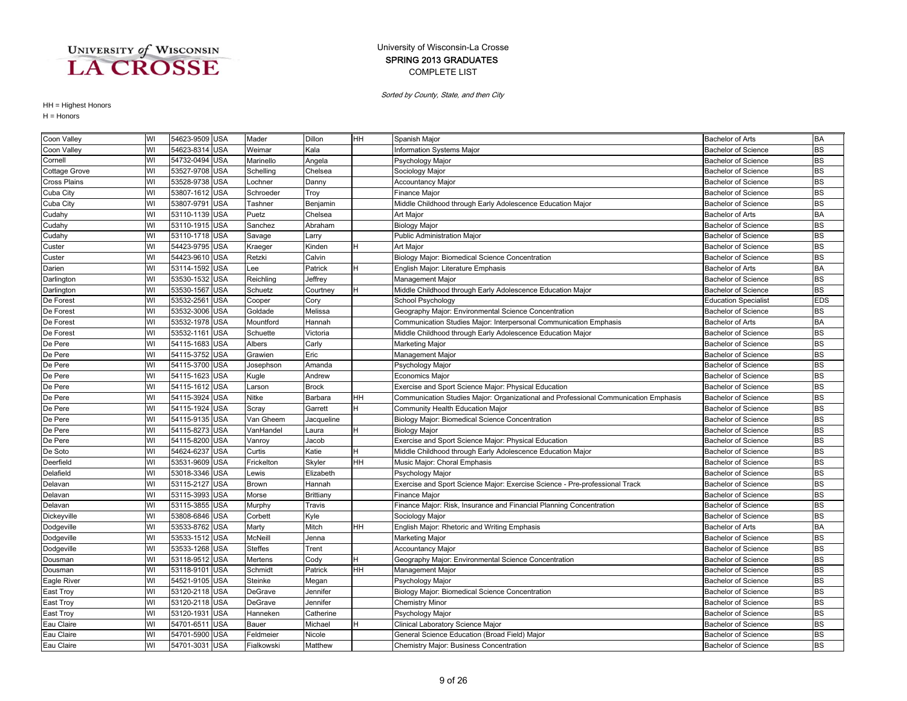University of Wisconsin-La Crosse
SPRING 2013 GRADUATES
COMPLETE LIST

*Sorted by County, State, and then City*

HH = Highest Honors
H = Honors

| City | State | Zip | Country | Last Name | First Name | Honors | Major | Degree | Abbr |
|---|---|---|---|---|---|---|---|---|---|
| Coon Valley | WI | 54623-9509 | USA | Mader | Dillon | HH | Spanish Major | Bachelor of Arts | BA |
| Coon Valley | WI | 54623-8314 | USA | Weimar | Kala | | Information Systems Major | Bachelor of Science | BS |
| Cornell | WI | 54732-0494 | USA | Marinello | Angela | | Psychology Major | Bachelor of Science | BS |
| Cottage Grove | WI | 53527-9708 | USA | Schelling | Chelsea | | Sociology Major | Bachelor of Science | BS |
| Cross Plains | WI | 53528-9738 | USA | Lochner | Danny | | Accountancy Major | Bachelor of Science | BS |
| Cuba City | WI | 53807-1612 | USA | Schroeder | Troy | | Finance Major | Bachelor of Science | BS |
| Cuba City | WI | 53807-9791 | USA | Tashner | Benjamin | | Middle Childhood through Early Adolescence Education Major | Bachelor of Science | BS |
| Cudahy | WI | 53110-1139 | USA | Puetz | Chelsea | | Art Major | Bachelor of Arts | BA |
| Cudahy | WI | 53110-1915 | USA | Sanchez | Abraham | | Biology Major | Bachelor of Science | BS |
| Cudahy | WI | 53110-1718 | USA | Savage | Larry | | Public Administration Major | Bachelor of Science | BS |
| Custer | WI | 54423-9795 | USA | Kraeger | Kinden | H | Art Major | Bachelor of Science | BS |
| Custer | WI | 54423-9610 | USA | Retzki | Calvin | | Biology Major: Biomedical Science Concentration | Bachelor of Science | BS |
| Darien | WI | 53114-1592 | USA | Lee | Patrick | H | English Major: Literature Emphasis | Bachelor of Arts | BA |
| Darlington | WI | 53530-1532 | USA | Reichling | Jeffrey | | Management Major | Bachelor of Science | BS |
| Darlington | WI | 53530-1567 | USA | Schuetz | Courtney | H | Middle Childhood through Early Adolescence Education Major | Bachelor of Science | BS |
| De Forest | WI | 53532-2561 | USA | Cooper | Cory | | School Psychology | Education Specialist | EDS |
| De Forest | WI | 53532-3006 | USA | Goldade | Melissa | | Geography Major: Environmental Science Concentration | Bachelor of Science | BS |
| De Forest | WI | 53532-1978 | USA | Mountford | Hannah | | Communication Studies Major: Interpersonal Communication Emphasis | Bachelor of Arts | BA |
| De Forest | WI | 53532-1161 | USA | Schuette | Victoria | | Middle Childhood through Early Adolescence Education Major | Bachelor of Science | BS |
| De Pere | WI | 54115-1683 | USA | Albers | Carly | | Marketing Major | Bachelor of Science | BS |
| De Pere | WI | 54115-3752 | USA | Grawien | Eric | | Management Major | Bachelor of Science | BS |
| De Pere | WI | 54115-3700 | USA | Josephson | Amanda | | Psychology Major | Bachelor of Science | BS |
| De Pere | WI | 54115-1623 | USA | Kugle | Andrew | | Economics Major | Bachelor of Science | BS |
| De Pere | WI | 54115-1612 | USA | Larson | Brock | | Exercise and Sport Science Major: Physical Education | Bachelor of Science | BS |
| De Pere | WI | 54115-3924 | USA | Nitke | Barbara | HH | Communication Studies Major: Organizational and Professional Communication Emphasis | Bachelor of Science | BS |
| De Pere | WI | 54115-1924 | USA | Scray | Garrett | H | Community Health Education Major | Bachelor of Science | BS |
| De Pere | WI | 54115-9135 | USA | Van Gheem | Jacqueline | | Biology Major: Biomedical Science Concentration | Bachelor of Science | BS |
| De Pere | WI | 54115-8273 | USA | VanHandel | Laura | H | Biology Major | Bachelor of Science | BS |
| De Pere | WI | 54115-8200 | USA | Vanroy | Jacob | | Exercise and Sport Science Major: Physical Education | Bachelor of Science | BS |
| De Soto | WI | 54624-6237 | USA | Curtis | Katie | H | Middle Childhood through Early Adolescence Education Major | Bachelor of Science | BS |
| Deerfield | WI | 53531-9609 | USA | Frickelton | Skyler | HH | Music Major: Choral Emphasis | Bachelor of Science | BS |
| Delafield | WI | 53018-3346 | USA | Lewis | Elizabeth | | Psychology Major | Bachelor of Science | BS |
| Delavan | WI | 53115-2127 | USA | Brown | Hannah | | Exercise and Sport Science Major: Exercise Science - Pre-professional Track | Bachelor of Science | BS |
| Delavan | WI | 53115-3993 | USA | Morse | Brittiany | | Finance Major | Bachelor of Science | BS |
| Delavan | WI | 53115-3855 | USA | Murphy | Travis | | Finance Major: Risk, Insurance and Financial Planning Concentration | Bachelor of Science | BS |
| Dickeyville | WI | 53808-6846 | USA | Corbett | Kyle | | Sociology Major | Bachelor of Science | BS |
| Dodgeville | WI | 53533-8762 | USA | Marty | Mitch | HH | English Major: Rhetoric and Writing Emphasis | Bachelor of Arts | BA |
| Dodgeville | WI | 53533-1512 | USA | McNeill | Jenna | | Marketing Major | Bachelor of Science | BS |
| Dodgeville | WI | 53533-1268 | USA | Steffes | Trent | | Accountancy Major | Bachelor of Science | BS |
| Dousman | WI | 53118-9512 | USA | Mertens | Cody | H | Geography Major: Environmental Science Concentration | Bachelor of Science | BS |
| Dousman | WI | 53118-9101 | USA | Schmidt | Patrick | HH | Management Major | Bachelor of Science | BS |
| Eagle River | WI | 54521-9105 | USA | Steinke | Megan | | Psychology Major | Bachelor of Science | BS |
| East Troy | WI | 53120-2118 | USA | DeGrave | Jennifer | | Biology Major: Biomedical Science Concentration | Bachelor of Science | BS |
| East Troy | WI | 53120-2118 | USA | DeGrave | Jennifer | | Chemistry Minor | Bachelor of Science | BS |
| East Troy | WI | 53120-1931 | USA | Hanneken | Catherine | | Psychology Major | Bachelor of Science | BS |
| Eau Claire | WI | 54701-6511 | USA | Bauer | Michael | H | Clinical Laboratory Science Major | Bachelor of Science | BS |
| Eau Claire | WI | 54701-5900 | USA | Feldmeier | Nicole | | General Science Education (Broad Field) Major | Bachelor of Science | BS |
| Eau Claire | WI | 54701-3031 | USA | Fialkowski | Matthew | | Chemistry Major: Business Concentration | Bachelor of Science | BS |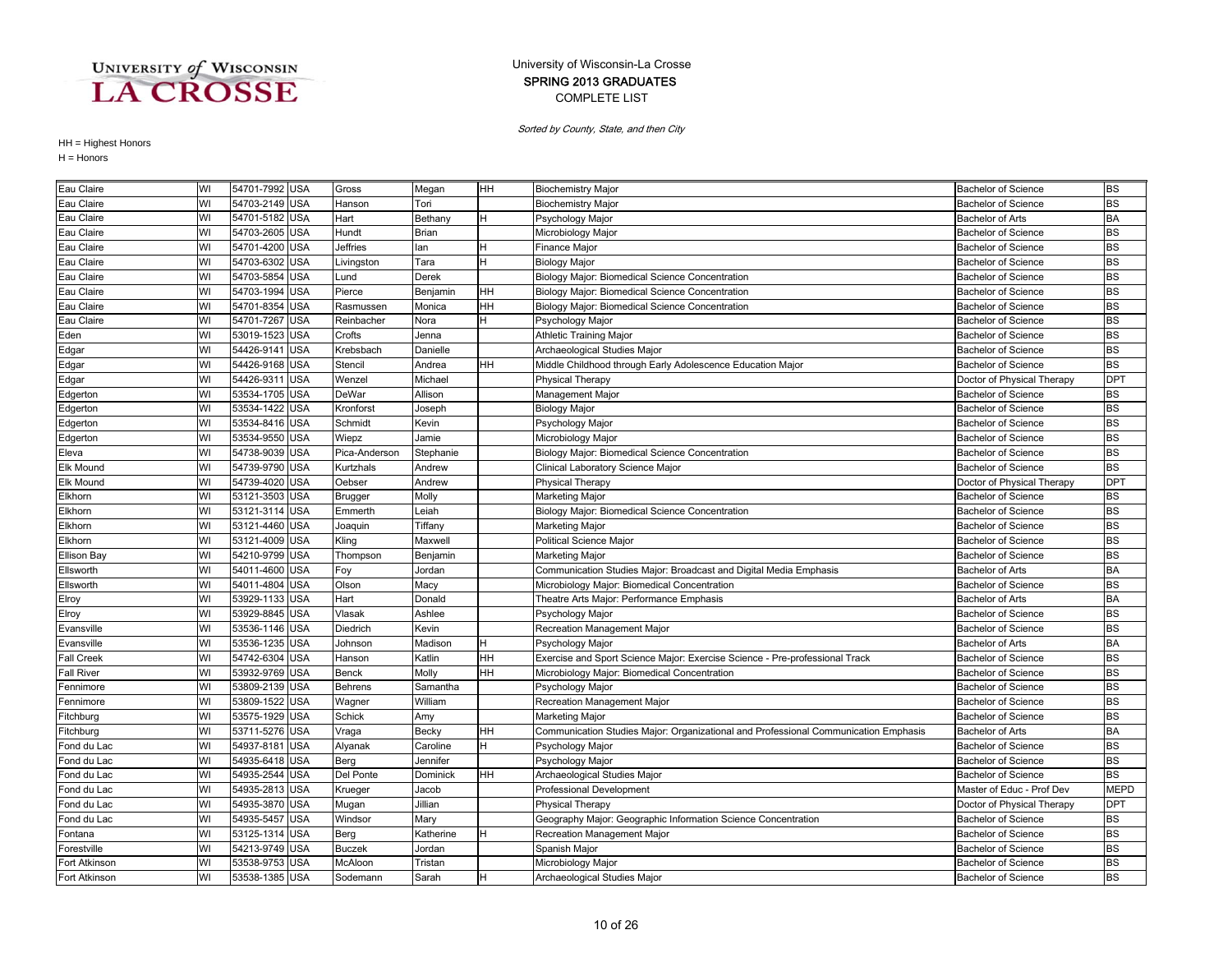University of Wisconsin-La Crosse
SPRING 2013 GRADUATES
COMPLETE LIST

*Sorted by County, State, and then City*

HH = Highest Honors
H = Honors

| City | State | Zip | Country | Last Name | First Name | Honors | Major | Degree | Abbr |
|---|---|---|---|---|---|---|---|---|---|
| Eau Claire | WI | 54701-7992 | USA | Gross | Megan | HH | Biochemistry Major | Bachelor of Science | BS |
| Eau Claire | WI | 54703-2149 | USA | Hanson | Tori | | Biochemistry Major | Bachelor of Science | BS |
| Eau Claire | WI | 54701-5182 | USA | Hart | Bethany | H | Psychology Major | Bachelor of Arts | BA |
| Eau Claire | WI | 54703-2605 | USA | Hundt | Brian | | Microbiology Major | Bachelor of Science | BS |
| Eau Claire | WI | 54701-4200 | USA | Jeffries | Ian | H | Finance Major | Bachelor of Science | BS |
| Eau Claire | WI | 54703-6302 | USA | Livingston | Tara | H | Biology Major | Bachelor of Science | BS |
| Eau Claire | WI | 54703-5854 | USA | Lund | Derek | | Biology Major: Biomedical Science Concentration | Bachelor of Science | BS |
| Eau Claire | WI | 54703-1994 | USA | Pierce | Benjamin | HH | Biology Major: Biomedical Science Concentration | Bachelor of Science | BS |
| Eau Claire | WI | 54701-8354 | USA | Rasmussen | Monica | HH | Biology Major: Biomedical Science Concentration | Bachelor of Science | BS |
| Eau Claire | WI | 54701-7267 | USA | Reinbacher | Nora | H | Psychology Major | Bachelor of Science | BS |
| Eden | WI | 53019-1523 | USA | Crofts | Jenna | | Athletic Training Major | Bachelor of Science | BS |
| Edgar | WI | 54426-9141 | USA | Krebsbach | Danielle | | Archaeological Studies Major | Bachelor of Science | BS |
| Edgar | WI | 54426-9168 | USA | Stencil | Andrea | HH | Middle Childhood through Early Adolescence Education Major | Bachelor of Science | BS |
| Edgar | WI | 54426-9311 | USA | Wenzel | Michael | | Physical Therapy | Doctor of Physical Therapy | DPT |
| Edgerton | WI | 53534-1705 | USA | DeWar | Allison | | Management Major | Bachelor of Science | BS |
| Edgerton | WI | 53534-1422 | USA | Kronforst | Joseph | | Biology Major | Bachelor of Science | BS |
| Edgerton | WI | 53534-8416 | USA | Schmidt | Kevin | | Psychology Major | Bachelor of Science | BS |
| Edgerton | WI | 53534-9550 | USA | Wiepz | Jamie | | Microbiology Major | Bachelor of Science | BS |
| Eleva | WI | 54738-9039 | USA | Pica-Anderson | Stephanie | | Biology Major: Biomedical Science Concentration | Bachelor of Science | BS |
| Elk Mound | WI | 54739-9790 | USA | Kurtzhals | Andrew | | Clinical Laboratory Science Major | Bachelor of Science | BS |
| Elk Mound | WI | 54739-4020 | USA | Oebser | Andrew | | Physical Therapy | Doctor of Physical Therapy | DPT |
| Elkhorn | WI | 53121-3503 | USA | Brugger | Molly | | Marketing Major | Bachelor of Science | BS |
| Elkhorn | WI | 53121-3114 | USA | Emmerth | Leiah | | Biology Major: Biomedical Science Concentration | Bachelor of Science | BS |
| Elkhorn | WI | 53121-4460 | USA | Joaquin | Tiffany | | Marketing Major | Bachelor of Science | BS |
| Elkhorn | WI | 53121-4009 | USA | Kling | Maxwell | | Political Science Major | Bachelor of Science | BS |
| Ellison Bay | WI | 54210-9799 | USA | Thompson | Benjamin | | Marketing Major | Bachelor of Science | BS |
| Ellsworth | WI | 54011-4600 | USA | Foy | Jordan | | Communication Studies Major: Broadcast and Digital Media Emphasis | Bachelor of Arts | BA |
| Ellsworth | WI | 54011-4804 | USA | Olson | Macy | | Microbiology Major: Biomedical Concentration | Bachelor of Science | BS |
| Elroy | WI | 53929-1133 | USA | Hart | Donald | | Theatre Arts Major: Performance Emphasis | Bachelor of Arts | BA |
| Elroy | WI | 53929-8845 | USA | Vlasak | Ashlee | | Psychology Major | Bachelor of Science | BS |
| Evansville | WI | 53536-1146 | USA | Diedrich | Kevin | | Recreation Management Major | Bachelor of Science | BS |
| Evansville | WI | 53536-1235 | USA | Johnson | Madison | H | Psychology Major | Bachelor of Arts | BA |
| Fall Creek | WI | 54742-6304 | USA | Hanson | Katlin | HH | Exercise and Sport Science Major: Exercise Science - Pre-professional Track | Bachelor of Science | BS |
| Fall River | WI | 53932-9769 | USA | Benck | Molly | HH | Microbiology Major: Biomedical Concentration | Bachelor of Science | BS |
| Fennimore | WI | 53809-2139 | USA | Behrens | Samantha | | Psychology Major | Bachelor of Science | BS |
| Fennimore | WI | 53809-1522 | USA | Wagner | William | | Recreation Management Major | Bachelor of Science | BS |
| Fitchburg | WI | 53575-1929 | USA | Schick | Amy | | Marketing Major | Bachelor of Science | BS |
| Fitchburg | WI | 53711-5276 | USA | Vraga | Becky | HH | Communication Studies Major: Organizational and Professional Communication Emphasis | Bachelor of Arts | BA |
| Fond du Lac | WI | 54937-8181 | USA | Alyanak | Caroline | H | Psychology Major | Bachelor of Science | BS |
| Fond du Lac | WI | 54935-6418 | USA | Berg | Jennifer | | Psychology Major | Bachelor of Science | BS |
| Fond du Lac | WI | 54935-2544 | USA | Del Ponte | Dominick | HH | Archaeological Studies Major | Bachelor of Science | BS |
| Fond du Lac | WI | 54935-2813 | USA | Krueger | Jacob | | Professional Development | Master of Educ - Prof Dev | MEPD |
| Fond du Lac | WI | 54935-3870 | USA | Mugan | Jillian | | Physical Therapy | Doctor of Physical Therapy | DPT |
| Fond du Lac | WI | 54935-5457 | USA | Windsor | Mary | | Geography Major: Geographic Information Science Concentration | Bachelor of Science | BS |
| Fontana | WI | 53125-1314 | USA | Berg | Katherine | H | Recreation Management Major | Bachelor of Science | BS |
| Forestville | WI | 54213-9749 | USA | Buczek | Jordan | | Spanish Major | Bachelor of Science | BS |
| Fort Atkinson | WI | 53538-9753 | USA | McAloon | Tristan | | Microbiology Major | Bachelor of Science | BS |
| Fort Atkinson | WI | 53538-1385 | USA | Sodemann | Sarah | H | Archaeological Studies Major | Bachelor of Science | BS |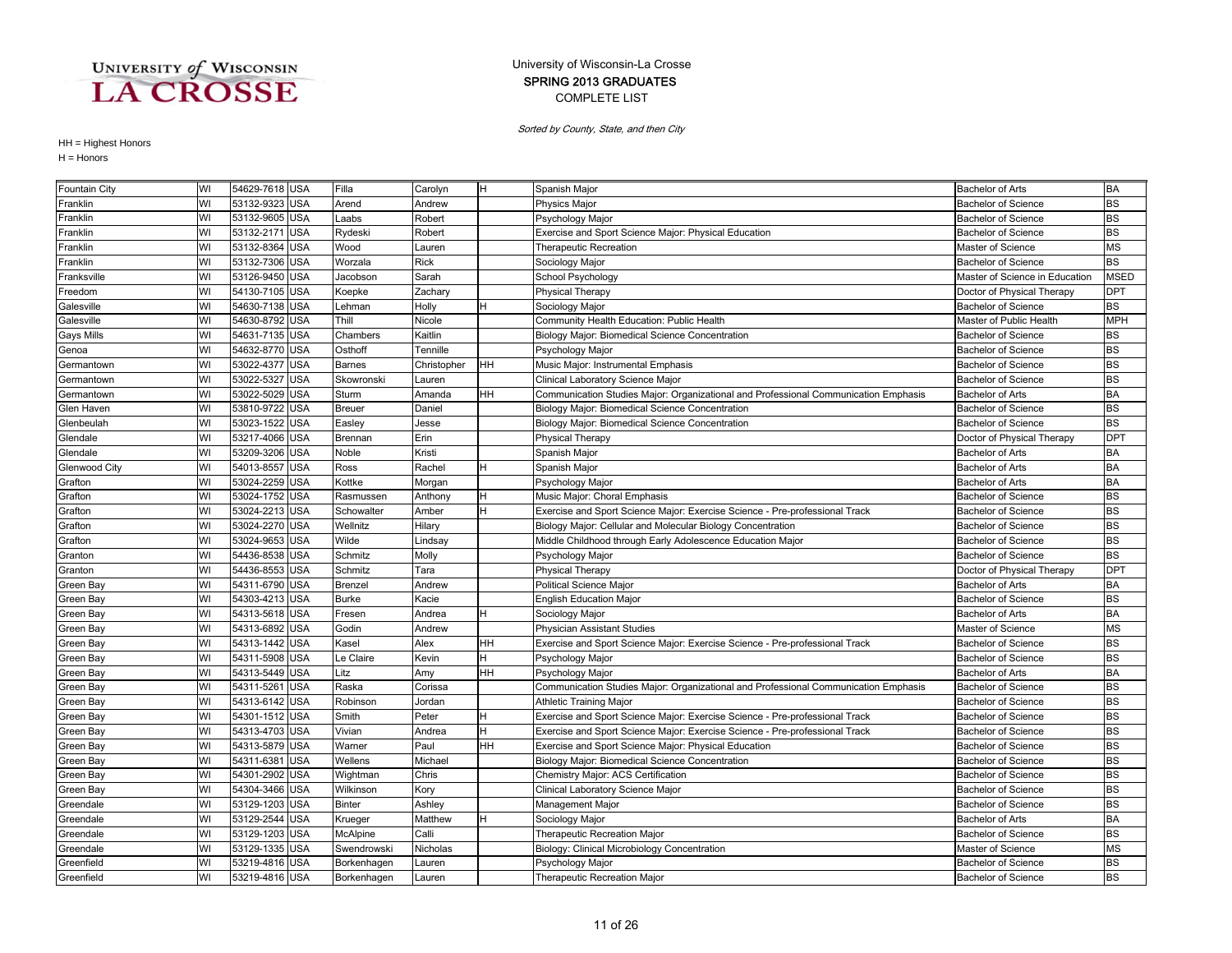UNIVERSITY of WISCONSIN LA CROSSE

University of Wisconsin-La Crosse
SPRING 2013 GRADUATES
COMPLETE LIST

*Sorted by County, State, and then City*

HH = Highest Honors
H = Honors

| | | | | | | | | | | |
|---|---|---|---|---|---|---|---|---|---|---|
| Fountain City | WI | 54629-7618 | USA | Filla | Carolyn | H | Spanish Major | Bachelor of Arts | BA |
| Franklin | WI | 53132-9323 | USA | Arend | Andrew | | Physics Major | Bachelor of Science | BS |
| Franklin | WI | 53132-9605 | USA | Laabs | Robert | | Psychology Major | Bachelor of Science | BS |
| Franklin | WI | 53132-2171 | USA | Rydeski | Robert | | Exercise and Sport Science Major: Physical Education | Bachelor of Science | BS |
| Franklin | WI | 53132-8364 | USA | Wood | Lauren | | Therapeutic Recreation | Master of Science | MS |
| Franklin | WI | 53132-7306 | USA | Worzala | Rick | | Sociology Major | Bachelor of Science | BS |
| Franksville | WI | 53126-9450 | USA | Jacobson | Sarah | | School Psychology | Master of Science in Education | MSED |
| Freedom | WI | 54130-7105 | USA | Koepke | Zachary | | Physical Therapy | Doctor of Physical Therapy | DPT |
| Galesville | WI | 54630-7138 | USA | Lehman | Holly | H | Sociology Major | Bachelor of Science | BS |
| Galesville | WI | 54630-8792 | USA | Thill | Nicole | | Community Health Education: Public Health | Master of Public Health | MPH |
| Gays Mills | WI | 54631-7135 | USA | Chambers | Kaitlin | | Biology Major: Biomedical Science Concentration | Bachelor of Science | BS |
| Genoa | WI | 54632-8770 | USA | Osthoff | Tennille | | Psychology Major | Bachelor of Science | BS |
| Germantown | WI | 53022-4377 | USA | Barnes | Christopher | HH | Music Major: Instrumental Emphasis | Bachelor of Science | BS |
| Germantown | WI | 53022-5327 | USA | Skowronski | Lauren | | Clinical Laboratory Science Major | Bachelor of Science | BS |
| Germantown | WI | 53022-5029 | USA | Sturm | Amanda | HH | Communication Studies Major: Organizational and Professional Communication Emphasis | Bachelor of Arts | BA |
| Glen Haven | WI | 53810-9722 | USA | Breuer | Daniel | | Biology Major: Biomedical Science Concentration | Bachelor of Science | BS |
| Glenbeulah | WI | 53023-1522 | USA | Easley | Jesse | | Biology Major: Biomedical Science Concentration | Bachelor of Science | BS |
| Glendale | WI | 53217-4066 | USA | Brennan | Erin | | Physical Therapy | Doctor of Physical Therapy | DPT |
| Glendale | WI | 53209-3206 | USA | Noble | Kristi | | Spanish Major | Bachelor of Arts | BA |
| Glenwood City | WI | 54013-8557 | USA | Ross | Rachel | H | Spanish Major | Bachelor of Arts | BA |
| Grafton | WI | 53024-2259 | USA | Kottke | Morgan | | Psychology Major | Bachelor of Arts | BA |
| Grafton | WI | 53024-1752 | USA | Rasmussen | Anthony | H | Music Major: Choral Emphasis | Bachelor of Science | BS |
| Grafton | WI | 53024-2213 | USA | Schowalter | Amber | H | Exercise and Sport Science Major: Exercise Science - Pre-professional Track | Bachelor of Science | BS |
| Grafton | WI | 53024-2270 | USA | Wellnitz | Hilary | | Biology Major: Cellular and Molecular Biology Concentration | Bachelor of Science | BS |
| Grafton | WI | 53024-9653 | USA | Wilde | Lindsay | | Middle Childhood through Early Adolescence Education Major | Bachelor of Science | BS |
| Granton | WI | 54436-8538 | USA | Schmitz | Molly | | Psychology Major | Bachelor of Science | BS |
| Granton | WI | 54436-8553 | USA | Schmitz | Tara | | Physical Therapy | Doctor of Physical Therapy | DPT |
| Green Bay | WI | 54311-6790 | USA | Brenzel | Andrew | | Political Science Major | Bachelor of Arts | BA |
| Green Bay | WI | 54303-4213 | USA | Burke | Kacie | | English Education Major | Bachelor of Science | BS |
| Green Bay | WI | 54313-5618 | USA | Fresen | Andrea | H | Sociology Major | Bachelor of Arts | BA |
| Green Bay | WI | 54313-6892 | USA | Godin | Andrew | | Physician Assistant Studies | Master of Science | MS |
| Green Bay | WI | 54313-1442 | USA | Kasel | Alex | HH | Exercise and Sport Science Major: Exercise Science - Pre-professional Track | Bachelor of Science | BS |
| Green Bay | WI | 54311-5908 | USA | Le Claire | Kevin | H | Psychology Major | Bachelor of Science | BS |
| Green Bay | WI | 54313-5449 | USA | Litz | Amy | HH | Psychology Major | Bachelor of Arts | BA |
| Green Bay | WI | 54311-5261 | USA | Raska | Corissa | | Communication Studies Major: Organizational and Professional Communication Emphasis | Bachelor of Science | BS |
| Green Bay | WI | 54313-6142 | USA | Robinson | Jordan | | Athletic Training Major | Bachelor of Science | BS |
| Green Bay | WI | 54301-1512 | USA | Smith | Peter | H | Exercise and Sport Science Major: Exercise Science - Pre-professional Track | Bachelor of Science | BS |
| Green Bay | WI | 54313-4703 | USA | Vivian | Andrea | H | Exercise and Sport Science Major: Exercise Science - Pre-professional Track | Bachelor of Science | BS |
| Green Bay | WI | 54313-5879 | USA | Warner | Paul | HH | Exercise and Sport Science Major: Physical Education | Bachelor of Science | BS |
| Green Bay | WI | 54311-6381 | USA | Wellens | Michael | | Biology Major: Biomedical Science Concentration | Bachelor of Science | BS |
| Green Bay | WI | 54301-2902 | USA | Wightman | Chris | | Chemistry Major: ACS Certification | Bachelor of Science | BS |
| Green Bay | WI | 54304-3466 | USA | Wilkinson | Kory | | Clinical Laboratory Science Major | Bachelor of Science | BS |
| Greendale | WI | 53129-1203 | USA | Binter | Ashley | | Management Major | Bachelor of Science | BS |
| Greendale | WI | 53129-2544 | USA | Krueger | Matthew | H | Sociology Major | Bachelor of Arts | BA |
| Greendale | WI | 53129-1203 | USA | McAlpine | Calli | | Therapeutic Recreation Major | Bachelor of Science | BS |
| Greendale | WI | 53129-1335 | USA | Swendrowski | Nicholas | | Biology: Clinical Microbiology Concentration | Master of Science | MS |
| Greenfield | WI | 53219-4816 | USA | Borkenhagen | Lauren | | Psychology Major | Bachelor of Science | BS |
| Greenfield | WI | 53219-4816 | USA | Borkenhagen | Lauren | | Therapeutic Recreation Major | Bachelor of Science | BS |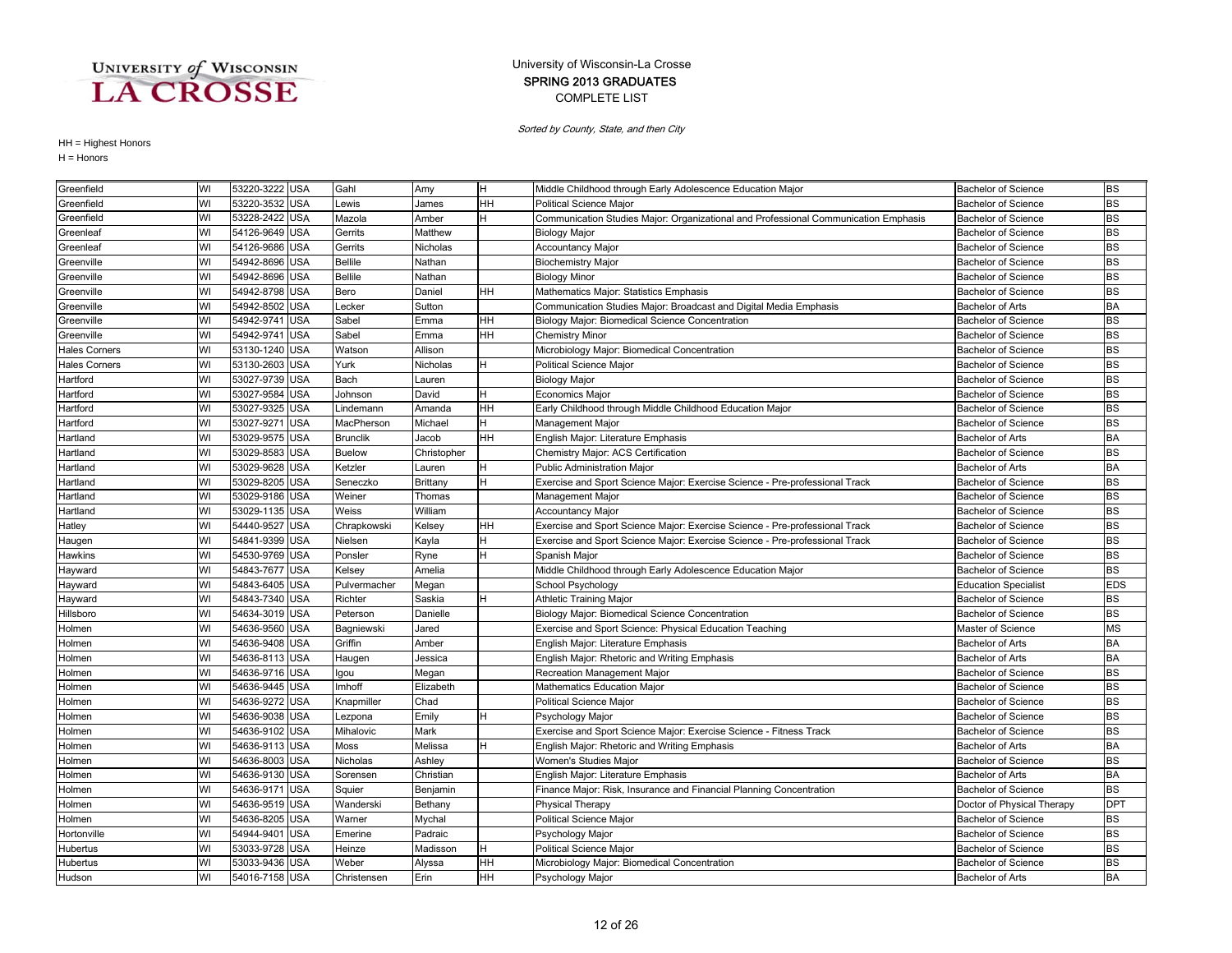University of Wisconsin-La Crosse
SPRING 2013 GRADUATES
COMPLETE LIST

*Sorted by County, State, and then City*

HH = Highest Honors
H = Honors

| City | State | Zip | Country | Last Name | First Name | Honors | Major | Degree | Abbr |
|---|---|---|---|---|---|---|---|---|---|
| Greenfield | WI | 53220-3222 | USA | Gahl | Amy | H | Middle Childhood through Early Adolescence Education Major | Bachelor of Science | BS |
| Greenfield | WI | 53220-3532 | USA | Lewis | James | HH | Political Science Major | Bachelor of Science | BS |
| Greenfield | WI | 53228-2422 | USA | Mazola | Amber | H | Communication Studies Major: Organizational and Professional Communication Emphasis | Bachelor of Science | BS |
| Greenleaf | WI | 54126-9649 | USA | Gerrits | Matthew | | Biology Major | Bachelor of Science | BS |
| Greenleaf | WI | 54126-9686 | USA | Gerrits | Nicholas | | Accountancy Major | Bachelor of Science | BS |
| Greenville | WI | 54942-8696 | USA | Bellile | Nathan | | Biochemistry Major | Bachelor of Science | BS |
| Greenville | WI | 54942-8696 | USA | Bellile | Nathan | | Biology Minor | Bachelor of Science | BS |
| Greenville | WI | 54942-8798 | USA | Bero | Daniel | HH | Mathematics Major: Statistics Emphasis | Bachelor of Science | BS |
| Greenville | WI | 54942-8502 | USA | Lecker | Sutton | | Communication Studies Major: Broadcast and Digital Media Emphasis | Bachelor of Arts | BA |
| Greenville | WI | 54942-9741 | USA | Sabel | Emma | HH | Biology Major: Biomedical Science Concentration | Bachelor of Science | BS |
| Greenville | WI | 54942-9741 | USA | Sabel | Emma | HH | Chemistry Minor | Bachelor of Science | BS |
| Hales Corners | WI | 53130-1240 | USA | Watson | Allison | | Microbiology Major: Biomedical Concentration | Bachelor of Science | BS |
| Hales Corners | WI | 53130-2603 | USA | Yurk | Nicholas | H | Political Science Major | Bachelor of Science | BS |
| Hartford | WI | 53027-9739 | USA | Bach | Lauren | | Biology Major | Bachelor of Science | BS |
| Hartford | WI | 53027-9584 | USA | Johnson | David | H | Economics Major | Bachelor of Science | BS |
| Hartford | WI | 53027-9325 | USA | Lindemann | Amanda | HH | Early Childhood through Middle Childhood Education Major | Bachelor of Science | BS |
| Hartford | WI | 53027-9271 | USA | MacPherson | Michael | H | Management Major | Bachelor of Science | BS |
| Hartland | WI | 53029-9575 | USA | Brunclik | Jacob | HH | English Major: Literature Emphasis | Bachelor of Arts | BA |
| Hartland | WI | 53029-8583 | USA | Buelow | Christopher | | Chemistry Major: ACS Certification | Bachelor of Science | BS |
| Hartland | WI | 53029-9628 | USA | Ketzler | Lauren | H | Public Administration Major | Bachelor of Arts | BA |
| Hartland | WI | 53029-8205 | USA | Seneczko | Brittany | H | Exercise and Sport Science Major: Exercise Science - Pre-professional Track | Bachelor of Science | BS |
| Hartland | WI | 53029-9186 | USA | Weiner | Thomas | | Management Major | Bachelor of Science | BS |
| Hartland | WI | 53029-1135 | USA | Weiss | William | | Accountancy Major | Bachelor of Science | BS |
| Hatley | WI | 54440-9527 | USA | Chrapkowski | Kelsey | HH | Exercise and Sport Science Major: Exercise Science - Pre-professional Track | Bachelor of Science | BS |
| Haugen | WI | 54841-9399 | USA | Nielsen | Kayla | H | Exercise and Sport Science Major: Exercise Science - Pre-professional Track | Bachelor of Science | BS |
| Hawkins | WI | 54530-9769 | USA | Ponsler | Ryne | H | Spanish Major | Bachelor of Science | BS |
| Hayward | WI | 54843-7677 | USA | Kelsey | Amelia | | Middle Childhood through Early Adolescence Education Major | Bachelor of Science | BS |
| Hayward | WI | 54843-6405 | USA | Pulvermacher | Megan | | School Psychology | Education Specialist | EDS |
| Hayward | WI | 54843-7340 | USA | Richter | Saskia | H | Athletic Training Major | Bachelor of Science | BS |
| Hillsboro | WI | 54634-3019 | USA | Peterson | Danielle | | Biology Major: Biomedical Science Concentration | Bachelor of Science | BS |
| Holmen | WI | 54636-9560 | USA | Bagniewski | Jared | | Exercise and Sport Science: Physical Education Teaching | Master of Science | MS |
| Holmen | WI | 54636-9408 | USA | Griffin | Amber | | English Major: Literature Emphasis | Bachelor of Arts | BA |
| Holmen | WI | 54636-8113 | USA | Haugen | Jessica | | English Major: Rhetoric and Writing Emphasis | Bachelor of Arts | BA |
| Holmen | WI | 54636-9716 | USA | Igou | Megan | | Recreation Management Major | Bachelor of Science | BS |
| Holmen | WI | 54636-9445 | USA | Imhoff | Elizabeth | | Mathematics Education Major | Bachelor of Science | BS |
| Holmen | WI | 54636-9272 | USA | Knapmiller | Chad | | Political Science Major | Bachelor of Science | BS |
| Holmen | WI | 54636-9038 | USA | Lezpona | Emily | H | Psychology Major | Bachelor of Science | BS |
| Holmen | WI | 54636-9102 | USA | Mihalovic | Mark | | Exercise and Sport Science Major: Exercise Science - Fitness Track | Bachelor of Science | BS |
| Holmen | WI | 54636-9113 | USA | Moss | Melissa | H | English Major: Rhetoric and Writing Emphasis | Bachelor of Arts | BA |
| Holmen | WI | 54636-8003 | USA | Nicholas | Ashley | | Women's Studies Major | Bachelor of Science | BS |
| Holmen | WI | 54636-9130 | USA | Sorensen | Christian | | English Major: Literature Emphasis | Bachelor of Arts | BA |
| Holmen | WI | 54636-9171 | USA | Squier | Benjamin | | Finance Major: Risk, Insurance and Financial Planning Concentration | Bachelor of Science | BS |
| Holmen | WI | 54636-9519 | USA | Wanderski | Bethany | | Physical Therapy | Doctor of Physical Therapy | DPT |
| Holmen | WI | 54636-8205 | USA | Warner | Mychal | | Political Science Major | Bachelor of Science | BS |
| Hortonville | WI | 54944-9401 | USA | Emerine | Padraic | | Psychology Major | Bachelor of Science | BS |
| Hubertus | WI | 53033-9728 | USA | Heinze | Madisson | H | Political Science Major | Bachelor of Science | BS |
| Hubertus | WI | 53033-9436 | USA | Weber | Alyssa | HH | Microbiology Major: Biomedical Concentration | Bachelor of Science | BS |
| Hudson | WI | 54016-7158 | USA | Christensen | Erin | HH | Psychology Major | Bachelor of Arts | BA |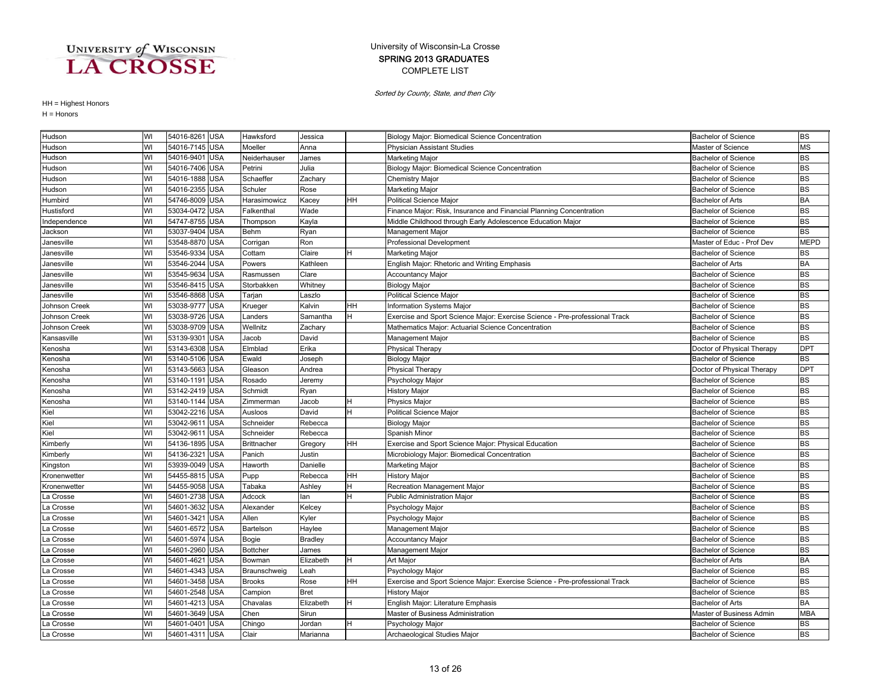UNIVERSITY of WISCONSIN LA CROSSE

University of Wisconsin-La Crosse
SPRING 2013 GRADUATES
COMPLETE LIST

*Sorted by County, State, and then City*

HH = Highest Honors
H = Honors

| | | | | | | | | | | |
|---|---|---|---|---|---|---|---|---|---|---|
| Hudson | WI | 54016-8261 | USA | Hawksford | Jessica | | Biology Major: Biomedical Science Concentration | Bachelor of Science | BS |
| Hudson | WI | 54016-7145 | USA | Moeller | Anna | | Physician Assistant Studies | Master of Science | MS |
| Hudson | WI | 54016-9401 | USA | Neiderhauser | James | | Marketing Major | Bachelor of Science | BS |
| Hudson | WI | 54016-7406 | USA | Petrini | Julia | | Biology Major: Biomedical Science Concentration | Bachelor of Science | BS |
| Hudson | WI | 54016-1888 | USA | Schaeffer | Zachary | | Chemistry Major | Bachelor of Science | BS |
| Hudson | WI | 54016-2355 | USA | Schuler | Rose | | Marketing Major | Bachelor of Science | BS |
| Humbird | WI | 54746-8009 | USA | Harasimowicz | Kacey | HH | Political Science Major | Bachelor of Arts | BA |
| Hustisford | WI | 53034-0472 | USA | Falkenthal | Wade | | Finance Major: Risk, Insurance and Financial Planning Concentration | Bachelor of Science | BS |
| Independence | WI | 54747-8755 | USA | Thompson | Kayla | | Middle Childhood through Early Adolescence Education Major | Bachelor of Science | BS |
| Jackson | WI | 53037-9404 | USA | Behm | Ryan | | Management Major | Bachelor of Science | BS |
| Janesville | WI | 53548-8870 | USA | Corrigan | Ron | | Professional Development | Master of Educ - Prof Dev | MEPD |
| Janesville | WI | 53546-9334 | USA | Cottam | Claire | H | Marketing Major | Bachelor of Science | BS |
| Janesville | WI | 53546-2044 | USA | Powers | Kathleen | | English Major: Rhetoric and Writing Emphasis | Bachelor of Arts | BA |
| Janesville | WI | 53545-9634 | USA | Rasmussen | Clare | | Accountancy Major | Bachelor of Science | BS |
| Janesville | WI | 53546-8415 | USA | Storbakken | Whitney | | Biology Major | Bachelor of Science | BS |
| Janesville | WI | 53546-8868 | USA | Tarjan | Laszlo | | Political Science Major | Bachelor of Science | BS |
| Johnson Creek | WI | 53038-9777 | USA | Krueger | Kalvin | HH | Information Systems Major | Bachelor of Science | BS |
| Johnson Creek | WI | 53038-9726 | USA | Landers | Samantha | H | Exercise and Sport Science Major: Exercise Science - Pre-professional Track | Bachelor of Science | BS |
| Johnson Creek | WI | 53038-9709 | USA | Wellnitz | Zachary | | Mathematics Major: Actuarial Science Concentration | Bachelor of Science | BS |
| Kansasville | WI | 53139-9301 | USA | Jacob | David | | Management Major | Bachelor of Science | BS |
| Kenosha | WI | 53143-6308 | USA | Elmblad | Erika | | Physical Therapy | Doctor of Physical Therapy | DPT |
| Kenosha | WI | 53140-5106 | USA | Ewald | Joseph | | Biology Major | Bachelor of Science | BS |
| Kenosha | WI | 53143-5663 | USA | Gleason | Andrea | | Physical Therapy | Doctor of Physical Therapy | DPT |
| Kenosha | WI | 53140-1191 | USA | Rosado | Jeremy | | Psychology Major | Bachelor of Science | BS |
| Kenosha | WI | 53142-2419 | USA | Schmidt | Ryan | | History Major | Bachelor of Science | BS |
| Kenosha | WI | 53140-1144 | USA | Zimmerman | Jacob | H | Physics Major | Bachelor of Science | BS |
| Kiel | WI | 53042-2216 | USA | Ausloos | David | H | Political Science Major | Bachelor of Science | BS |
| Kiel | WI | 53042-9611 | USA | Schneider | Rebecca | | Biology Major | Bachelor of Science | BS |
| Kiel | WI | 53042-9611 | USA | Schneider | Rebecca | | Spanish Minor | Bachelor of Science | BS |
| Kimberly | WI | 54136-1895 | USA | Brittnacher | Gregory | HH | Exercise and Sport Science Major: Physical Education | Bachelor of Science | BS |
| Kimberly | WI | 54136-2321 | USA | Panich | Justin | | Microbiology Major: Biomedical Concentration | Bachelor of Science | BS |
| Kingston | WI | 53939-0049 | USA | Haworth | Danielle | | Marketing Major | Bachelor of Science | BS |
| Kronenwetter | WI | 54455-8815 | USA | Pupp | Rebecca | HH | History Major | Bachelor of Science | BS |
| Kronenwetter | WI | 54455-9058 | USA | Tabaka | Ashley | H | Recreation Management Major | Bachelor of Science | BS |
| La Crosse | WI | 54601-2738 | USA | Adcock | Ian | H | Public Administration Major | Bachelor of Science | BS |
| La Crosse | WI | 54601-3632 | USA | Alexander | Kelcey | | Psychology Major | Bachelor of Science | BS |
| La Crosse | WI | 54601-3421 | USA | Allen | Kyler | | Psychology Major | Bachelor of Science | BS |
| La Crosse | WI | 54601-6572 | USA | Bartelson | Haylee | | Management Major | Bachelor of Science | BS |
| La Crosse | WI | 54601-5974 | USA | Bogie | Bradley | | Accountancy Major | Bachelor of Science | BS |
| La Crosse | WI | 54601-2960 | USA | Bottcher | James | | Management Major | Bachelor of Science | BS |
| La Crosse | WI | 54601-4621 | USA | Bowman | Elizabeth | H | Art Major | Bachelor of Arts | BA |
| La Crosse | WI | 54601-4343 | USA | Braunschweig | Leah | | Psychology Major | Bachelor of Science | BS |
| La Crosse | WI | 54601-3458 | USA | Brooks | Rose | HH | Exercise and Sport Science Major: Exercise Science - Pre-professional Track | Bachelor of Science | BS |
| La Crosse | WI | 54601-2548 | USA | Campion | Bret | | History Major | Bachelor of Science | BS |
| La Crosse | WI | 54601-4213 | USA | Chavalas | Elizabeth | H | English Major: Literature Emphasis | Bachelor of Arts | BA |
| La Crosse | WI | 54601-3649 | USA | Chen | Sirun | | Master of Business Administration | Master of Business Admin | MBA |
| La Crosse | WI | 54601-0401 | USA | Chingo | Jordan | H | Psychology Major | Bachelor of Science | BS |
| La Crosse | WI | 54601-4311 | USA | Clair | Marianna | | Archaeological Studies Major | Bachelor of Science | BS |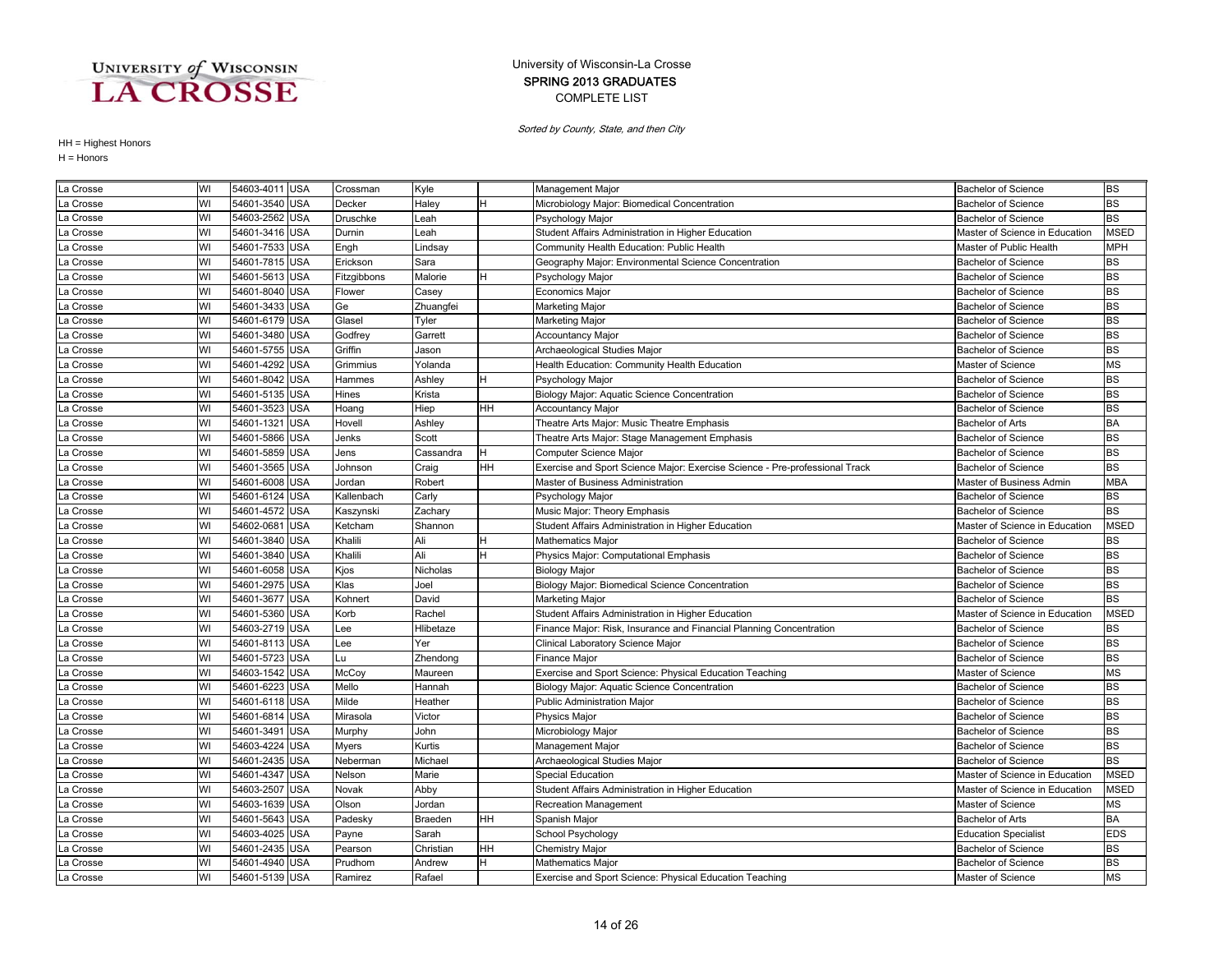University of Wisconsin-La Crosse
SPRING 2013 GRADUATES
COMPLETE LIST

*Sorted by County, State, and then City*

HH = Highest Honors
H = Honors

| | | | | | | | | | | |
|---|---|---|---|---|---|---|---|---|---|---|
| La Crosse | WI | 54603-4011 | USA | Crossman | Kyle | | Management Major | Bachelor of Science | BS |
| La Crosse | WI | 54601-3540 | USA | Decker | Haley | H | Microbiology Major: Biomedical Concentration | Bachelor of Science | BS |
| La Crosse | WI | 54603-2562 | USA | Druschke | Leah | | Psychology Major | Bachelor of Science | BS |
| La Crosse | WI | 54601-3416 | USA | Durnin | Leah | | Student Affairs Administration in Higher Education | Master of Science in Education | MSED |
| La Crosse | WI | 54601-7533 | USA | Engh | Lindsay | | Community Health Education: Public Health | Master of Public Health | MPH |
| La Crosse | WI | 54601-7815 | USA | Erickson | Sara | | Geography Major: Environmental Science Concentration | Bachelor of Science | BS |
| La Crosse | WI | 54601-5613 | USA | Fitzgibbons | Malorie | H | Psychology Major | Bachelor of Science | BS |
| La Crosse | WI | 54601-8040 | USA | Flower | Casey | | Economics Major | Bachelor of Science | BS |
| La Crosse | WI | 54601-3433 | USA | Ge | Zhuangfei | | Marketing Major | Bachelor of Science | BS |
| La Crosse | WI | 54601-6179 | USA | Glasel | Tyler | | Marketing Major | Bachelor of Science | BS |
| La Crosse | WI | 54601-3480 | USA | Godfrey | Garrett | | Accountancy Major | Bachelor of Science | BS |
| La Crosse | WI | 54601-5755 | USA | Griffin | Jason | | Archaeological Studies Major | Bachelor of Science | BS |
| La Crosse | WI | 54601-4292 | USA | Grimmius | Yolanda | | Health Education: Community Health Education | Master of Science | MS |
| La Crosse | WI | 54601-8042 | USA | Hammes | Ashley | H | Psychology Major | Bachelor of Science | BS |
| La Crosse | WI | 54601-5135 | USA | Hines | Krista | | Biology Major: Aquatic Science Concentration | Bachelor of Science | BS |
| La Crosse | WI | 54601-3523 | USA | Hoang | Hiep | HH | Accountancy Major | Bachelor of Science | BS |
| La Crosse | WI | 54601-1321 | USA | Hovell | Ashley | | Theatre Arts Major: Music Theatre Emphasis | Bachelor of Arts | BA |
| La Crosse | WI | 54601-5866 | USA | Jenks | Scott | | Theatre Arts Major: Stage Management Emphasis | Bachelor of Science | BS |
| La Crosse | WI | 54601-5859 | USA | Jens | Cassandra | H | Computer Science Major | Bachelor of Science | BS |
| La Crosse | WI | 54601-3565 | USA | Johnson | Craig | HH | Exercise and Sport Science Major: Exercise Science - Pre-professional Track | Bachelor of Science | BS |
| La Crosse | WI | 54601-6008 | USA | Jordan | Robert | | Master of Business Administration | Master of Business Admin | MBA |
| La Crosse | WI | 54601-6124 | USA | Kallenbach | Carly | | Psychology Major | Bachelor of Science | BS |
| La Crosse | WI | 54601-4572 | USA | Kaszynski | Zachary | | Music Major: Theory Emphasis | Bachelor of Science | BS |
| La Crosse | WI | 54602-0681 | USA | Ketcham | Shannon | | Student Affairs Administration in Higher Education | Master of Science in Education | MSED |
| La Crosse | WI | 54601-3840 | USA | Khalili | Ali | H | Mathematics Major | Bachelor of Science | BS |
| La Crosse | WI | 54601-3840 | USA | Khalili | Ali | H | Physics Major: Computational Emphasis | Bachelor of Science | BS |
| La Crosse | WI | 54601-6058 | USA | Kjos | Nicholas | | Biology Major | Bachelor of Science | BS |
| La Crosse | WI | 54601-2975 | USA | Klas | Joel | | Biology Major: Biomedical Science Concentration | Bachelor of Science | BS |
| La Crosse | WI | 54601-3677 | USA | Kohnert | David | | Marketing Major | Bachelor of Science | BS |
| La Crosse | WI | 54601-5360 | USA | Korb | Rachel | | Student Affairs Administration in Higher Education | Master of Science in Education | MSED |
| La Crosse | WI | 54603-2719 | USA | Lee | Hlibetaze | | Finance Major: Risk, Insurance and Financial Planning Concentration | Bachelor of Science | BS |
| La Crosse | WI | 54601-8113 | USA | Lee | Yer | | Clinical Laboratory Science Major | Bachelor of Science | BS |
| La Crosse | WI | 54601-5723 | USA | Lu | Zhendong | | Finance Major | Bachelor of Science | BS |
| La Crosse | WI | 54603-1542 | USA | McCoy | Maureen | | Exercise and Sport Science: Physical Education Teaching | Master of Science | MS |
| La Crosse | WI | 54601-6223 | USA | Mello | Hannah | | Biology Major: Aquatic Science Concentration | Bachelor of Science | BS |
| La Crosse | WI | 54601-6118 | USA | Milde | Heather | | Public Administration Major | Bachelor of Science | BS |
| La Crosse | WI | 54601-6814 | USA | Mirasola | Victor | | Physics Major | Bachelor of Science | BS |
| La Crosse | WI | 54601-3491 | USA | Murphy | John | | Microbiology Major | Bachelor of Science | BS |
| La Crosse | WI | 54603-4224 | USA | Myers | Kurtis | | Management Major | Bachelor of Science | BS |
| La Crosse | WI | 54601-2435 | USA | Neberman | Michael | | Archaeological Studies Major | Bachelor of Science | BS |
| La Crosse | WI | 54601-4347 | USA | Nelson | Marie | | Special Education | Master of Science in Education | MSED |
| La Crosse | WI | 54603-2507 | USA | Novak | Abby | | Student Affairs Administration in Higher Education | Master of Science in Education | MSED |
| La Crosse | WI | 54603-1639 | USA | Olson | Jordan | | Recreation Management | Master of Science | MS |
| La Crosse | WI | 54601-5643 | USA | Padesky | Braeden | HH | Spanish Major | Bachelor of Arts | BA |
| La Crosse | WI | 54603-4025 | USA | Payne | Sarah | | School Psychology | Education Specialist | EDS |
| La Crosse | WI | 54601-2435 | USA | Pearson | Christian | HH | Chemistry Major | Bachelor of Science | BS |
| La Crosse | WI | 54601-4940 | USA | Prudhom | Andrew | H | Mathematics Major | Bachelor of Science | BS |
| La Crosse | WI | 54601-5139 | USA | Ramirez | Rafael | | Exercise and Sport Science: Physical Education Teaching | Master of Science | MS |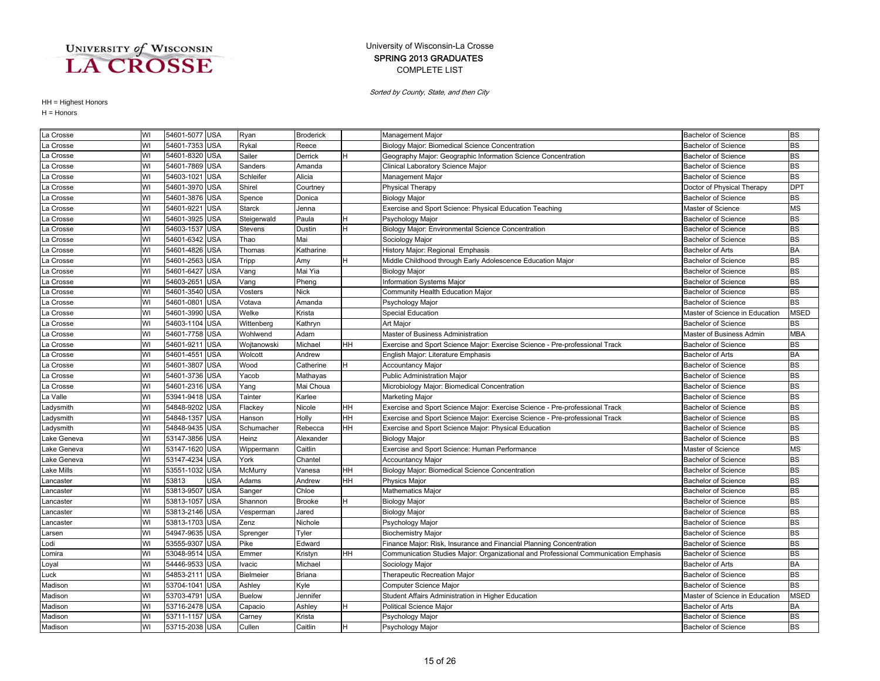University of Wisconsin-La Crosse
SPRING 2013 GRADUATES
COMPLETE LIST

*Sorted by County, State, and then City*

HH = Highest Honors
H = Honors

| | | | | | | | | | |
|---|---|---|---|---|---|---|---|---|---|
| La Crosse | WI | 54601-5077 | USA | Ryan | Broderick | | Management Major | Bachelor of Science | BS |
| La Crosse | WI | 54601-7353 | USA | Rykal | Reece | | Biology Major: Biomedical Science Concentration | Bachelor of Science | BS |
| La Crosse | WI | 54601-8320 | USA | Sailer | Derrick | H | Geography Major: Geographic Information Science Concentration | Bachelor of Science | BS |
| La Crosse | WI | 54601-7869 | USA | Sanders | Amanda | | Clinical Laboratory Science Major | Bachelor of Science | BS |
| La Crosse | WI | 54603-1021 | USA | Schleifer | Alicia | | Management Major | Bachelor of Science | BS |
| La Crosse | WI | 54601-3970 | USA | Shirel | Courtney | | Physical Therapy | Doctor of Physical Therapy | DPT |
| La Crosse | WI | 54601-3876 | USA | Spence | Donica | | Biology Major | Bachelor of Science | BS |
| La Crosse | WI | 54601-9221 | USA | Starck | Jenna | | Exercise and Sport Science: Physical Education Teaching | Master of Science | MS |
| La Crosse | WI | 54601-3925 | USA | Steigerwald | Paula | H | Psychology Major | Bachelor of Science | BS |
| La Crosse | WI | 54603-1537 | USA | Stevens | Dustin | H | Biology Major: Environmental Science Concentration | Bachelor of Science | BS |
| La Crosse | WI | 54601-6342 | USA | Thao | Mai | | Sociology Major | Bachelor of Science | BS |
| La Crosse | WI | 54601-4826 | USA | Thomas | Katharine | | History Major: Regional Emphasis | Bachelor of Arts | BA |
| La Crosse | WI | 54601-2563 | USA | Tripp | Amy | H | Middle Childhood through Early Adolescence Education Major | Bachelor of Science | BS |
| La Crosse | WI | 54601-6427 | USA | Vang | Mai Yia | | Biology Major | Bachelor of Science | BS |
| La Crosse | WI | 54603-2651 | USA | Vang | Pheng | | Information Systems Major | Bachelor of Science | BS |
| La Crosse | WI | 54601-3540 | USA | Vosters | Nick | | Community Health Education Major | Bachelor of Science | BS |
| La Crosse | WI | 54601-0801 | USA | Votava | Amanda | | Psychology Major | Bachelor of Science | BS |
| La Crosse | WI | 54601-3990 | USA | Welke | Krista | | Special Education | Master of Science in Education | MSED |
| La Crosse | WI | 54603-1104 | USA | Wittenberg | Kathryn | | Art Major | Bachelor of Science | BS |
| La Crosse | WI | 54601-7758 | USA | Wohlwend | Adam | | Master of Business Administration | Master of Business Admin | MBA |
| La Crosse | WI | 54601-9211 | USA | Wojtanowski | Michael | HH | Exercise and Sport Science Major: Exercise Science - Pre-professional Track | Bachelor of Science | BS |
| La Crosse | WI | 54601-4551 | USA | Wolcott | Andrew | | English Major: Literature Emphasis | Bachelor of Arts | BA |
| La Crosse | WI | 54601-3807 | USA | Wood | Catherine | H | Accountancy Major | Bachelor of Science | BS |
| La Crosse | WI | 54601-3736 | USA | Yacob | Mathayas | | Public Administration Major | Bachelor of Science | BS |
| La Crosse | WI | 54601-2316 | USA | Yang | Mai Choua | | Microbiology Major: Biomedical Concentration | Bachelor of Science | BS |
| La Valle | WI | 53941-9418 | USA | Tainter | Karlee | | Marketing Major | Bachelor of Science | BS |
| Ladysmith | WI | 54848-9202 | USA | Flackey | Nicole | HH | Exercise and Sport Science Major: Exercise Science - Pre-professional Track | Bachelor of Science | BS |
| Ladysmith | WI | 54848-1357 | USA | Hanson | Holly | HH | Exercise and Sport Science Major: Exercise Science - Pre-professional Track | Bachelor of Science | BS |
| Ladysmith | WI | 54848-9435 | USA | Schumacher | Rebecca | HH | Exercise and Sport Science Major: Physical Education | Bachelor of Science | BS |
| Lake Geneva | WI | 53147-3856 | USA | Heinz | Alexander | | Biology Major | Bachelor of Science | BS |
| Lake Geneva | WI | 53147-1620 | USA | Wippermann | Caitlin | | Exercise and Sport Science: Human Performance | Master of Science | MS |
| Lake Geneva | WI | 53147-4234 | USA | York | Chantel | | Accountancy Major | Bachelor of Science | BS |
| Lake Mills | WI | 53551-1032 | USA | McMurry | Vanesa | HH | Biology Major: Biomedical Science Concentration | Bachelor of Science | BS |
| Lancaster | WI | 53813 | USA | Adams | Andrew | HH | Physics Major | Bachelor of Science | BS |
| Lancaster | WI | 53813-9507 | USA | Sanger | Chloe | | Mathematics Major | Bachelor of Science | BS |
| Lancaster | WI | 53813-1057 | USA | Shannon | Brooke | H | Biology Major | Bachelor of Science | BS |
| Lancaster | WI | 53813-2146 | USA | Vesperman | Jared | | Biology Major | Bachelor of Science | BS |
| Lancaster | WI | 53813-1703 | USA | Zenz | Nichole | | Psychology Major | Bachelor of Science | BS |
| Larsen | WI | 54947-9635 | USA | Sprenger | Tyler | | Biochemistry Major | Bachelor of Science | BS |
| Lodi | WI | 53555-9307 | USA | Pike | Edward | | Finance Major: Risk, Insurance and Financial Planning Concentration | Bachelor of Science | BS |
| Lomira | WI | 53048-9514 | USA | Emmer | Kristyn | HH | Communication Studies Major: Organizational and Professional Communication Emphasis | Bachelor of Science | BS |
| Loyal | WI | 54446-9533 | USA | Ivacic | Michael | | Sociology Major | Bachelor of Arts | BA |
| Luck | WI | 54853-2111 | USA | Bielmeier | Briana | | Therapeutic Recreation Major | Bachelor of Science | BS |
| Madison | WI | 53704-1041 | USA | Ashley | Kyle | | Computer Science Major | Bachelor of Science | BS |
| Madison | WI | 53703-4791 | USA | Buelow | Jennifer | | Student Affairs Administration in Higher Education | Master of Science in Education | MSED |
| Madison | WI | 53716-2478 | USA | Capacio | Ashley | H | Political Science Major | Bachelor of Arts | BA |
| Madison | WI | 53711-1157 | USA | Carney | Krista | | Psychology Major | Bachelor of Science | BS |
| Madison | WI | 53715-2038 | USA | Cullen | Caitlin | H | Psychology Major | Bachelor of Science | BS |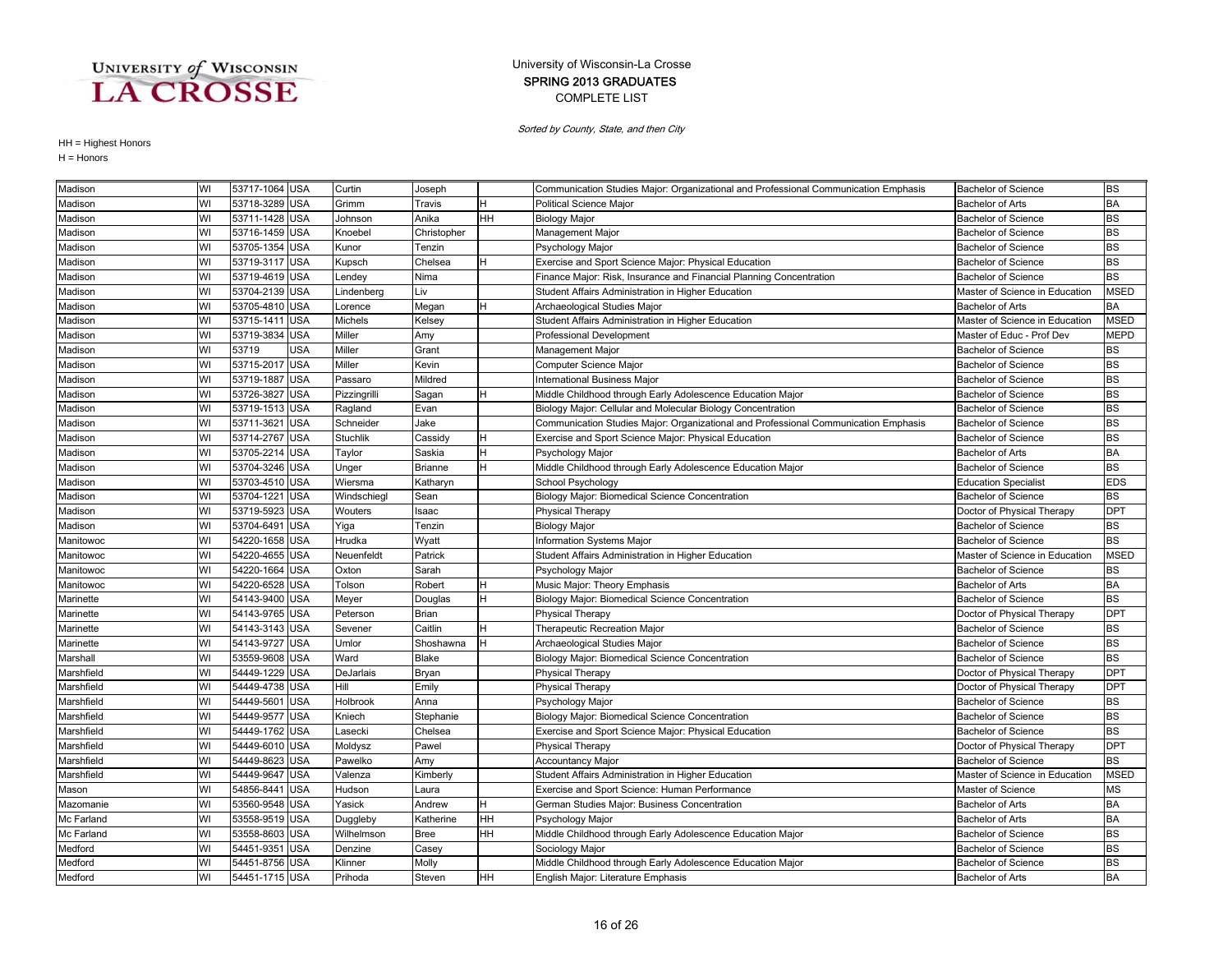UNIVERSITY of WISCONSIN LA CROSSE

University of Wisconsin-La Crosse
SPRING 2013 GRADUATES
COMPLETE LIST

*Sorted by County, State, and then City*

HH = Highest Honors
H = Honors

| | | | | | | | | | |
|---|---|---|---|---|---|---|---|---|---|
| Madison | WI | 53717-1064 | USA | Curtin | Joseph | | Communication Studies Major: Organizational and Professional Communication Emphasis | Bachelor of Science | BS |
| Madison | WI | 53718-3289 | USA | Grimm | Travis | H | Political Science Major | Bachelor of Arts | BA |
| Madison | WI | 53711-1428 | USA | Johnson | Anika | HH | Biology Major | Bachelor of Science | BS |
| Madison | WI | 53716-1459 | USA | Knoebel | Christopher | | Management Major | Bachelor of Science | BS |
| Madison | WI | 53705-1354 | USA | Kunor | Tenzin | | Psychology Major | Bachelor of Science | BS |
| Madison | WI | 53719-3117 | USA | Kupsch | Chelsea | H | Exercise and Sport Science Major: Physical Education | Bachelor of Science | BS |
| Madison | WI | 53719-4619 | USA | Lendey | Nima | | Finance Major: Risk, Insurance and Financial Planning Concentration | Bachelor of Science | BS |
| Madison | WI | 53704-2139 | USA | Lindenberg | Liv | | Student Affairs Administration in Higher Education | Master of Science in Education | MSED |
| Madison | WI | 53705-4810 | USA | Lorence | Megan | H | Archaeological Studies Major | Bachelor of Arts | BA |
| Madison | WI | 53715-1411 | USA | Michels | Kelsey | | Student Affairs Administration in Higher Education | Master of Science in Education | MSED |
| Madison | WI | 53719-3834 | USA | Miller | Amy | | Professional Development | Master of Educ - Prof Dev | MEPD |
| Madison | WI | 53719 | USA | Miller | Grant | | Management Major | Bachelor of Science | BS |
| Madison | WI | 53715-2017 | USA | Miller | Kevin | | Computer Science Major | Bachelor of Science | BS |
| Madison | WI | 53719-1887 | USA | Passaro | Mildred | | International Business Major | Bachelor of Science | BS |
| Madison | WI | 53726-3827 | USA | Pizzingrilli | Sagan | H | Middle Childhood through Early Adolescence Education Major | Bachelor of Science | BS |
| Madison | WI | 53719-1513 | USA | Ragland | Evan | | Biology Major: Cellular and Molecular Biology Concentration | Bachelor of Science | BS |
| Madison | WI | 53711-3621 | USA | Schneider | Jake | | Communication Studies Major: Organizational and Professional Communication Emphasis | Bachelor of Science | BS |
| Madison | WI | 53714-2767 | USA | Stuchlik | Cassidy | H | Exercise and Sport Science Major: Physical Education | Bachelor of Science | BS |
| Madison | WI | 53705-2214 | USA | Taylor | Saskia | H | Psychology Major | Bachelor of Arts | BA |
| Madison | WI | 53704-3246 | USA | Unger | Brianne | H | Middle Childhood through Early Adolescence Education Major | Bachelor of Science | BS |
| Madison | WI | 53703-4510 | USA | Wiersma | Katharyn | | School Psychology | Education Specialist | EDS |
| Madison | WI | 53704-1221 | USA | Windschiegl | Sean | | Biology Major: Biomedical Science Concentration | Bachelor of Science | BS |
| Madison | WI | 53719-5923 | USA | Wouters | Isaac | | Physical Therapy | Doctor of Physical Therapy | DPT |
| Madison | WI | 53704-6491 | USA | Yiga | Tenzin | | Biology Major | Bachelor of Science | BS |
| Manitowoc | WI | 54220-1658 | USA | Hrudka | Wyatt | | Information Systems Major | Bachelor of Science | BS |
| Manitowoc | WI | 54220-4655 | USA | Neuenfeldt | Patrick | | Student Affairs Administration in Higher Education | Master of Science in Education | MSED |
| Manitowoc | WI | 54220-1664 | USA | Oxton | Sarah | | Psychology Major | Bachelor of Science | BS |
| Manitowoc | WI | 54220-6528 | USA | Tolson | Robert | H | Music Major: Theory Emphasis | Bachelor of Arts | BA |
| Marinette | WI | 54143-9400 | USA | Meyer | Douglas | H | Biology Major: Biomedical Science Concentration | Bachelor of Science | BS |
| Marinette | WI | 54143-9765 | USA | Peterson | Brian | | Physical Therapy | Doctor of Physical Therapy | DPT |
| Marinette | WI | 54143-3143 | USA | Sevener | Caitlin | H | Therapeutic Recreation Major | Bachelor of Science | BS |
| Marinette | WI | 54143-9727 | USA | Umlor | Shoshawna | H | Archaeological Studies Major | Bachelor of Science | BS |
| Marshall | WI | 53559-9608 | USA | Ward | Blake | | Biology Major: Biomedical Science Concentration | Bachelor of Science | BS |
| Marshfield | WI | 54449-1229 | USA | DeJarlais | Bryan | | Physical Therapy | Doctor of Physical Therapy | DPT |
| Marshfield | WI | 54449-4738 | USA | Hill | Emily | | Physical Therapy | Doctor of Physical Therapy | DPT |
| Marshfield | WI | 54449-5601 | USA | Holbrook | Anna | | Psychology Major | Bachelor of Science | BS |
| Marshfield | WI | 54449-9577 | USA | Kniech | Stephanie | | Biology Major: Biomedical Science Concentration | Bachelor of Science | BS |
| Marshfield | WI | 54449-1762 | USA | Lasecki | Chelsea | | Exercise and Sport Science Major: Physical Education | Bachelor of Science | BS |
| Marshfield | WI | 54449-6010 | USA | Moldysz | Pawel | | Physical Therapy | Doctor of Physical Therapy | DPT |
| Marshfield | WI | 54449-8623 | USA | Pawelko | Amy | | Accountancy Major | Bachelor of Science | BS |
| Marshfield | WI | 54449-9647 | USA | Valenza | Kimberly | | Student Affairs Administration in Higher Education | Master of Science in Education | MSED |
| Mason | WI | 54856-8441 | USA | Hudson | Laura | | Exercise and Sport Science: Human Performance | Master of Science | MS |
| Mazomanie | WI | 53560-9548 | USA | Yasick | Andrew | H | German Studies Major: Business Concentration | Bachelor of Arts | BA |
| Mc Farland | WI | 53558-9519 | USA | Duggleby | Katherine | HH | Psychology Major | Bachelor of Arts | BA |
| Mc Farland | WI | 53558-8603 | USA | Wilhelmson | Bree | HH | Middle Childhood through Early Adolescence Education Major | Bachelor of Science | BS |
| Medford | WI | 54451-9351 | USA | Denzine | Casey | | Sociology Major | Bachelor of Science | BS |
| Medford | WI | 54451-8756 | USA | Klinner | Molly | | Middle Childhood through Early Adolescence Education Major | Bachelor of Science | BS |
| Medford | WI | 54451-1715 | USA | Prihoda | Steven | HH | English Major: Literature Emphasis | Bachelor of Arts | BA |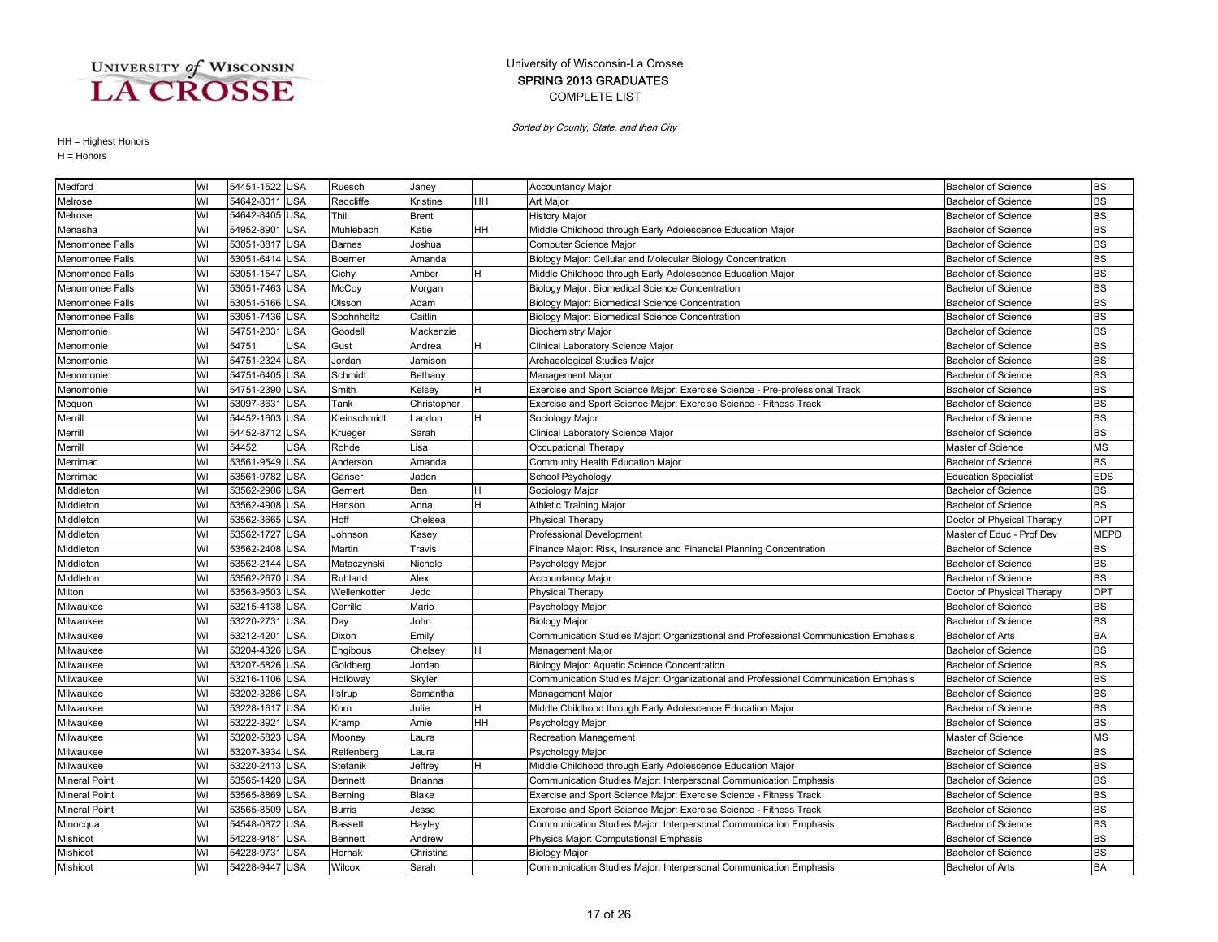UNIVERSITY of WISCONSIN LA CROSSE

University of Wisconsin-La Crosse
SPRING 2013 GRADUATES
COMPLETE LIST

*Sorted by County, State, and then City*

HH = Highest Honors
H = Honors

| | | | | | | | | | |
|---|---|---|---|---|---|---|---|---|---|
| Medford | WI | 54451-1522 | USA | Ruesch | Janey | | Accountancy Major | Bachelor of Science | BS |
| Melrose | WI | 54642-8011 | USA | Radcliffe | Kristine | HH | Art Major | Bachelor of Science | BS |
| Melrose | WI | 54642-8405 | USA | Thill | Brent | | History Major | Bachelor of Science | BS |
| Menasha | WI | 54952-8901 | USA | Muhlebach | Katie | HH | Middle Childhood through Early Adolescence Education Major | Bachelor of Science | BS |
| Menomonee Falls | WI | 53051-3817 | USA | Barnes | Joshua | | Computer Science Major | Bachelor of Science | BS |
| Menomonee Falls | WI | 53051-6414 | USA | Boerner | Amanda | | Biology Major: Cellular and Molecular Biology Concentration | Bachelor of Science | BS |
| Menomonee Falls | WI | 53051-1547 | USA | Cichy | Amber | H | Middle Childhood through Early Adolescence Education Major | Bachelor of Science | BS |
| Menomonee Falls | WI | 53051-7463 | USA | McCoy | Morgan | | Biology Major: Biomedical Science Concentration | Bachelor of Science | BS |
| Menomonee Falls | WI | 53051-5166 | USA | Olsson | Adam | | Biology Major: Biomedical Science Concentration | Bachelor of Science | BS |
| Menomonee Falls | WI | 53051-7436 | USA | Spohnholtz | Caitlin | | Biology Major: Biomedical Science Concentration | Bachelor of Science | BS |
| Menomonie | WI | 54751-2031 | USA | Goodell | Mackenzie | | Biochemistry Major | Bachelor of Science | BS |
| Menomonie | WI | 54751 | USA | Gust | Andrea | H | Clinical Laboratory Science Major | Bachelor of Science | BS |
| Menomonie | WI | 54751-2324 | USA | Jordan | Jamison | | Archaeological Studies Major | Bachelor of Science | BS |
| Menomonie | WI | 54751-6405 | USA | Schmidt | Bethany | | Management Major | Bachelor of Science | BS |
| Menomonie | WI | 54751-2390 | USA | Smith | Kelsey | H | Exercise and Sport Science Major: Exercise Science - Pre-professional Track | Bachelor of Science | BS |
| Mequon | WI | 53097-3631 | USA | Tank | Christopher | | Exercise and Sport Science Major: Exercise Science - Fitness Track | Bachelor of Science | BS |
| Merrill | WI | 54452-1603 | USA | Kleinschmidt | Landon | H | Sociology Major | Bachelor of Science | BS |
| Merrill | WI | 54452-8712 | USA | Krueger | Sarah | | Clinical Laboratory Science Major | Bachelor of Science | BS |
| Merrill | WI | 54452 | USA | Rohde | Lisa | | Occupational Therapy | Master of Science | MS |
| Merrimac | WI | 53561-9549 | USA | Anderson | Amanda | | Community Health Education Major | Bachelor of Science | BS |
| Merrimac | WI | 53561-9782 | USA | Ganser | Jaden | | School Psychology | Education Specialist | EDS |
| Middleton | WI | 53562-2906 | USA | Gernert | Ben | H | Sociology Major | Bachelor of Science | BS |
| Middleton | WI | 53562-4908 | USA | Hanson | Anna | H | Athletic Training Major | Bachelor of Science | BS |
| Middleton | WI | 53562-3665 | USA | Hoff | Chelsea | | Physical Therapy | Doctor of Physical Therapy | DPT |
| Middleton | WI | 53562-1727 | USA | Johnson | Kasey | | Professional Development | Master of Educ - Prof Dev | MEPD |
| Middleton | WI | 53562-2408 | USA | Martin | Travis | | Finance Major: Risk, Insurance and Financial Planning Concentration | Bachelor of Science | BS |
| Middleton | WI | 53562-2144 | USA | Mataczynski | Nichole | | Psychology Major | Bachelor of Science | BS |
| Middleton | WI | 53562-2670 | USA | Ruhland | Alex | | Accountancy Major | Bachelor of Science | BS |
| Milton | WI | 53563-9503 | USA | Wellenkotter | Jedd | | Physical Therapy | Doctor of Physical Therapy | DPT |
| Milwaukee | WI | 53215-4138 | USA | Carrillo | Mario | | Psychology Major | Bachelor of Science | BS |
| Milwaukee | WI | 53220-2731 | USA | Day | John | | Biology Major | Bachelor of Science | BS |
| Milwaukee | WI | 53212-4201 | USA | Dixon | Emily | | Communication Studies Major: Organizational and Professional Communication Emphasis | Bachelor of Arts | BA |
| Milwaukee | WI | 53204-4326 | USA | Engibous | Chelsey | H | Management Major | Bachelor of Science | BS |
| Milwaukee | WI | 53207-5826 | USA | Goldberg | Jordan | | Biology Major: Aquatic Science Concentration | Bachelor of Science | BS |
| Milwaukee | WI | 53216-1106 | USA | Holloway | Skyler | | Communication Studies Major: Organizational and Professional Communication Emphasis | Bachelor of Science | BS |
| Milwaukee | WI | 53202-3286 | USA | Ilstrup | Samantha | | Management Major | Bachelor of Science | BS |
| Milwaukee | WI | 53228-1617 | USA | Korn | Julie | H | Middle Childhood through Early Adolescence Education Major | Bachelor of Science | BS |
| Milwaukee | WI | 53222-3921 | USA | Kramp | Amie | HH | Psychology Major | Bachelor of Science | BS |
| Milwaukee | WI | 53202-5823 | USA | Mooney | Laura | | Recreation Management | Master of Science | MS |
| Milwaukee | WI | 53207-3934 | USA | Reifenberg | Laura | | Psychology Major | Bachelor of Science | BS |
| Milwaukee | WI | 53220-2413 | USA | Stefanik | Jeffrey | H | Middle Childhood through Early Adolescence Education Major | Bachelor of Science | BS |
| Mineral Point | WI | 53565-1420 | USA | Bennett | Brianna | | Communication Studies Major: Interpersonal Communication Emphasis | Bachelor of Science | BS |
| Mineral Point | WI | 53565-8869 | USA | Berning | Blake | | Exercise and Sport Science Major: Exercise Science - Fitness Track | Bachelor of Science | BS |
| Mineral Point | WI | 53565-8509 | USA | Burris | Jesse | | Exercise and Sport Science Major: Exercise Science - Fitness Track | Bachelor of Science | BS |
| Minocqua | WI | 54548-0872 | USA | Bassett | Hayley | | Communication Studies Major: Interpersonal Communication Emphasis | Bachelor of Science | BS |
| Mishicot | WI | 54228-9481 | USA | Bennett | Andrew | | Physics Major: Computational Emphasis | Bachelor of Science | BS |
| Mishicot | WI | 54228-9731 | USA | Hornak | Christina | | Biology Major | Bachelor of Science | BS |
| Mishicot | WI | 54228-9447 | USA | Wilcox | Sarah | | Communication Studies Major: Interpersonal Communication Emphasis | Bachelor of Arts | BA |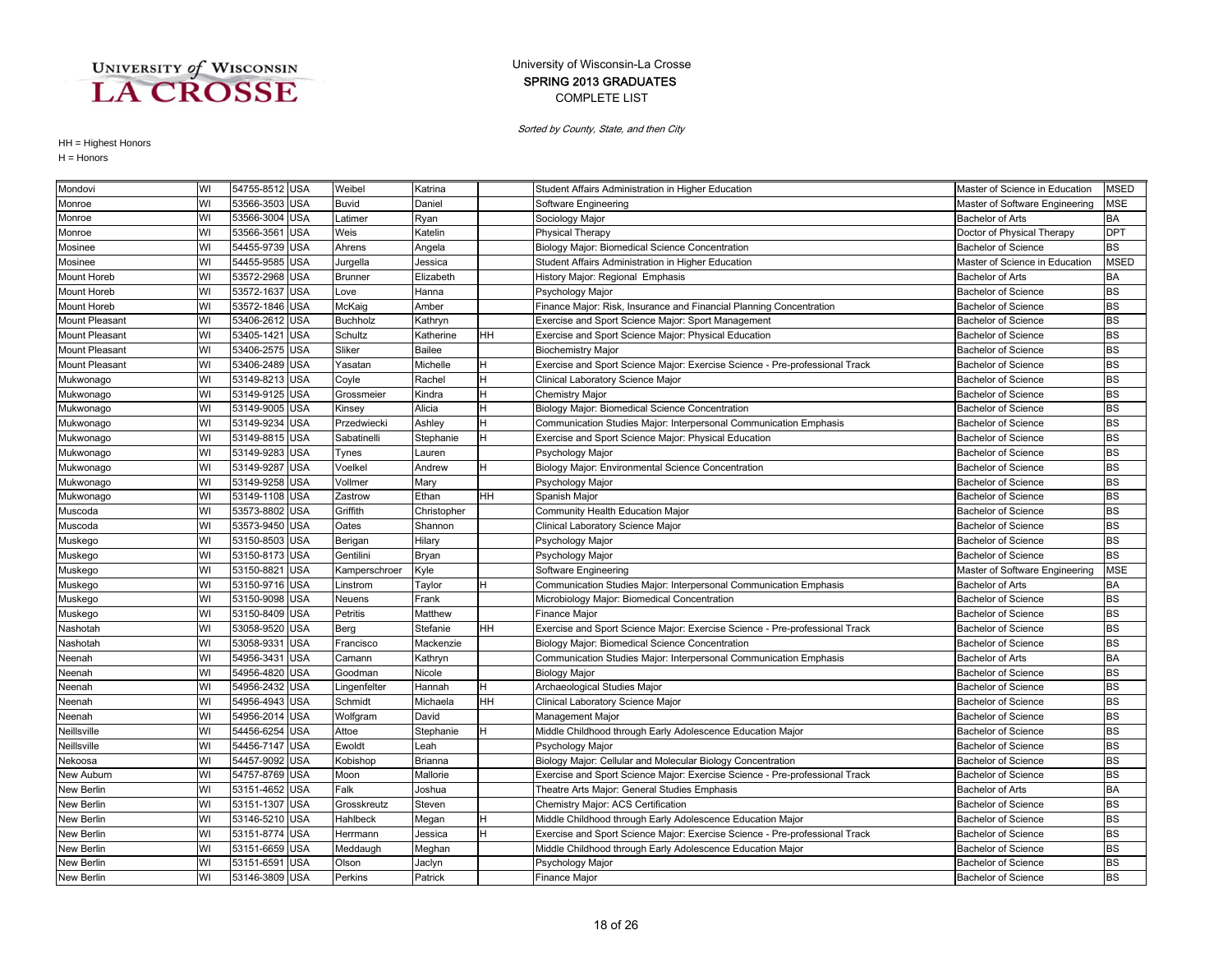# University of Wisconsin-La Crosse

## SPRING 2013 GRADUATES

COMPLETE LIST

*Sorted by County, State, and then City*

HH = Highest Honors

H = Honors

| City | State | Zip | Country | Last Name | First Name | Honors | Major | Degree | Abbr |
|---|---|---|---|---|---|---|---|---|---|
| Mondovi | WI | 54755-8512 | USA | Weibel | Katrina | | Student Affairs Administration in Higher Education | Master of Science in Education | MSED |
| Monroe | WI | 53566-3503 | USA | Buvid | Daniel | | Software Engineering | Master of Software Engineering | MSE |
| Monroe | WI | 53566-3004 | USA | Latimer | Ryan | | Sociology Major | Bachelor of Arts | BA |
| Monroe | WI | 53566-3561 | USA | Weis | Katelin | | Physical Therapy | Doctor of Physical Therapy | DPT |
| Mosinee | WI | 54455-9739 | USA | Ahrens | Angela | | Biology Major: Biomedical Science Concentration | Bachelor of Science | BS |
| Mosinee | WI | 54455-9585 | USA | Jurgella | Jessica | | Student Affairs Administration in Higher Education | Master of Science in Education | MSED |
| Mount Horeb | WI | 53572-2968 | USA | Brunner | Elizabeth | | History Major: Regional Emphasis | Bachelor of Arts | BA |
| Mount Horeb | WI | 53572-1637 | USA | Love | Hanna | | Psychology Major | Bachelor of Science | BS |
| Mount Horeb | WI | 53572-1846 | USA | McKaig | Amber | | Finance Major: Risk, Insurance and Financial Planning Concentration | Bachelor of Science | BS |
| Mount Pleasant | WI | 53406-2612 | USA | Buchholz | Kathryn | | Exercise and Sport Science Major: Sport Management | Bachelor of Science | BS |
| Mount Pleasant | WI | 53405-1421 | USA | Schultz | Katherine | HH | Exercise and Sport Science Major: Physical Education | Bachelor of Science | BS |
| Mount Pleasant | WI | 53406-2575 | USA | Sliker | Bailee | | Biochemistry Major | Bachelor of Science | BS |
| Mount Pleasant | WI | 53406-2489 | USA | Yasatan | Michelle | H | Exercise and Sport Science Major: Exercise Science - Pre-professional Track | Bachelor of Science | BS |
| Mukwonago | WI | 53149-8213 | USA | Coyle | Rachel | H | Clinical Laboratory Science Major | Bachelor of Science | BS |
| Mukwonago | WI | 53149-9125 | USA | Grossmeier | Kindra | H | Chemistry Major | Bachelor of Science | BS |
| Mukwonago | WI | 53149-9005 | USA | Kinsey | Alicia | H | Biology Major: Biomedical Science Concentration | Bachelor of Science | BS |
| Mukwonago | WI | 53149-9234 | USA | Przedwiecki | Ashley | H | Communication Studies Major: Interpersonal Communication Emphasis | Bachelor of Science | BS |
| Mukwonago | WI | 53149-8815 | USA | Sabatinelli | Stephanie | H | Exercise and Sport Science Major: Physical Education | Bachelor of Science | BS |
| Mukwonago | WI | 53149-9283 | USA | Tynes | Lauren | | Psychology Major | Bachelor of Science | BS |
| Mukwonago | WI | 53149-9287 | USA | Voelkel | Andrew | H | Biology Major: Environmental Science Concentration | Bachelor of Science | BS |
| Mukwonago | WI | 53149-9258 | USA | Vollmer | Mary | | Psychology Major | Bachelor of Science | BS |
| Mukwonago | WI | 53149-1108 | USA | Zastrow | Ethan | HH | Spanish Major | Bachelor of Science | BS |
| Muscoda | WI | 53573-8802 | USA | Griffith | Christopher | | Community Health Education Major | Bachelor of Science | BS |
| Muscoda | WI | 53573-9450 | USA | Oates | Shannon | | Clinical Laboratory Science Major | Bachelor of Science | BS |
| Muskego | WI | 53150-8503 | USA | Berigan | Hilary | | Psychology Major | Bachelor of Science | BS |
| Muskego | WI | 53150-8173 | USA | Gentilini | Bryan | | Psychology Major | Bachelor of Science | BS |
| Muskego | WI | 53150-8821 | USA | Kamperschroer | Kyle | | Software Engineering | Master of Software Engineering | MSE |
| Muskego | WI | 53150-9716 | USA | Linstrom | Taylor | H | Communication Studies Major: Interpersonal Communication Emphasis | Bachelor of Arts | BA |
| Muskego | WI | 53150-9098 | USA | Neuens | Frank | | Microbiology Major: Biomedical Concentration | Bachelor of Science | BS |
| Muskego | WI | 53150-8409 | USA | Petritis | Matthew | | Finance Major | Bachelor of Science | BS |
| Nashotah | WI | 53058-9520 | USA | Berg | Stefanie | HH | Exercise and Sport Science Major: Exercise Science - Pre-professional Track | Bachelor of Science | BS |
| Nashotah | WI | 53058-9331 | USA | Francisco | Mackenzie | | Biology Major: Biomedical Science Concentration | Bachelor of Science | BS |
| Neenah | WI | 54956-3431 | USA | Camann | Kathryn | | Communication Studies Major: Interpersonal Communication Emphasis | Bachelor of Arts | BA |
| Neenah | WI | 54956-4820 | USA | Goodman | Nicole | | Biology Major | Bachelor of Science | BS |
| Neenah | WI | 54956-2432 | USA | Lingenfelter | Hannah | H | Archaeological Studies Major | Bachelor of Science | BS |
| Neenah | WI | 54956-4943 | USA | Schmidt | Michaela | HH | Clinical Laboratory Science Major | Bachelor of Science | BS |
| Neenah | WI | 54956-2014 | USA | Wolfgram | David | | Management Major | Bachelor of Science | BS |
| Neillsville | WI | 54456-6254 | USA | Attoe | Stephanie | H | Middle Childhood through Early Adolescence Education Major | Bachelor of Science | BS |
| Neillsville | WI | 54456-7147 | USA | Ewoldt | Leah | | Psychology Major | Bachelor of Science | BS |
| Nekoosa | WI | 54457-9092 | USA | Kobishop | Brianna | | Biology Major: Cellular and Molecular Biology Concentration | Bachelor of Science | BS |
| New Auburn | WI | 54757-8769 | USA | Moon | Mallorie | | Exercise and Sport Science Major: Exercise Science - Pre-professional Track | Bachelor of Science | BS |
| New Berlin | WI | 53151-4652 | USA | Falk | Joshua | | Theatre Arts Major: General Studies Emphasis | Bachelor of Arts | BA |
| New Berlin | WI | 53151-1307 | USA | Grosskreutz | Steven | | Chemistry Major: ACS Certification | Bachelor of Science | BS |
| New Berlin | WI | 53146-5210 | USA | Hahlbeck | Megan | H | Middle Childhood through Early Adolescence Education Major | Bachelor of Science | BS |
| New Berlin | WI | 53151-8774 | USA | Herrmann | Jessica | H | Exercise and Sport Science Major: Exercise Science - Pre-professional Track | Bachelor of Science | BS |
| New Berlin | WI | 53151-6659 | USA | Meddaugh | Meghan | | Middle Childhood through Early Adolescence Education Major | Bachelor of Science | BS |
| New Berlin | WI | 53151-6591 | USA | Olson | Jaclyn | | Psychology Major | Bachelor of Science | BS |
| New Berlin | WI | 53146-3809 | USA | Perkins | Patrick | | Finance Major | Bachelor of Science | BS |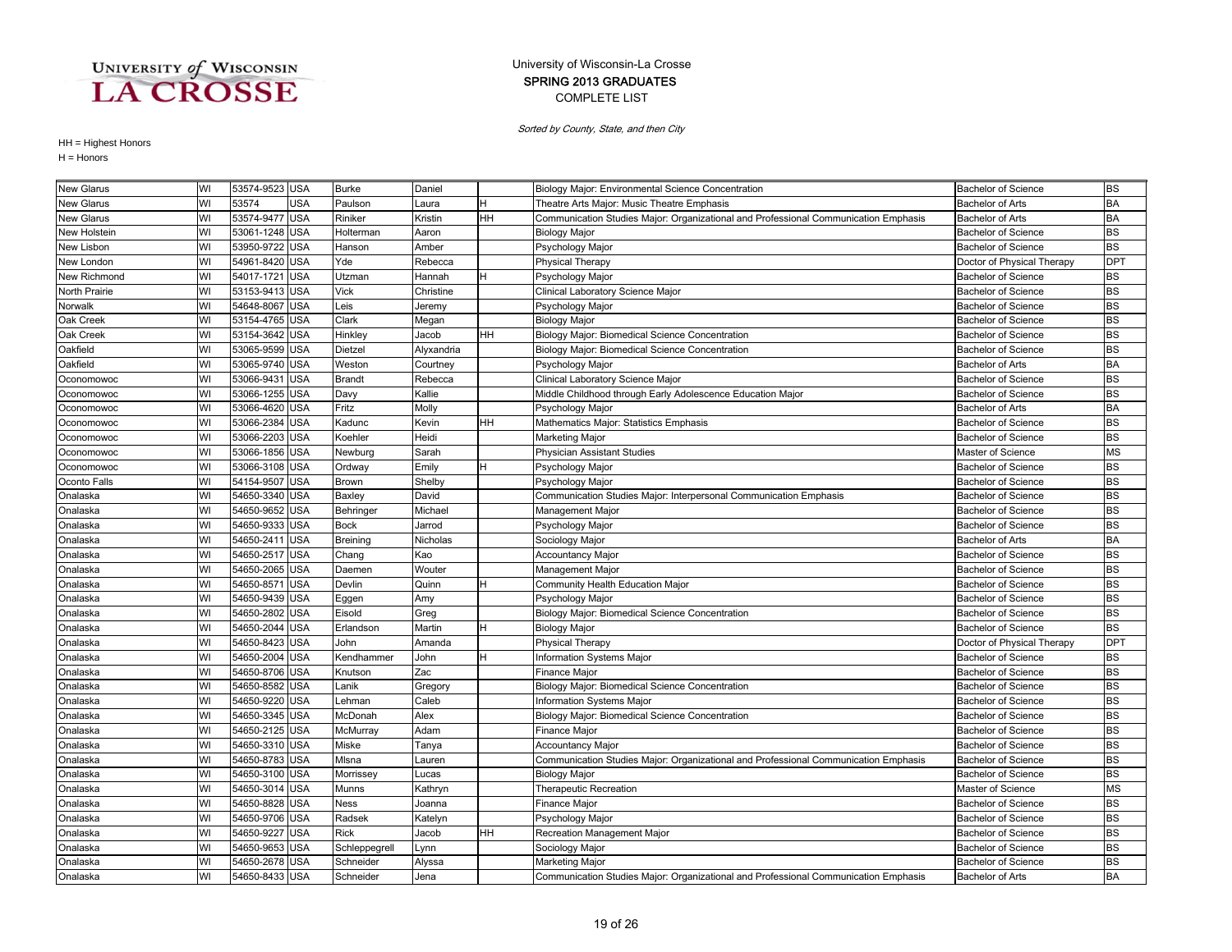University of Wisconsin-La Crosse
SPRING 2013 GRADUATES
COMPLETE LIST

*Sorted by County, State, and then City*

HH = Highest Honors
H = Honors

| | | | | | | | | | |
|---|---|---|---|---|---|---|---|---|---|
| New Glarus | WI | 53574-9523 | USA | Burke | Daniel | | Biology Major: Environmental Science Concentration | Bachelor of Science | BS |
| New Glarus | WI | 53574 | USA | Paulson | Laura | H | Theatre Arts Major: Music Theatre Emphasis | Bachelor of Arts | BA |
| New Glarus | WI | 53574-9477 | USA | Riniker | Kristin | HH | Communication Studies Major: Organizational and Professional Communication Emphasis | Bachelor of Arts | BA |
| New Holstein | WI | 53061-1248 | USA | Holterman | Aaron | | Biology Major | Bachelor of Science | BS |
| New Lisbon | WI | 53950-9722 | USA | Hanson | Amber | | Psychology Major | Bachelor of Science | BS |
| New London | WI | 54961-8420 | USA | Yde | Rebecca | | Physical Therapy | Doctor of Physical Therapy | DPT |
| New Richmond | WI | 54017-1721 | USA | Utzman | Hannah | H | Psychology Major | Bachelor of Science | BS |
| North Prairie | WI | 53153-9413 | USA | Vick | Christine | | Clinical Laboratory Science Major | Bachelor of Science | BS |
| Norwalk | WI | 54648-8067 | USA | Leis | Jeremy | | Psychology Major | Bachelor of Science | BS |
| Oak Creek | WI | 53154-4765 | USA | Clark | Megan | | Biology Major | Bachelor of Science | BS |
| Oak Creek | WI | 53154-3642 | USA | Hinkley | Jacob | HH | Biology Major: Biomedical Science Concentration | Bachelor of Science | BS |
| Oakfield | WI | 53065-9599 | USA | Dietzel | Alyxandria | | Biology Major: Biomedical Science Concentration | Bachelor of Science | BS |
| Oakfield | WI | 53065-9740 | USA | Weston | Courtney | | Psychology Major | Bachelor of Arts | BA |
| Oconomowoc | WI | 53066-9431 | USA | Brandt | Rebecca | | Clinical Laboratory Science Major | Bachelor of Science | BS |
| Oconomowoc | WI | 53066-1255 | USA | Davy | Kallie | | Middle Childhood through Early Adolescence Education Major | Bachelor of Science | BS |
| Oconomowoc | WI | 53066-4620 | USA | Fritz | Molly | | Psychology Major | Bachelor of Arts | BA |
| Oconomowoc | WI | 53066-2384 | USA | Kadunc | Kevin | HH | Mathematics Major: Statistics Emphasis | Bachelor of Science | BS |
| Oconomowoc | WI | 53066-2203 | USA | Koehler | Heidi | | Marketing Major | Bachelor of Science | BS |
| Oconomowoc | WI | 53066-1856 | USA | Newburg | Sarah | | Physician Assistant Studies | Master of Science | MS |
| Oconomowoc | WI | 53066-3108 | USA | Ordway | Emily | H | Psychology Major | Bachelor of Science | BS |
| Oconto Falls | WI | 54154-9507 | USA | Brown | Shelby | | Psychology Major | Bachelor of Science | BS |
| Onalaska | WI | 54650-3340 | USA | Baxley | David | | Communication Studies Major: Interpersonal Communication Emphasis | Bachelor of Science | BS |
| Onalaska | WI | 54650-9652 | USA | Behringer | Michael | | Management Major | Bachelor of Science | BS |
| Onalaska | WI | 54650-9333 | USA | Bock | Jarrod | | Psychology Major | Bachelor of Science | BS |
| Onalaska | WI | 54650-2411 | USA | Breining | Nicholas | | Sociology Major | Bachelor of Arts | BA |
| Onalaska | WI | 54650-2517 | USA | Chang | Kao | | Accountancy Major | Bachelor of Science | BS |
| Onalaska | WI | 54650-2065 | USA | Daemen | Wouter | | Management Major | Bachelor of Science | BS |
| Onalaska | WI | 54650-8571 | USA | Devlin | Quinn | H | Community Health Education Major | Bachelor of Science | BS |
| Onalaska | WI | 54650-9439 | USA | Eggen | Amy | | Psychology Major | Bachelor of Science | BS |
| Onalaska | WI | 54650-2802 | USA | Eisold | Greg | | Biology Major: Biomedical Science Concentration | Bachelor of Science | BS |
| Onalaska | WI | 54650-2044 | USA | Erlandson | Martin | H | Biology Major | Bachelor of Science | BS |
| Onalaska | WI | 54650-8423 | USA | John | Amanda | | Physical Therapy | Doctor of Physical Therapy | DPT |
| Onalaska | WI | 54650-2004 | USA | Kendhammer | John | H | Information Systems Major | Bachelor of Science | BS |
| Onalaska | WI | 54650-8706 | USA | Knutson | Zac | | Finance Major | Bachelor of Science | BS |
| Onalaska | WI | 54650-8582 | USA | Lanik | Gregory | | Biology Major: Biomedical Science Concentration | Bachelor of Science | BS |
| Onalaska | WI | 54650-9220 | USA | Lehman | Caleb | | Information Systems Major | Bachelor of Science | BS |
| Onalaska | WI | 54650-3345 | USA | McDonah | Alex | | Biology Major: Biomedical Science Concentration | Bachelor of Science | BS |
| Onalaska | WI | 54650-2125 | USA | McMurray | Adam | | Finance Major | Bachelor of Science | BS |
| Onalaska | WI | 54650-3310 | USA | Miske | Tanya | | Accountancy Major | Bachelor of Science | BS |
| Onalaska | WI | 54650-8783 | USA | Mlsna | Lauren | | Communication Studies Major: Organizational and Professional Communication Emphasis | Bachelor of Science | BS |
| Onalaska | WI | 54650-3100 | USA | Morrissey | Lucas | | Biology Major | Bachelor of Science | BS |
| Onalaska | WI | 54650-3014 | USA | Munns | Kathryn | | Therapeutic Recreation | Master of Science | MS |
| Onalaska | WI | 54650-8828 | USA | Ness | Joanna | | Finance Major | Bachelor of Science | BS |
| Onalaska | WI | 54650-9706 | USA | Radsek | Katelyn | | Psychology Major | Bachelor of Science | BS |
| Onalaska | WI | 54650-9227 | USA | Rick | Jacob | HH | Recreation Management Major | Bachelor of Science | BS |
| Onalaska | WI | 54650-9653 | USA | Schleppegrell | Lynn | | Sociology Major | Bachelor of Science | BS |
| Onalaska | WI | 54650-2678 | USA | Schneider | Alyssa | | Marketing Major | Bachelor of Science | BS |
| Onalaska | WI | 54650-8433 | USA | Schneider | Jena | | Communication Studies Major: Organizational and Professional Communication Emphasis | Bachelor of Arts | BA |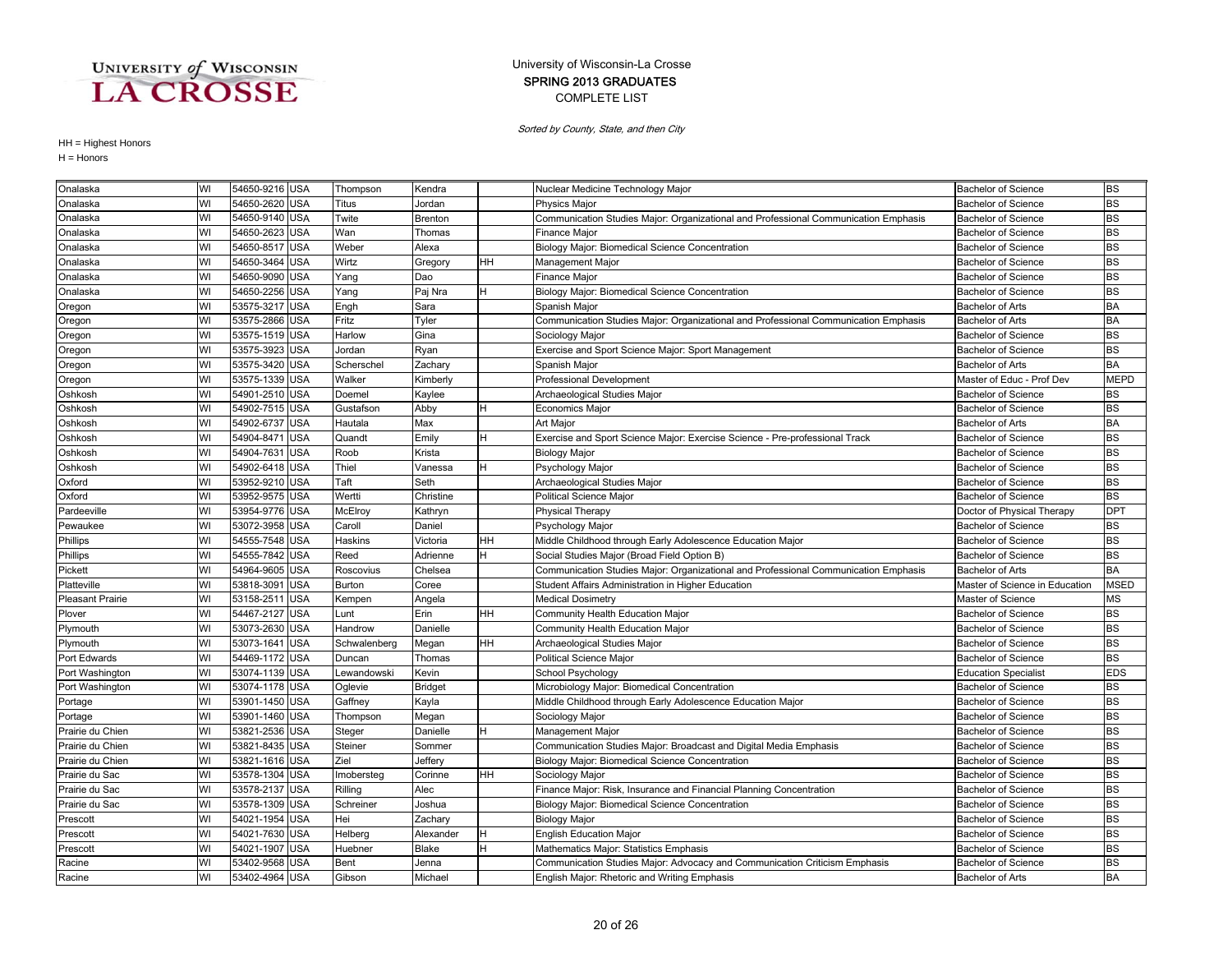University of Wisconsin-La Crosse
SPRING 2013 GRADUATES
COMPLETE LIST

*Sorted by County, State, and then City*

HH = Highest Honors
H = Honors

| | | | | | | | | | |
|---|---|---|---|---|---|---|---|---|---|
| Onalaska | WI | 54650-9216 | USA | Thompson | Kendra | | Nuclear Medicine Technology Major | Bachelor of Science | BS |
| Onalaska | WI | 54650-2620 | USA | Titus | Jordan | | Physics Major | Bachelor of Science | BS |
| Onalaska | WI | 54650-9140 | USA | Twite | Brenton | | Communication Studies Major: Organizational and Professional Communication Emphasis | Bachelor of Science | BS |
| Onalaska | WI | 54650-2623 | USA | Wan | Thomas | | Finance Major | Bachelor of Science | BS |
| Onalaska | WI | 54650-8517 | USA | Weber | Alexa | | Biology Major: Biomedical Science Concentration | Bachelor of Science | BS |
| Onalaska | WI | 54650-3464 | USA | Wirtz | Gregory | HH | Management Major | Bachelor of Science | BS |
| Onalaska | WI | 54650-9090 | USA | Yang | Dao | | Finance Major | Bachelor of Science | BS |
| Onalaska | WI | 54650-2256 | USA | Yang | Paj Nra | H | Biology Major: Biomedical Science Concentration | Bachelor of Science | BS |
| Oregon | WI | 53575-3217 | USA | Engh | Sara | | Spanish Major | Bachelor of Arts | BA |
| Oregon | WI | 53575-2866 | USA | Fritz | Tyler | | Communication Studies Major: Organizational and Professional Communication Emphasis | Bachelor of Arts | BA |
| Oregon | WI | 53575-1519 | USA | Harlow | Gina | | Sociology Major | Bachelor of Science | BS |
| Oregon | WI | 53575-3923 | USA | Jordan | Ryan | | Exercise and Sport Science Major: Sport Management | Bachelor of Science | BS |
| Oregon | WI | 53575-3420 | USA | Scherschel | Zachary | | Spanish Major | Bachelor of Arts | BA |
| Oregon | WI | 53575-1339 | USA | Walker | Kimberly | | Professional Development | Master of Educ - Prof Dev | MEPD |
| Oshkosh | WI | 54901-2510 | USA | Doemel | Kaylee | | Archaeological Studies Major | Bachelor of Science | BS |
| Oshkosh | WI | 54902-7515 | USA | Gustafson | Abby | H | Economics Major | Bachelor of Science | BS |
| Oshkosh | WI | 54902-6737 | USA | Hautala | Max | | Art Major | Bachelor of Arts | BA |
| Oshkosh | WI | 54904-8471 | USA | Quandt | Emily | H | Exercise and Sport Science Major: Exercise Science - Pre-professional Track | Bachelor of Science | BS |
| Oshkosh | WI | 54904-7631 | USA | Roob | Krista | | Biology Major | Bachelor of Science | BS |
| Oshkosh | WI | 54902-6418 | USA | Thiel | Vanessa | H | Psychology Major | Bachelor of Science | BS |
| Oxford | WI | 53952-9210 | USA | Taft | Seth | | Archaeological Studies Major | Bachelor of Science | BS |
| Oxford | WI | 53952-9575 | USA | Wertti | Christine | | Political Science Major | Bachelor of Science | BS |
| Pardeeville | WI | 53954-9776 | USA | McElroy | Kathryn | | Physical Therapy | Doctor of Physical Therapy | DPT |
| Pewaukee | WI | 53072-3958 | USA | Caroll | Daniel | | Psychology Major | Bachelor of Science | BS |
| Phillips | WI | 54555-7548 | USA | Haskins | Victoria | HH | Middle Childhood through Early Adolescence Education Major | Bachelor of Science | BS |
| Phillips | WI | 54555-7842 | USA | Reed | Adrienne | H | Social Studies Major (Broad Field Option B) | Bachelor of Science | BS |
| Pickett | WI | 54964-9605 | USA | Roscovius | Chelsea | | Communication Studies Major: Organizational and Professional Communication Emphasis | Bachelor of Arts | BA |
| Platteville | WI | 53818-3091 | USA | Burton | Coree | | Student Affairs Administration in Higher Education | Master of Science in Education | MSED |
| Pleasant Prairie | WI | 53158-2511 | USA | Kempen | Angela | | Medical Dosimetry | Master of Science | MS |
| Plover | WI | 54467-2127 | USA | Lunt | Erin | HH | Community Health Education Major | Bachelor of Science | BS |
| Plymouth | WI | 53073-2630 | USA | Handrow | Danielle | | Community Health Education Major | Bachelor of Science | BS |
| Plymouth | WI | 53073-1641 | USA | Schwalenberg | Megan | HH | Archaeological Studies Major | Bachelor of Science | BS |
| Port Edwards | WI | 54469-1172 | USA | Duncan | Thomas | | Political Science Major | Bachelor of Science | BS |
| Port Washington | WI | 53074-1139 | USA | Lewandowski | Kevin | | School Psychology | Education Specialist | EDS |
| Port Washington | WI | 53074-1178 | USA | Oglevie | Bridget | | Microbiology Major: Biomedical Concentration | Bachelor of Science | BS |
| Portage | WI | 53901-1450 | USA | Gaffney | Kayla | | Middle Childhood through Early Adolescence Education Major | Bachelor of Science | BS |
| Portage | WI | 53901-1460 | USA | Thompson | Megan | | Sociology Major | Bachelor of Science | BS |
| Prairie du Chien | WI | 53821-2536 | USA | Steger | Danielle | H | Management Major | Bachelor of Science | BS |
| Prairie du Chien | WI | 53821-8435 | USA | Steiner | Sommer | | Communication Studies Major: Broadcast and Digital Media Emphasis | Bachelor of Science | BS |
| Prairie du Chien | WI | 53821-1616 | USA | Ziel | Jeffery | | Biology Major: Biomedical Science Concentration | Bachelor of Science | BS |
| Prairie du Sac | WI | 53578-1304 | USA | Imobersteg | Corinne | HH | Sociology Major | Bachelor of Science | BS |
| Prairie du Sac | WI | 53578-2137 | USA | Rilling | Alec | | Finance Major: Risk, Insurance and Financial Planning Concentration | Bachelor of Science | BS |
| Prairie du Sac | WI | 53578-1309 | USA | Schreiner | Joshua | | Biology Major: Biomedical Science Concentration | Bachelor of Science | BS |
| Prescott | WI | 54021-1954 | USA | Hei | Zachary | | Biology Major | Bachelor of Science | BS |
| Prescott | WI | 54021-7630 | USA | Helberg | Alexander | H | English Education Major | Bachelor of Science | BS |
| Prescott | WI | 54021-1907 | USA | Huebner | Blake | H | Mathematics Major: Statistics Emphasis | Bachelor of Science | BS |
| Racine | WI | 53402-9568 | USA | Bent | Jenna | | Communication Studies Major: Advocacy and Communication Criticism Emphasis | Bachelor of Science | BS |
| Racine | WI | 53402-4964 | USA | Gibson | Michael | | English Major: Rhetoric and Writing Emphasis | Bachelor of Arts | BA |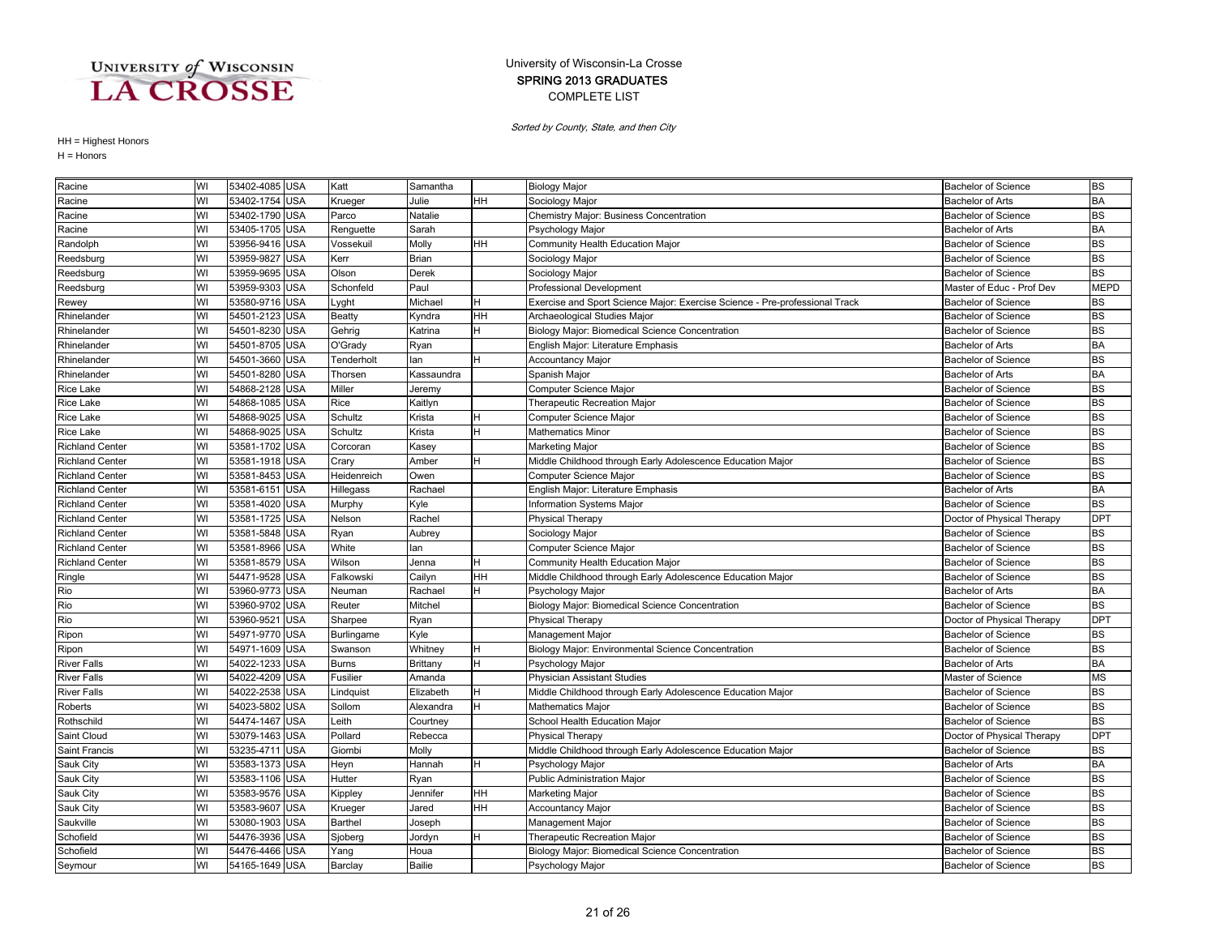University of Wisconsin-La Crosse
SPRING 2013 GRADUATES
COMPLETE LIST

*Sorted by County, State, and then City*

HH = Highest Honors
H = Honors

| | | | | | | | | | |
|---|---|---|---|---|---|---|---|---|---|
| Racine | WI | 53402-4085 | USA | Katt | Samantha | | Biology Major | Bachelor of Science | BS |
| Racine | WI | 53402-1754 | USA | Krueger | Julie | HH | Sociology Major | Bachelor of Arts | BA |
| Racine | WI | 53402-1790 | USA | Parco | Natalie | | Chemistry Major: Business Concentration | Bachelor of Science | BS |
| Racine | WI | 53405-1705 | USA | Renguette | Sarah | | Psychology Major | Bachelor of Arts | BA |
| Randolph | WI | 53956-9416 | USA | Vossekuil | Molly | HH | Community Health Education Major | Bachelor of Science | BS |
| Reedsburg | WI | 53959-9827 | USA | Kerr | Brian | | Sociology Major | Bachelor of Science | BS |
| Reedsburg | WI | 53959-9695 | USA | Olson | Derek | | Sociology Major | Bachelor of Science | BS |
| Reedsburg | WI | 53959-9303 | USA | Schonfeld | Paul | | Professional Development | Master of Educ - Prof Dev | MEPD |
| Rewey | WI | 53580-9716 | USA | Lyght | Michael | H | Exercise and Sport Science Major: Exercise Science - Pre-professional Track | Bachelor of Science | BS |
| Rhinelander | WI | 54501-2123 | USA | Beatty | Kyndra | HH | Archaeological Studies Major | Bachelor of Science | BS |
| Rhinelander | WI | 54501-8230 | USA | Gehrig | Katrina | H | Biology Major: Biomedical Science Concentration | Bachelor of Science | BS |
| Rhinelander | WI | 54501-8705 | USA | O'Grady | Ryan | | English Major: Literature Emphasis | Bachelor of Arts | BA |
| Rhinelander | WI | 54501-3660 | USA | Tenderholt | Ian | H | Accountancy Major | Bachelor of Science | BS |
| Rhinelander | WI | 54501-8280 | USA | Thorsen | Kassaundra | | Spanish Major | Bachelor of Arts | BA |
| Rice Lake | WI | 54868-2128 | USA | Miller | Jeremy | | Computer Science Major | Bachelor of Science | BS |
| Rice Lake | WI | 54868-1085 | USA | Rice | Kaitlyn | | Therapeutic Recreation Major | Bachelor of Science | BS |
| Rice Lake | WI | 54868-9025 | USA | Schultz | Krista | H | Computer Science Major | Bachelor of Science | BS |
| Rice Lake | WI | 54868-9025 | USA | Schultz | Krista | H | Mathematics Minor | Bachelor of Science | BS |
| Richland Center | WI | 53581-1702 | USA | Corcoran | Kasey | | Marketing Major | Bachelor of Science | BS |
| Richland Center | WI | 53581-1918 | USA | Crary | Amber | H | Middle Childhood through Early Adolescence Education Major | Bachelor of Science | BS |
| Richland Center | WI | 53581-8453 | USA | Heidenreich | Owen | | Computer Science Major | Bachelor of Science | BS |
| Richland Center | WI | 53581-6151 | USA | Hillegass | Rachael | | English Major: Literature Emphasis | Bachelor of Arts | BA |
| Richland Center | WI | 53581-4020 | USA | Murphy | Kyle | | Information Systems Major | Bachelor of Science | BS |
| Richland Center | WI | 53581-1725 | USA | Nelson | Rachel | | Physical Therapy | Doctor of Physical Therapy | DPT |
| Richland Center | WI | 53581-5848 | USA | Ryan | Aubrey | | Sociology Major | Bachelor of Science | BS |
| Richland Center | WI | 53581-8966 | USA | White | Ian | | Computer Science Major | Bachelor of Science | BS |
| Richland Center | WI | 53581-8579 | USA | Wilson | Jenna | H | Community Health Education Major | Bachelor of Science | BS |
| Ringle | WI | 54471-9528 | USA | Falkowski | Cailyn | HH | Middle Childhood through Early Adolescence Education Major | Bachelor of Science | BS |
| Rio | WI | 53960-9773 | USA | Neuman | Rachael | H | Psychology Major | Bachelor of Arts | BA |
| Rio | WI | 53960-9702 | USA | Reuter | Mitchel | | Biology Major: Biomedical Science Concentration | Bachelor of Science | BS |
| Rio | WI | 53960-9521 | USA | Sharpee | Ryan | | Physical Therapy | Doctor of Physical Therapy | DPT |
| Ripon | WI | 54971-9770 | USA | Burlingame | Kyle | | Management Major | Bachelor of Science | BS |
| Ripon | WI | 54971-1609 | USA | Swanson | Whitney | H | Biology Major: Environmental Science Concentration | Bachelor of Science | BS |
| River Falls | WI | 54022-1233 | USA | Burns | Brittany | H | Psychology Major | Bachelor of Arts | BA |
| River Falls | WI | 54022-4209 | USA | Fusilier | Amanda | | Physician Assistant Studies | Master of Science | MS |
| River Falls | WI | 54022-2538 | USA | Lindquist | Elizabeth | H | Middle Childhood through Early Adolescence Education Major | Bachelor of Science | BS |
| Roberts | WI | 54023-5802 | USA | Sollom | Alexandra | H | Mathematics Major | Bachelor of Science | BS |
| Rothschild | WI | 54474-1467 | USA | Leith | Courtney | | School Health Education Major | Bachelor of Science | BS |
| Saint Cloud | WI | 53079-1463 | USA | Pollard | Rebecca | | Physical Therapy | Doctor of Physical Therapy | DPT |
| Saint Francis | WI | 53235-4711 | USA | Giombi | Molly | | Middle Childhood through Early Adolescence Education Major | Bachelor of Science | BS |
| Sauk City | WI | 53583-1373 | USA | Heyn | Hannah | H | Psychology Major | Bachelor of Arts | BA |
| Sauk City | WI | 53583-1106 | USA | Hutter | Ryan | | Public Administration Major | Bachelor of Science | BS |
| Sauk City | WI | 53583-9576 | USA | Kippley | Jennifer | HH | Marketing Major | Bachelor of Science | BS |
| Sauk City | WI | 53583-9607 | USA | Krueger | Jared | HH | Accountancy Major | Bachelor of Science | BS |
| Saukville | WI | 53080-1903 | USA | Barthel | Joseph | | Management Major | Bachelor of Science | BS |
| Schofield | WI | 54476-3936 | USA | Sjoberg | Jordyn | H | Therapeutic Recreation Major | Bachelor of Science | BS |
| Schofield | WI | 54476-4466 | USA | Yang | Houa | | Biology Major: Biomedical Science Concentration | Bachelor of Science | BS |
| Seymour | WI | 54165-1649 | USA | Barclay | Bailie | | Psychology Major | Bachelor of Science | BS |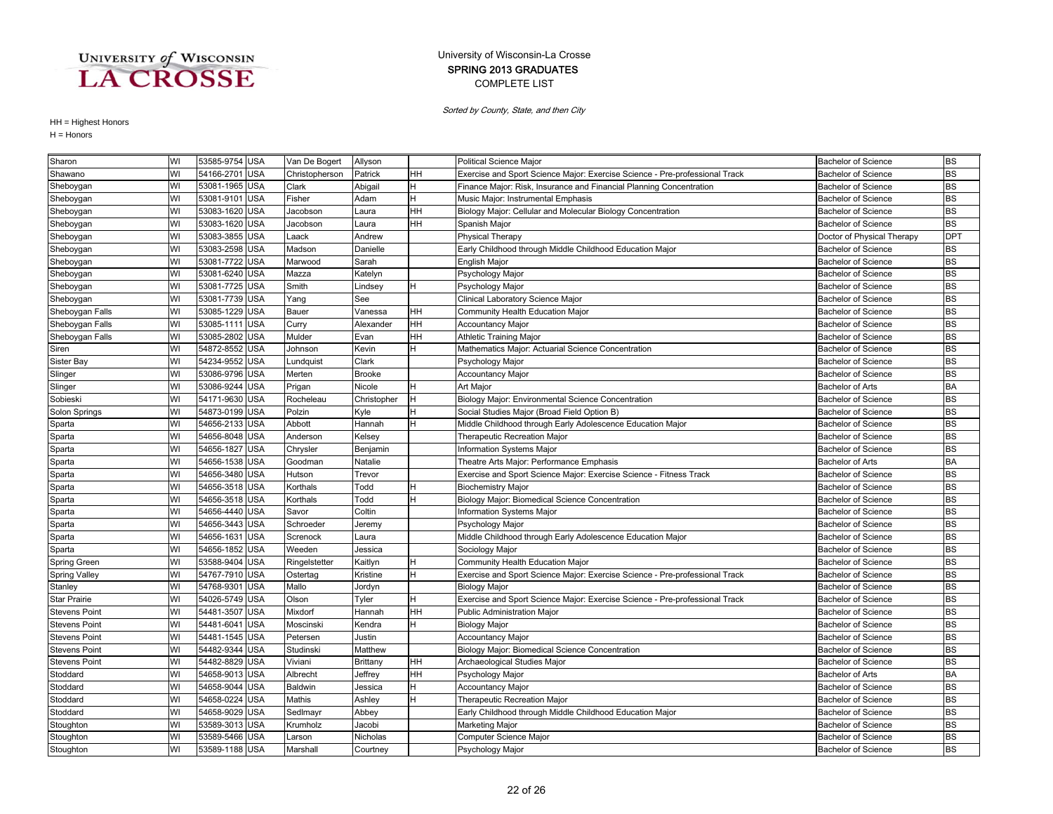University of Wisconsin-La Crosse
SPRING 2013 GRADUATES
COMPLETE LIST

*Sorted by County, State, and then City*

HH = Highest Honors
H = Honors

| | | | | | | | | | |
|---|---|---|---|---|---|---|---|---|---|
| Sharon | WI | 53585-9754 | USA | Van De Bogert | Allyson | | Political Science Major | Bachelor of Science | BS |
| Shawano | WI | 54166-2701 | USA | Christopherson | Patrick | HH | Exercise and Sport Science Major: Exercise Science - Pre-professional Track | Bachelor of Science | BS |
| Sheboygan | WI | 53081-1965 | USA | Clark | Abigail | H | Finance Major: Risk, Insurance and Financial Planning Concentration | Bachelor of Science | BS |
| Sheboygan | WI | 53081-9101 | USA | Fisher | Adam | H | Music Major: Instrumental Emphasis | Bachelor of Science | BS |
| Sheboygan | WI | 53083-1620 | USA | Jacobson | Laura | HH | Biology Major: Cellular and Molecular Biology Concentration | Bachelor of Science | BS |
| Sheboygan | WI | 53083-1620 | USA | Jacobson | Laura | HH | Spanish Major | Bachelor of Science | BS |
| Sheboygan | WI | 53083-3855 | USA | Laack | Andrew | | Physical Therapy | Doctor of Physical Therapy | DPT |
| Sheboygan | WI | 53083-2598 | USA | Madson | Danielle | | Early Childhood through Middle Childhood Education Major | Bachelor of Science | BS |
| Sheboygan | WI | 53081-7722 | USA | Marwood | Sarah | | English Major | Bachelor of Science | BS |
| Sheboygan | WI | 53081-6240 | USA | Mazza | Katelyn | | Psychology Major | Bachelor of Science | BS |
| Sheboygan | WI | 53081-7725 | USA | Smith | Lindsey | H | Psychology Major | Bachelor of Science | BS |
| Sheboygan | WI | 53081-7739 | USA | Yang | See | | Clinical Laboratory Science Major | Bachelor of Science | BS |
| Sheboygan Falls | WI | 53085-1229 | USA | Bauer | Vanessa | HH | Community Health Education Major | Bachelor of Science | BS |
| Sheboygan Falls | WI | 53085-1111 | USA | Curry | Alexander | HH | Accountancy Major | Bachelor of Science | BS |
| Sheboygan Falls | WI | 53085-2802 | USA | Mulder | Evan | HH | Athletic Training Major | Bachelor of Science | BS |
| Siren | WI | 54872-8552 | USA | Johnson | Kevin | H | Mathematics Major: Actuarial Science Concentration | Bachelor of Science | BS |
| Sister Bay | WI | 54234-9552 | USA | Lundquist | Clark | | Psychology Major | Bachelor of Science | BS |
| Slinger | WI | 53086-9796 | USA | Merten | Brooke | | Accountancy Major | Bachelor of Science | BS |
| Slinger | WI | 53086-9244 | USA | Prigan | Nicole | H | Art Major | Bachelor of Arts | BA |
| Sobieski | WI | 54171-9630 | USA | Rocheleau | Christopher | H | Biology Major: Environmental Science Concentration | Bachelor of Science | BS |
| Solon Springs | WI | 54873-0199 | USA | Polzin | Kyle | H | Social Studies Major (Broad Field Option B) | Bachelor of Science | BS |
| Sparta | WI | 54656-2133 | USA | Abbott | Hannah | H | Middle Childhood through Early Adolescence Education Major | Bachelor of Science | BS |
| Sparta | WI | 54656-8048 | USA | Anderson | Kelsey | | Therapeutic Recreation Major | Bachelor of Science | BS |
| Sparta | WI | 54656-1827 | USA | Chrysler | Benjamin | | Information Systems Major | Bachelor of Science | BS |
| Sparta | WI | 54656-1538 | USA | Goodman | Natalie | | Theatre Arts Major: Performance Emphasis | Bachelor of Arts | BA |
| Sparta | WI | 54656-3480 | USA | Hutson | Trevor | | Exercise and Sport Science Major: Exercise Science - Fitness Track | Bachelor of Science | BS |
| Sparta | WI | 54656-3518 | USA | Korthals | Todd | H | Biochemistry Major | Bachelor of Science | BS |
| Sparta | WI | 54656-3518 | USA | Korthals | Todd | H | Biology Major: Biomedical Science Concentration | Bachelor of Science | BS |
| Sparta | WI | 54656-4440 | USA | Savor | Coltin | | Information Systems Major | Bachelor of Science | BS |
| Sparta | WI | 54656-3443 | USA | Schroeder | Jeremy | | Psychology Major | Bachelor of Science | BS |
| Sparta | WI | 54656-1631 | USA | Screnock | Laura | | Middle Childhood through Early Adolescence Education Major | Bachelor of Science | BS |
| Sparta | WI | 54656-1852 | USA | Weeden | Jessica | | Sociology Major | Bachelor of Science | BS |
| Spring Green | WI | 53588-9404 | USA | Ringelstetter | Kaitlyn | H | Community Health Education Major | Bachelor of Science | BS |
| Spring Valley | WI | 54767-7910 | USA | Ostertag | Kristine | H | Exercise and Sport Science Major: Exercise Science - Pre-professional Track | Bachelor of Science | BS |
| Stanley | WI | 54768-9301 | USA | Mallo | Jordyn | | Biology Major | Bachelor of Science | BS |
| Star Prairie | WI | 54026-5749 | USA | Olson | Tyler | H | Exercise and Sport Science Major: Exercise Science - Pre-professional Track | Bachelor of Science | BS |
| Stevens Point | WI | 54481-3507 | USA | Mixdorf | Hannah | HH | Public Administration Major | Bachelor of Science | BS |
| Stevens Point | WI | 54481-6041 | USA | Moscinski | Kendra | H | Biology Major | Bachelor of Science | BS |
| Stevens Point | WI | 54481-1545 | USA | Petersen | Justin | | Accountancy Major | Bachelor of Science | BS |
| Stevens Point | WI | 54482-9344 | USA | Studinski | Matthew | | Biology Major: Biomedical Science Concentration | Bachelor of Science | BS |
| Stevens Point | WI | 54482-8829 | USA | Viviani | Brittany | HH | Archaeological Studies Major | Bachelor of Science | BS |
| Stoddard | WI | 54658-9013 | USA | Albrecht | Jeffrey | HH | Psychology Major | Bachelor of Arts | BA |
| Stoddard | WI | 54658-9044 | USA | Baldwin | Jessica | H | Accountancy Major | Bachelor of Science | BS |
| Stoddard | WI | 54658-0224 | USA | Mathis | Ashley | H | Therapeutic Recreation Major | Bachelor of Science | BS |
| Stoddard | WI | 54658-9029 | USA | Sedlmayr | Abbey | | Early Childhood through Middle Childhood Education Major | Bachelor of Science | BS |
| Stoughton | WI | 53589-3013 | USA | Krumholz | Jacobi | | Marketing Major | Bachelor of Science | BS |
| Stoughton | WI | 53589-5466 | USA | Larson | Nicholas | | Computer Science Major | Bachelor of Science | BS |
| Stoughton | WI | 53589-1188 | USA | Marshall | Courtney | | Psychology Major | Bachelor of Science | BS |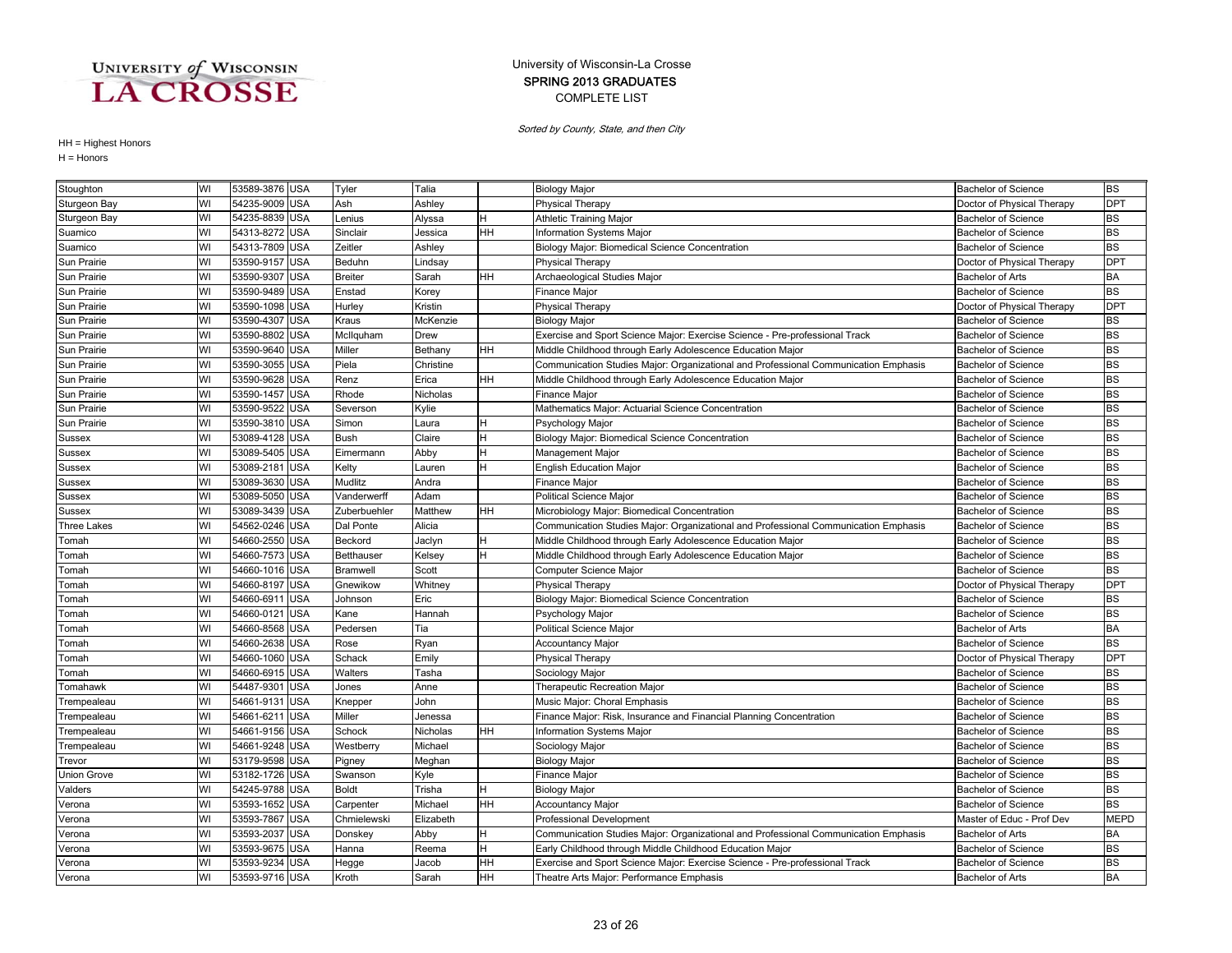University of Wisconsin-La Crosse
SPRING 2013 GRADUATES
COMPLETE LIST

*Sorted by County, State, and then City*

HH = Highest Honors
H = Honors

| | | | | | | | | | | |
|---|---|---|---|---|---|---|---|---|---|---|
| Stoughton | WI | 53589-3876 | USA | Tyler | Talia | | Biology Major | Bachelor of Science | BS |
| Sturgeon Bay | WI | 54235-9009 | USA | Ash | Ashley | | Physical Therapy | Doctor of Physical Therapy | DPT |
| Sturgeon Bay | WI | 54235-8839 | USA | Lenius | Alyssa | H | Athletic Training Major | Bachelor of Science | BS |
| Suamico | WI | 54313-8272 | USA | Sinclair | Jessica | HH | Information Systems Major | Bachelor of Science | BS |
| Suamico | WI | 54313-7809 | USA | Zeitler | Ashley | | Biology Major: Biomedical Science Concentration | Bachelor of Science | BS |
| Sun Prairie | WI | 53590-9157 | USA | Beduhn | Lindsay | | Physical Therapy | Doctor of Physical Therapy | DPT |
| Sun Prairie | WI | 53590-9307 | USA | Breiter | Sarah | HH | Archaeological Studies Major | Bachelor of Arts | BA |
| Sun Prairie | WI | 53590-9489 | USA | Enstad | Korey | | Finance Major | Bachelor of Science | BS |
| Sun Prairie | WI | 53590-1098 | USA | Hurley | Kristin | | Physical Therapy | Doctor of Physical Therapy | DPT |
| Sun Prairie | WI | 53590-4307 | USA | Kraus | McKenzie | | Biology Major | Bachelor of Science | BS |
| Sun Prairie | WI | 53590-8802 | USA | McIlquham | Drew | | Exercise and Sport Science Major: Exercise Science - Pre-professional Track | Bachelor of Science | BS |
| Sun Prairie | WI | 53590-9640 | USA | Miller | Bethany | HH | Middle Childhood through Early Adolescence Education Major | Bachelor of Science | BS |
| Sun Prairie | WI | 53590-3055 | USA | Piela | Christine | | Communication Studies Major: Organizational and Professional Communication Emphasis | Bachelor of Science | BS |
| Sun Prairie | WI | 53590-9628 | USA | Renz | Erica | HH | Middle Childhood through Early Adolescence Education Major | Bachelor of Science | BS |
| Sun Prairie | WI | 53590-1457 | USA | Rhode | Nicholas | | Finance Major | Bachelor of Science | BS |
| Sun Prairie | WI | 53590-9522 | USA | Severson | Kylie | | Mathematics Major: Actuarial Science Concentration | Bachelor of Science | BS |
| Sun Prairie | WI | 53590-3810 | USA | Simon | Laura | H | Psychology Major | Bachelor of Science | BS |
| Sussex | WI | 53089-4128 | USA | Bush | Claire | H | Biology Major: Biomedical Science Concentration | Bachelor of Science | BS |
| Sussex | WI | 53089-5405 | USA | Eimermann | Abby | H | Management Major | Bachelor of Science | BS |
| Sussex | WI | 53089-2181 | USA | Kelty | Lauren | H | English Education Major | Bachelor of Science | BS |
| Sussex | WI | 53089-3630 | USA | Mudlitz | Andra | | Finance Major | Bachelor of Science | BS |
| Sussex | WI | 53089-5050 | USA | Vanderwerff | Adam | | Political Science Major | Bachelor of Science | BS |
| Sussex | WI | 53089-3439 | USA | Zuberbuehler | Matthew | HH | Microbiology Major: Biomedical Concentration | Bachelor of Science | BS |
| Three Lakes | WI | 54562-0246 | USA | Dal Ponte | Alicia | | Communication Studies Major: Organizational and Professional Communication Emphasis | Bachelor of Science | BS |
| Tomah | WI | 54660-2550 | USA | Beckord | Jaclyn | H | Middle Childhood through Early Adolescence Education Major | Bachelor of Science | BS |
| Tomah | WI | 54660-7573 | USA | Betthauser | Kelsey | H | Middle Childhood through Early Adolescence Education Major | Bachelor of Science | BS |
| Tomah | WI | 54660-1016 | USA | Bramwell | Scott | | Computer Science Major | Bachelor of Science | BS |
| Tomah | WI | 54660-8197 | USA | Gnewikow | Whitney | | Physical Therapy | Doctor of Physical Therapy | DPT |
| Tomah | WI | 54660-6911 | USA | Johnson | Eric | | Biology Major: Biomedical Science Concentration | Bachelor of Science | BS |
| Tomah | WI | 54660-0121 | USA | Kane | Hannah | | Psychology Major | Bachelor of Science | BS |
| Tomah | WI | 54660-8568 | USA | Pedersen | Tia | | Political Science Major | Bachelor of Arts | BA |
| Tomah | WI | 54660-2638 | USA | Rose | Ryan | | Accountancy Major | Bachelor of Science | BS |
| Tomah | WI | 54660-1060 | USA | Schack | Emily | | Physical Therapy | Doctor of Physical Therapy | DPT |
| Tomah | WI | 54660-6915 | USA | Walters | Tasha | | Sociology Major | Bachelor of Science | BS |
| Tomahawk | WI | 54487-9301 | USA | Jones | Anne | | Therapeutic Recreation Major | Bachelor of Science | BS |
| Trempealeau | WI | 54661-9131 | USA | Knepper | John | | Music Major: Choral Emphasis | Bachelor of Science | BS |
| Trempealeau | WI | 54661-6211 | USA | Miller | Jenessa | | Finance Major: Risk, Insurance and Financial Planning Concentration | Bachelor of Science | BS |
| Trempealeau | WI | 54661-9156 | USA | Schock | Nicholas | HH | Information Systems Major | Bachelor of Science | BS |
| Trempealeau | WI | 54661-9248 | USA | Westberry | Michael | | Sociology Major | Bachelor of Science | BS |
| Trevor | WI | 53179-9598 | USA | Pigney | Meghan | | Biology Major | Bachelor of Science | BS |
| Union Grove | WI | 53182-1726 | USA | Swanson | Kyle | | Finance Major | Bachelor of Science | BS |
| Valders | WI | 54245-9788 | USA | Boldt | Trisha | H | Biology Major | Bachelor of Science | BS |
| Verona | WI | 53593-1652 | USA | Carpenter | Michael | HH | Accountancy Major | Bachelor of Science | BS |
| Verona | WI | 53593-7867 | USA | Chmielewski | Elizabeth | | Professional Development | Master of Educ - Prof Dev | MEPD |
| Verona | WI | 53593-2037 | USA | Donskey | Abby | H | Communication Studies Major: Organizational and Professional Communication Emphasis | Bachelor of Arts | BA |
| Verona | WI | 53593-9675 | USA | Hanna | Reema | H | Early Childhood through Middle Childhood Education Major | Bachelor of Science | BS |
| Verona | WI | 53593-9234 | USA | Hegge | Jacob | HH | Exercise and Sport Science Major: Exercise Science - Pre-professional Track | Bachelor of Science | BS |
| Verona | WI | 53593-9716 | USA | Kroth | Sarah | HH | Theatre Arts Major: Performance Emphasis | Bachelor of Arts | BA |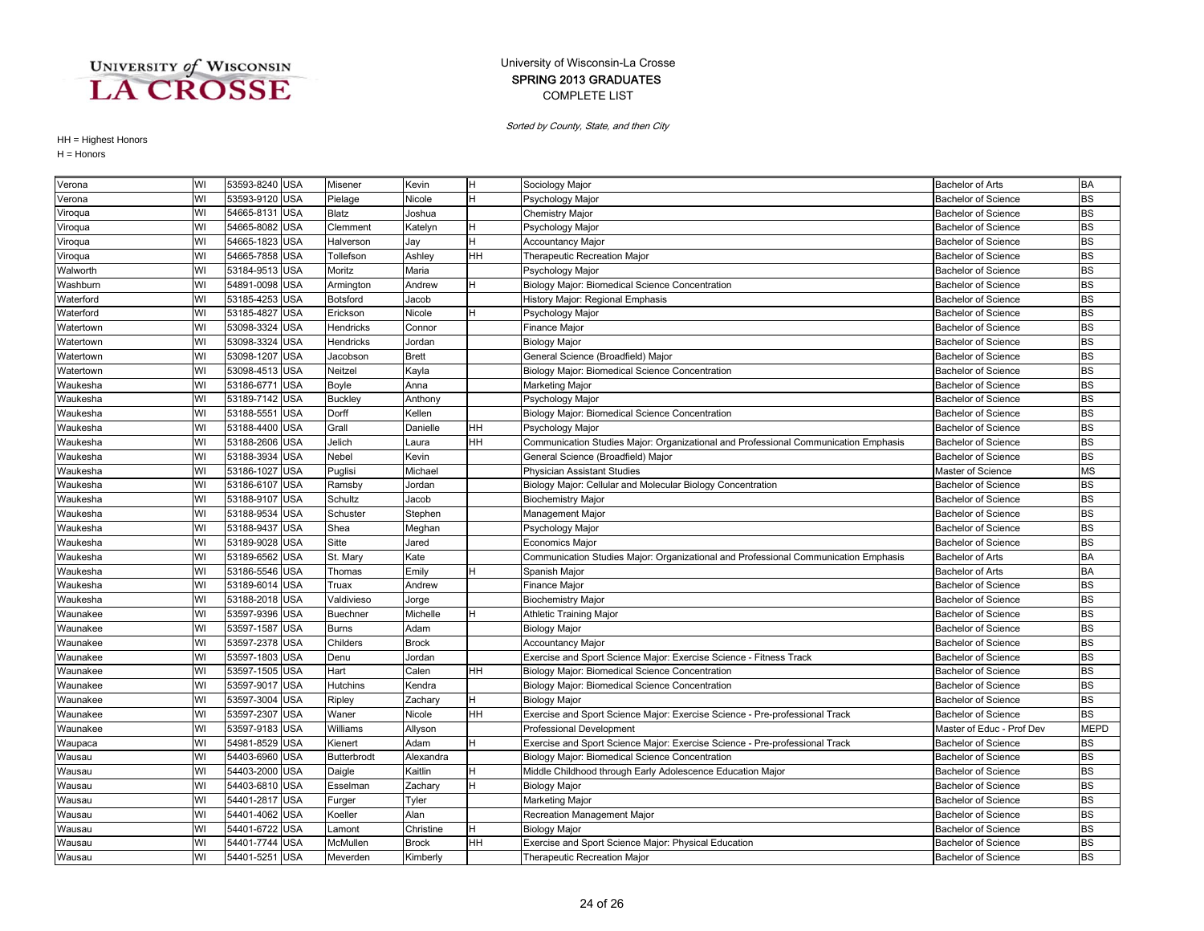University of Wisconsin-La Crosse
**SPRING 2013 GRADUATES**
COMPLETE LIST

*Sorted by County, State, and then City*

HH = Highest Honors
H = Honors

| City | State | Zip | Country | Last Name | First Name | Honors | Major | Degree | Abbr |
|---|---|---|---|---|---|---|---|---|---|
| Verona | WI | 53593-8240 | USA | Misener | Kevin | H | Sociology Major | Bachelor of Arts | BA |
| Verona | WI | 53593-9120 | USA | Pielage | Nicole | H | Psychology Major | Bachelor of Science | BS |
| Viroqua | WI | 54665-8131 | USA | Blatz | Joshua | | Chemistry Major | Bachelor of Science | BS |
| Viroqua | WI | 54665-8082 | USA | Clemment | Katelyn | H | Psychology Major | Bachelor of Science | BS |
| Viroqua | WI | 54665-1823 | USA | Halverson | Jay | H | Accountancy Major | Bachelor of Science | BS |
| Viroqua | WI | 54665-7858 | USA | Tollefson | Ashley | HH | Therapeutic Recreation Major | Bachelor of Science | BS |
| Walworth | WI | 53184-9513 | USA | Moritz | Maria | | Psychology Major | Bachelor of Science | BS |
| Washburn | WI | 54891-0098 | USA | Armington | Andrew | H | Biology Major: Biomedical Science Concentration | Bachelor of Science | BS |
| Waterford | WI | 53185-4253 | USA | Botsford | Jacob | | History Major: Regional Emphasis | Bachelor of Science | BS |
| Waterford | WI | 53185-4827 | USA | Erickson | Nicole | H | Psychology Major | Bachelor of Science | BS |
| Watertown | WI | 53098-3324 | USA | Hendricks | Connor | | Finance Major | Bachelor of Science | BS |
| Watertown | WI | 53098-3324 | USA | Hendricks | Jordan | | Biology Major | Bachelor of Science | BS |
| Watertown | WI | 53098-1207 | USA | Jacobson | Brett | | General Science (Broadfield) Major | Bachelor of Science | BS |
| Watertown | WI | 53098-4513 | USA | Neitzel | Kayla | | Biology Major: Biomedical Science Concentration | Bachelor of Science | BS |
| Waukesha | WI | 53186-6771 | USA | Boyle | Anna | | Marketing Major | Bachelor of Science | BS |
| Waukesha | WI | 53189-7142 | USA | Buckley | Anthony | | Psychology Major | Bachelor of Science | BS |
| Waukesha | WI | 53188-5551 | USA | Dorff | Kellen | | Biology Major: Biomedical Science Concentration | Bachelor of Science | BS |
| Waukesha | WI | 53188-4400 | USA | Grall | Danielle | HH | Psychology Major | Bachelor of Science | BS |
| Waukesha | WI | 53188-2606 | USA | Jelich | Laura | HH | Communication Studies Major: Organizational and Professional Communication Emphasis | Bachelor of Science | BS |
| Waukesha | WI | 53188-3934 | USA | Nebel | Kevin | | General Science (Broadfield) Major | Bachelor of Science | BS |
| Waukesha | WI | 53186-1027 | USA | Puglisi | Michael | | Physician Assistant Studies | Master of Science | MS |
| Waukesha | WI | 53186-6107 | USA | Ramsby | Jordan | | Biology Major: Cellular and Molecular Biology Concentration | Bachelor of Science | BS |
| Waukesha | WI | 53188-9107 | USA | Schultz | Jacob | | Biochemistry Major | Bachelor of Science | BS |
| Waukesha | WI | 53188-9534 | USA | Schuster | Stephen | | Management Major | Bachelor of Science | BS |
| Waukesha | WI | 53188-9437 | USA | Shea | Meghan | | Psychology Major | Bachelor of Science | BS |
| Waukesha | WI | 53189-9028 | USA | Sitte | Jared | | Economics Major | Bachelor of Science | BS |
| Waukesha | WI | 53189-6562 | USA | St. Mary | Kate | | Communication Studies Major: Organizational and Professional Communication Emphasis | Bachelor of Arts | BA |
| Waukesha | WI | 53186-5546 | USA | Thomas | Emily | H | Spanish Major | Bachelor of Arts | BA |
| Waukesha | WI | 53189-6014 | USA | Truax | Andrew | | Finance Major | Bachelor of Science | BS |
| Waukesha | WI | 53188-2018 | USA | Valdivieso | Jorge | | Biochemistry Major | Bachelor of Science | BS |
| Waunakee | WI | 53597-9396 | USA | Buechner | Michelle | H | Athletic Training Major | Bachelor of Science | BS |
| Waunakee | WI | 53597-1587 | USA | Burns | Adam | | Biology Major | Bachelor of Science | BS |
| Waunakee | WI | 53597-2378 | USA | Childers | Brock | | Accountancy Major | Bachelor of Science | BS |
| Waunakee | WI | 53597-1803 | USA | Denu | Jordan | | Exercise and Sport Science Major: Exercise Science - Fitness Track | Bachelor of Science | BS |
| Waunakee | WI | 53597-1505 | USA | Hart | Calen | HH | Biology Major: Biomedical Science Concentration | Bachelor of Science | BS |
| Waunakee | WI | 53597-9017 | USA | Hutchins | Kendra | | Biology Major: Biomedical Science Concentration | Bachelor of Science | BS |
| Waunakee | WI | 53597-3004 | USA | Ripley | Zachary | H | Biology Major | Bachelor of Science | BS |
| Waunakee | WI | 53597-2307 | USA | Waner | Nicole | HH | Exercise and Sport Science Major: Exercise Science - Pre-professional Track | Bachelor of Science | BS |
| Waunakee | WI | 53597-9183 | USA | Williams | Allyson | | Professional Development | Master of Educ - Prof Dev | MEPD |
| Waupaca | WI | 54981-8529 | USA | Kienert | Adam | H | Exercise and Sport Science Major: Exercise Science - Pre-professional Track | Bachelor of Science | BS |
| Wausau | WI | 54403-6960 | USA | Butterbrodt | Alexandra | | Biology Major: Biomedical Science Concentration | Bachelor of Science | BS |
| Wausau | WI | 54403-2000 | USA | Daigle | Kaitlin | H | Middle Childhood through Early Adolescence Education Major | Bachelor of Science | BS |
| Wausau | WI | 54403-6810 | USA | Esselman | Zachary | H | Biology Major | Bachelor of Science | BS |
| Wausau | WI | 54401-2817 | USA | Furger | Tyler | | Marketing Major | Bachelor of Science | BS |
| Wausau | WI | 54401-4062 | USA | Koeller | Alan | | Recreation Management Major | Bachelor of Science | BS |
| Wausau | WI | 54401-6722 | USA | Lamont | Christine | H | Biology Major | Bachelor of Science | BS |
| Wausau | WI | 54401-7744 | USA | McMullen | Brock | HH | Exercise and Sport Science Major: Physical Education | Bachelor of Science | BS |
| Wausau | WI | 54401-5251 | USA | Meverden | Kimberly | | Therapeutic Recreation Major | Bachelor of Science | BS |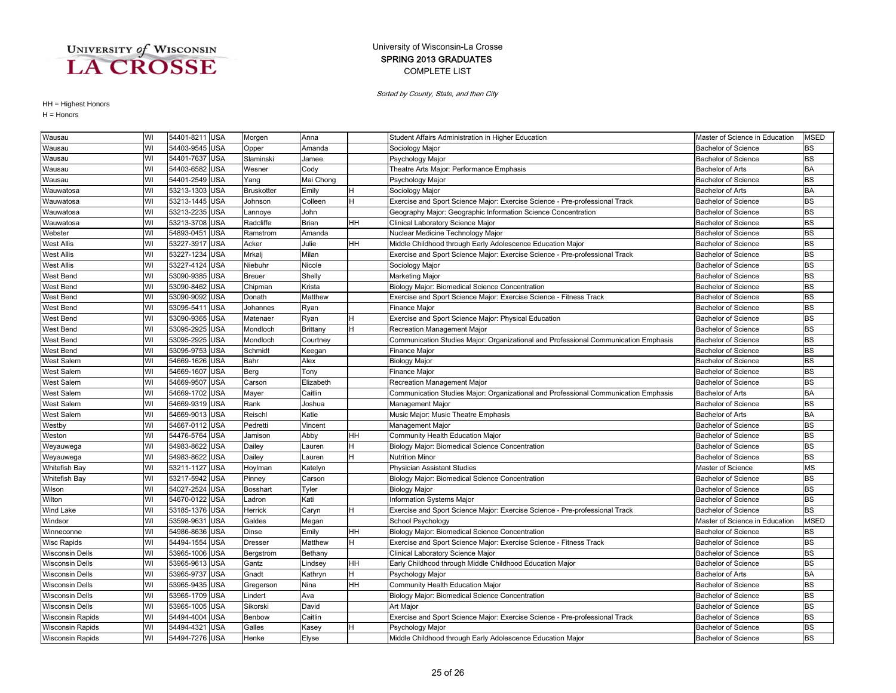University of Wisconsin-La Crosse
SPRING 2013 GRADUATES
COMPLETE LIST

*Sorted by County, State, and then City*

HH = Highest Honors
H = Honors

| City | State | Zip | Country | Last Name | First Name | Honors | Major | Degree | Abbr |
|---|---|---|---|---|---|---|---|---|---|
| Wausau | WI | 54401-8211 | USA | Morgen | Anna | | Student Affairs Administration in Higher Education | Master of Science in Education | MSED |
| Wausau | WI | 54403-9545 | USA | Opper | Amanda | | Sociology Major | Bachelor of Science | BS |
| Wausau | WI | 54401-7637 | USA | Slaminski | Jamee | | Psychology Major | Bachelor of Science | BS |
| Wausau | WI | 54403-6582 | USA | Wesner | Cody | | Theatre Arts Major: Performance Emphasis | Bachelor of Arts | BA |
| Wausau | WI | 54401-2549 | USA | Yang | Mai Chong | | Psychology Major | Bachelor of Science | BS |
| Wauwatosa | WI | 53213-1303 | USA | Bruskotter | Emily | H | Sociology Major | Bachelor of Arts | BA |
| Wauwatosa | WI | 53213-1445 | USA | Johnson | Colleen | H | Exercise and Sport Science Major: Exercise Science - Pre-professional Track | Bachelor of Science | BS |
| Wauwatosa | WI | 53213-2235 | USA | Lannoye | John | | Geography Major: Geographic Information Science Concentration | Bachelor of Science | BS |
| Wauwatosa | WI | 53213-3708 | USA | Radcliffe | Brian | HH | Clinical Laboratory Science Major | Bachelor of Science | BS |
| Webster | WI | 54893-0451 | USA | Ramstrom | Amanda | | Nuclear Medicine Technology Major | Bachelor of Science | BS |
| West Allis | WI | 53227-3917 | USA | Acker | Julie | HH | Middle Childhood through Early Adolescence Education Major | Bachelor of Science | BS |
| West Allis | WI | 53227-1234 | USA | Mrkalj | Milan | | Exercise and Sport Science Major: Exercise Science - Pre-professional Track | Bachelor of Science | BS |
| West Allis | WI | 53227-4124 | USA | Niebuhr | Nicole | | Sociology Major | Bachelor of Science | BS |
| West Bend | WI | 53090-9385 | USA | Breuer | Shelly | | Marketing Major | Bachelor of Science | BS |
| West Bend | WI | 53090-8462 | USA | Chipman | Krista | | Biology Major: Biomedical Science Concentration | Bachelor of Science | BS |
| West Bend | WI | 53090-9092 | USA | Donath | Matthew | | Exercise and Sport Science Major: Exercise Science - Fitness Track | Bachelor of Science | BS |
| West Bend | WI | 53095-5411 | USA | Johannes | Ryan | | Finance Major | Bachelor of Science | BS |
| West Bend | WI | 53090-9365 | USA | Matenaer | Ryan | H | Exercise and Sport Science Major: Physical Education | Bachelor of Science | BS |
| West Bend | WI | 53095-2925 | USA | Mondloch | Brittany | H | Recreation Management Major | Bachelor of Science | BS |
| West Bend | WI | 53095-2925 | USA | Mondloch | Courtney | | Communication Studies Major: Organizational and Professional Communication Emphasis | Bachelor of Science | BS |
| West Bend | WI | 53095-9753 | USA | Schmidt | Keegan | | Finance Major | Bachelor of Science | BS |
| West Salem | WI | 54669-1626 | USA | Bahr | Alex | | Biology Major | Bachelor of Science | BS |
| West Salem | WI | 54669-1607 | USA | Berg | Tony | | Finance Major | Bachelor of Science | BS |
| West Salem | WI | 54669-9507 | USA | Carson | Elizabeth | | Recreation Management Major | Bachelor of Science | BS |
| West Salem | WI | 54669-1702 | USA | Mayer | Caitlin | | Communication Studies Major: Organizational and Professional Communication Emphasis | Bachelor of Arts | BA |
| West Salem | WI | 54669-9319 | USA | Rank | Joshua | | Management Major | Bachelor of Science | BS |
| West Salem | WI | 54669-9013 | USA | Reischl | Katie | | Music Major: Music Theatre Emphasis | Bachelor of Arts | BA |
| Westby | WI | 54667-0112 | USA | Pedretti | Vincent | | Management Major | Bachelor of Science | BS |
| Weston | WI | 54476-5764 | USA | Jamison | Abby | HH | Community Health Education Major | Bachelor of Science | BS |
| Weyauwega | WI | 54983-8622 | USA | Dailey | Lauren | H | Biology Major: Biomedical Science Concentration | Bachelor of Science | BS |
| Weyauwega | WI | 54983-8622 | USA | Dailey | Lauren | H | Nutrition Minor | Bachelor of Science | BS |
| Whitefish Bay | WI | 53211-1127 | USA | Hoylman | Katelyn | | Physician Assistant Studies | Master of Science | MS |
| Whitefish Bay | WI | 53217-5942 | USA | Pinney | Carson | | Biology Major: Biomedical Science Concentration | Bachelor of Science | BS |
| Wilson | WI | 54027-2524 | USA | Bosshart | Tyler | | Biology Major | Bachelor of Science | BS |
| Wilton | WI | 54670-0122 | USA | Ladron | Kati | | Information Systems Major | Bachelor of Science | BS |
| Wind Lake | WI | 53185-1376 | USA | Herrick | Caryn | H | Exercise and Sport Science Major: Exercise Science - Pre-professional Track | Bachelor of Science | BS |
| Windsor | WI | 53598-9631 | USA | Galdes | Megan | | School Psychology | Master of Science in Education | MSED |
| Winneconne | WI | 54986-8636 | USA | Dinse | Emily | HH | Biology Major: Biomedical Science Concentration | Bachelor of Science | BS |
| Wisc Rapids | WI | 54494-1554 | USA | Dresser | Matthew | H | Exercise and Sport Science Major: Exercise Science - Fitness Track | Bachelor of Science | BS |
| Wisconsin Dells | WI | 53965-1006 | USA | Bergstrom | Bethany | | Clinical Laboratory Science Major | Bachelor of Science | BS |
| Wisconsin Dells | WI | 53965-9613 | USA | Gantz | Lindsey | HH | Early Childhood through Middle Childhood Education Major | Bachelor of Science | BS |
| Wisconsin Dells | WI | 53965-9737 | USA | Gnadt | Kathryn | H | Psychology Major | Bachelor of Arts | BA |
| Wisconsin Dells | WI | 53965-9435 | USA | Gregerson | Nina | HH | Community Health Education Major | Bachelor of Science | BS |
| Wisconsin Dells | WI | 53965-1709 | USA | Lindert | Ava | | Biology Major: Biomedical Science Concentration | Bachelor of Science | BS |
| Wisconsin Dells | WI | 53965-1005 | USA | Sikorski | David | | Art Major | Bachelor of Science | BS |
| Wisconsin Rapids | WI | 54494-4004 | USA | Benbow | Caitlin | | Exercise and Sport Science Major: Exercise Science - Pre-professional Track | Bachelor of Science | BS |
| Wisconsin Rapids | WI | 54494-4321 | USA | Galles | Kasey | H | Psychology Major | Bachelor of Science | BS |
| Wisconsin Rapids | WI | 54494-7276 | USA | Henke | Elyse | | Middle Childhood through Early Adolescence Education Major | Bachelor of Science | BS |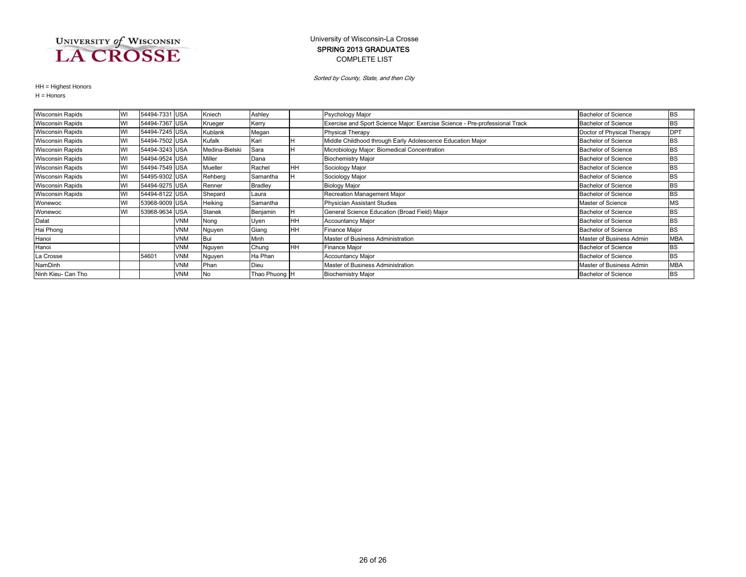UNIVERSITY *of* WISCONSIN
LA CROSSE

University of Wisconsin-La Crosse
SPRING 2013 GRADUATES
COMPLETE LIST

*Sorted by County, State, and then City*

HH = Highest Honors
H = Honors

| | | | | | | | | | |
|---|---|---|---|---|---|---|---|---|---|
| Wisconsin Rapids | WI | 54494-7331 | USA | Kniech | Ashley | | Psychology Major | Bachelor of Science | BS |
| Wisconsin Rapids | WI | 54494-7367 | USA | Krueger | Kerry | | Exercise and Sport Science Major: Exercise Science - Pre-professional Track | Bachelor of Science | BS |
| Wisconsin Rapids | WI | 54494-7245 | USA | Kublank | Megan | | Physical Therapy | Doctor of Physical Therapy | DPT |
| Wisconsin Rapids | WI | 54494-7502 | USA | Kufalk | Kari | H | Middle Childhood through Early Adolescence Education Major | Bachelor of Science | BS |
| Wisconsin Rapids | WI | 54494-3243 | USA | Medina-Bielski | Sara | H | Microbiology Major: Biomedical Concentration | Bachelor of Science | BS |
| Wisconsin Rapids | WI | 54494-9524 | USA | Miller | Dana | | Biochemistry Major | Bachelor of Science | BS |
| Wisconsin Rapids | WI | 54494-7549 | USA | Mueller | Rachel | HH | Sociology Major | Bachelor of Science | BS |
| Wisconsin Rapids | WI | 54495-9302 | USA | Rehberg | Samantha | H | Sociology Major | Bachelor of Science | BS |
| Wisconsin Rapids | WI | 54494-9275 | USA | Renner | Bradley | | Biology Major | Bachelor of Science | BS |
| Wisconsin Rapids | WI | 54494-8122 | USA | Shepard | Laura | | Recreation Management Major | Bachelor of Science | BS |
| Wonewoc | WI | 53968-9009 | USA | Heiking | Samantha | | Physician Assistant Studies | Master of Science | MS |
| Wonewoc | WI | 53968-9634 | USA | Stanek | Benjamin | H | General Science Education (Broad Field) Major | Bachelor of Science | BS |
| Dalat | | | VNM | Nong | Uyen | HH | Accountancy Major | Bachelor of Science | BS |
| Hai Phong | | | VNM | Nguyen | Giang | HH | Finance Major | Bachelor of Science | BS |
| Hanoi | | | VNM | Bui | Minh | | Master of Business Administration | Master of Business Admin | MBA |
| Hanoi | | | VNM | Nguyen | Chung | HH | Finance Major | Bachelor of Science | BS |
| La Crosse | | 54601 | VNM | Nguyen | Ha Phan | | Accountancy Major | Bachelor of Science | BS |
| NamDinh | | | VNM | Phan | Dieu | | Master of Business Administration | Master of Business Admin | MBA |
| Ninh Kieu- Can Tho | | | VNM | No | Thao Phuong | H | Biochemistry Major | Bachelor of Science | BS |